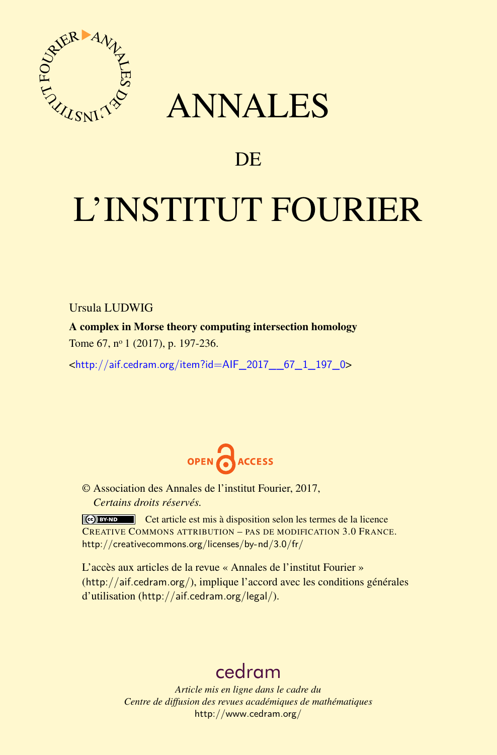# ANNALES

## DE

# L'INSTITUT FOURIER

Ursula LUDWIG

**A complex in Morse theory computing intersection homology**

Tome 67, n$^{o}$ 1 (2017), p. 197-236.

<http://aif.cedram.org/item?id=AIF_2017__67_1_197_0>

© Association des Annales de l'institut Fourier, 2017,
*Certains droits réservés.*

Cet article est mis à disposition selon les termes de la licence
CREATIVE COMMONS ATTRIBUTION – PAS DE MODIFICATION 3.0 FRANCE.
http://creativecommons.org/licenses/by-nd/3.0/fr/

L'accès aux articles de la revue « Annales de l'institut Fourier » (http://aif.cedram.org/), implique l'accord avec les conditions générales d'utilisation (http://aif.cedram.org/legal/).

cedram

*Article mis en ligne dans le cadre du*
*Centre de diffusion des revues académiques de mathématiques*
http://www.cedram.org/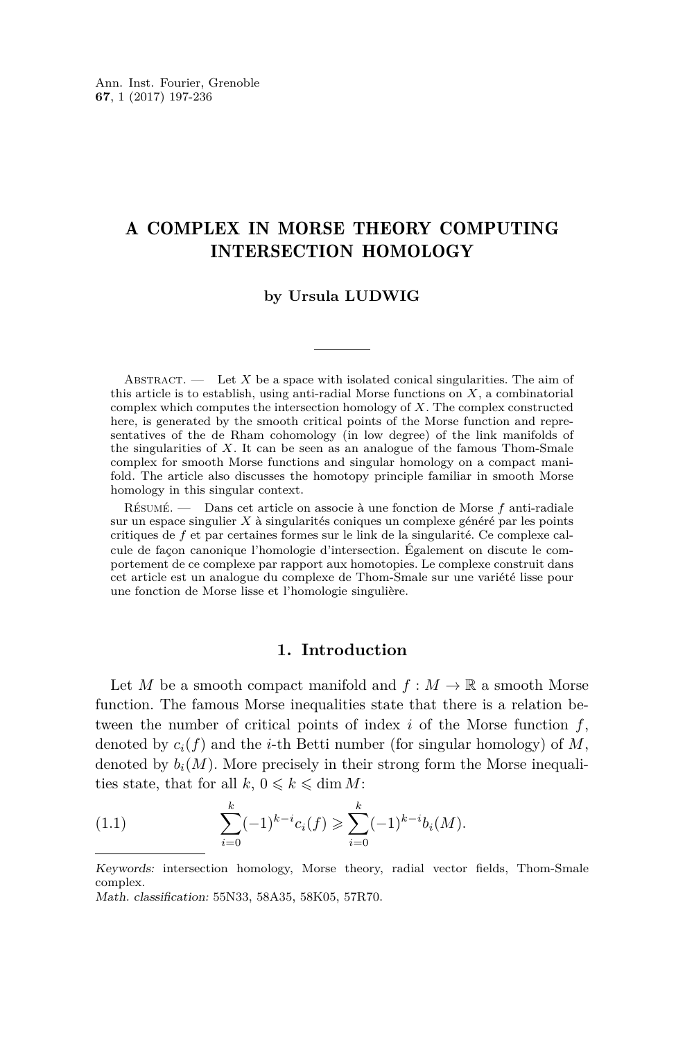Ann. Inst. Fourier, Grenoble
**67**, 1 (2017) 197-236

# A COMPLEX IN MORSE THEORY COMPUTING INTERSECTION HOMOLOGY

**by Ursula LUDWIG**

Abstract. — Let $X$ be a space with isolated conical singularities. The aim of this article is to establish, using anti-radial Morse functions on $X$, a combinatorial complex which computes the intersection homology of $X$. The complex constructed here, is generated by the smooth critical points of the Morse function and representatives of the de Rham cohomology (in low degree) of the link manifolds of the singularities of $X$. It can be seen as an analogue of the famous Thom-Smale complex for smooth Morse functions and singular homology on a compact manifold. The article also discusses the homotopy principle familiar in smooth Morse homology in this singular context.

Résumé. — Dans cet article on associe à une fonction de Morse $f$ anti-radiale sur un espace singulier $X$ à singularités coniques un complexe généré par les points critiques de $f$ et par certaines formes sur le link de la singularité. Ce complexe calcule de façon canonique l'homologie d'intersection. Également on discute le comportement de ce complexe par rapport aux homotopies. Le complexe construit dans cet article est un analogue du complexe de Thom-Smale sur une variété lisse pour une fonction de Morse lisse et l'homologie singulière.

## 1. Introduction

Let $M$ be a smooth compact manifold and $f : M \to \mathbb{R}$ a smooth Morse function. The famous Morse inequalities state that there is a relation between the number of critical points of index $i$ of the Morse function $f$, denoted by $c_i(f)$ and the $i$-th Betti number (for singular homology) of $M$, denoted by $b_i(M)$. More precisely in their strong form the Morse inequalities state, that for all $k$, $0 \leqslant k \leqslant \dim M$:

$$\sum_{i=0}^{k} (-1)^{k-i} c_i(f) \geqslant \sum_{i=0}^{k} (-1)^{k-i} b_i(M). \tag{1.1}$$

*Keywords:* intersection homology, Morse theory, radial vector fields, Thom-Smale complex.
*Math. classification:* 55N33, 58A35, 58K05, 57R70.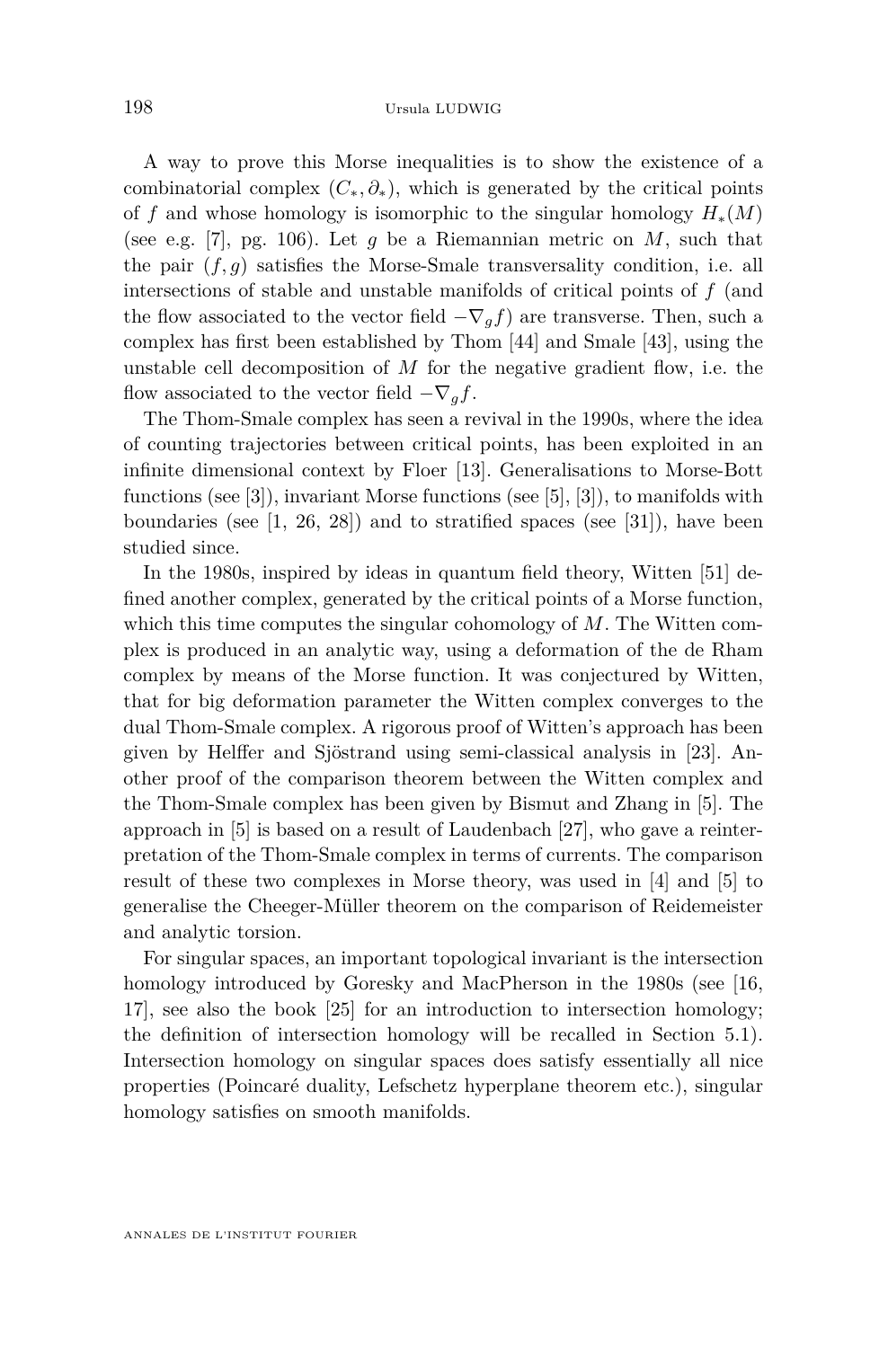A way to prove this Morse inequalities is to show the existence of a combinatorial complex $(C_*, \partial_*)$, which is generated by the critical points of $f$ and whose homology is isomorphic to the singular homology $H_*(M)$ (see e.g. [7], pg. 106). Let $g$ be a Riemannian metric on $M$, such that the pair $(f, g)$ satisfies the Morse-Smale transversality condition, i.e. all intersections of stable and unstable manifolds of critical points of $f$ (and the flow associated to the vector field $-\nabla_g f$) are transverse. Then, such a complex has first been established by Thom [44] and Smale [43], using the unstable cell decomposition of $M$ for the negative gradient flow, i.e. the flow associated to the vector field $-\nabla_g f$.

The Thom-Smale complex has seen a revival in the 1990s, where the idea of counting trajectories between critical points, has been exploited in an infinite dimensional context by Floer [13]. Generalisations to Morse-Bott functions (see [3]), invariant Morse functions (see [5], [3]), to manifolds with boundaries (see [1, 26, 28]) and to stratified spaces (see [31]), have been studied since.

In the 1980s, inspired by ideas in quantum field theory, Witten [51] defined another complex, generated by the critical points of a Morse function, which this time computes the singular cohomology of $M$. The Witten complex is produced in an analytic way, using a deformation of the de Rham complex by means of the Morse function. It was conjectured by Witten, that for big deformation parameter the Witten complex converges to the dual Thom-Smale complex. A rigorous proof of Witten's approach has been given by Helffer and Sjöstrand using semi-classical analysis in [23]. Another proof of the comparison theorem between the Witten complex and the Thom-Smale complex has been given by Bismut and Zhang in [5]. The approach in [5] is based on a result of Laudenbach [27], who gave a reinterpretation of the Thom-Smale complex in terms of currents. The comparison result of these two complexes in Morse theory, was used in [4] and [5] to generalise the Cheeger-Müller theorem on the comparison of Reidemeister and analytic torsion.

For singular spaces, an important topological invariant is the intersection homology introduced by Goresky and MacPherson in the 1980s (see [16, 17], see also the book [25] for an introduction to intersection homology; the definition of intersection homology will be recalled in Section 5.1). Intersection homology on singular spaces does satisfy essentially all nice properties (Poincaré duality, Lefschetz hyperplane theorem etc.), singular homology satisfies on smooth manifolds.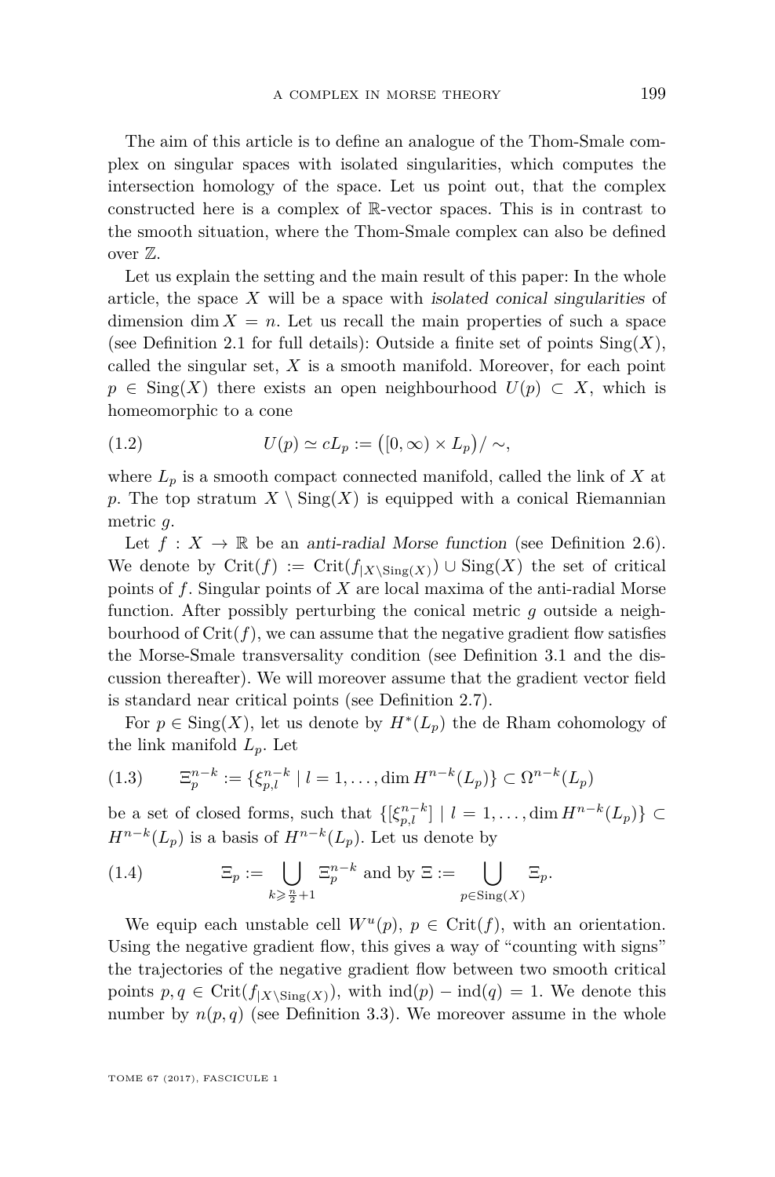The aim of this article is to define an analogue of the Thom-Smale complex on singular spaces with isolated singularities, which computes the intersection homology of the space. Let us point out, that the complex constructed here is a complex of $\mathbb{R}$-vector spaces. This is in contrast to the smooth situation, where the Thom-Smale complex can also be defined over $\mathbb{Z}$.

Let us explain the setting and the main result of this paper: In the whole article, the space $X$ will be a space with *isolated conical singularities* of dimension $\dim X = n$. Let us recall the main properties of such a space (see Definition 2.1 for full details): Outside a finite set of points $\operatorname{Sing}(X)$, called the singular set, $X$ is a smooth manifold. Moreover, for each point $p \in \operatorname{Sing}(X)$ there exists an open neighbourhood $U(p) \subset X$, which is homeomorphic to a cone

$$U(p) \simeq cL_p := \big([0,\infty) \times L_p\big)/\sim, \tag{1.2}$$

where $L_p$ is a smooth compact connected manifold, called the link of $X$ at $p$. The top stratum $X \setminus \operatorname{Sing}(X)$ is equipped with a conical Riemannian metric $g$.

Let $f : X \to \mathbb{R}$ be an *anti-radial Morse function* (see Definition 2.6). We denote by $\operatorname{Crit}(f) := \operatorname{Crit}(f_{|X\setminus \operatorname{Sing}(X)}) \cup \operatorname{Sing}(X)$ the set of critical points of $f$. Singular points of $X$ are local maxima of the anti-radial Morse function. After possibly perturbing the conical metric $g$ outside a neighbourhood of $\operatorname{Crit}(f)$, we can assume that the negative gradient flow satisfies the Morse-Smale transversality condition (see Definition 3.1 and the discussion thereafter). We will moreover assume that the gradient vector field is standard near critical points (see Definition 2.7).

For $p \in \operatorname{Sing}(X)$, let us denote by $H^*(L_p)$ the de Rham cohomology of the link manifold $L_p$. Let

$$\Xi_p^{n-k} := \{\xi_{p,l}^{n-k} \mid l = 1, \dots, \dim H^{n-k}(L_p)\} \subset \Omega^{n-k}(L_p) \tag{1.3}$$

be a set of closed forms, such that $\{[\xi_{p,l}^{n-k}] \mid l = 1, \dots, \dim H^{n-k}(L_p)\} \subset H^{n-k}(L_p)$ is a basis of $H^{n-k}(L_p)$. Let us denote by

$$\Xi_p := \bigcup_{k \geqslant \frac{n}{2}+1} \Xi_p^{n-k} \text{ and by } \Xi := \bigcup_{p \in \operatorname{Sing}(X)} \Xi_p. \tag{1.4}$$

We equip each unstable cell $W^u(p)$, $p \in \operatorname{Crit}(f)$, with an orientation. Using the negative gradient flow, this gives a way of "counting with signs" the trajectories of the negative gradient flow between two smooth critical points $p, q \in \operatorname{Crit}(f_{|X\setminus \operatorname{Sing}(X)})$, with $\operatorname{ind}(p) - \operatorname{ind}(q) = 1$. We denote this number by $n(p,q)$ (see Definition 3.3). We moreover assume in the whole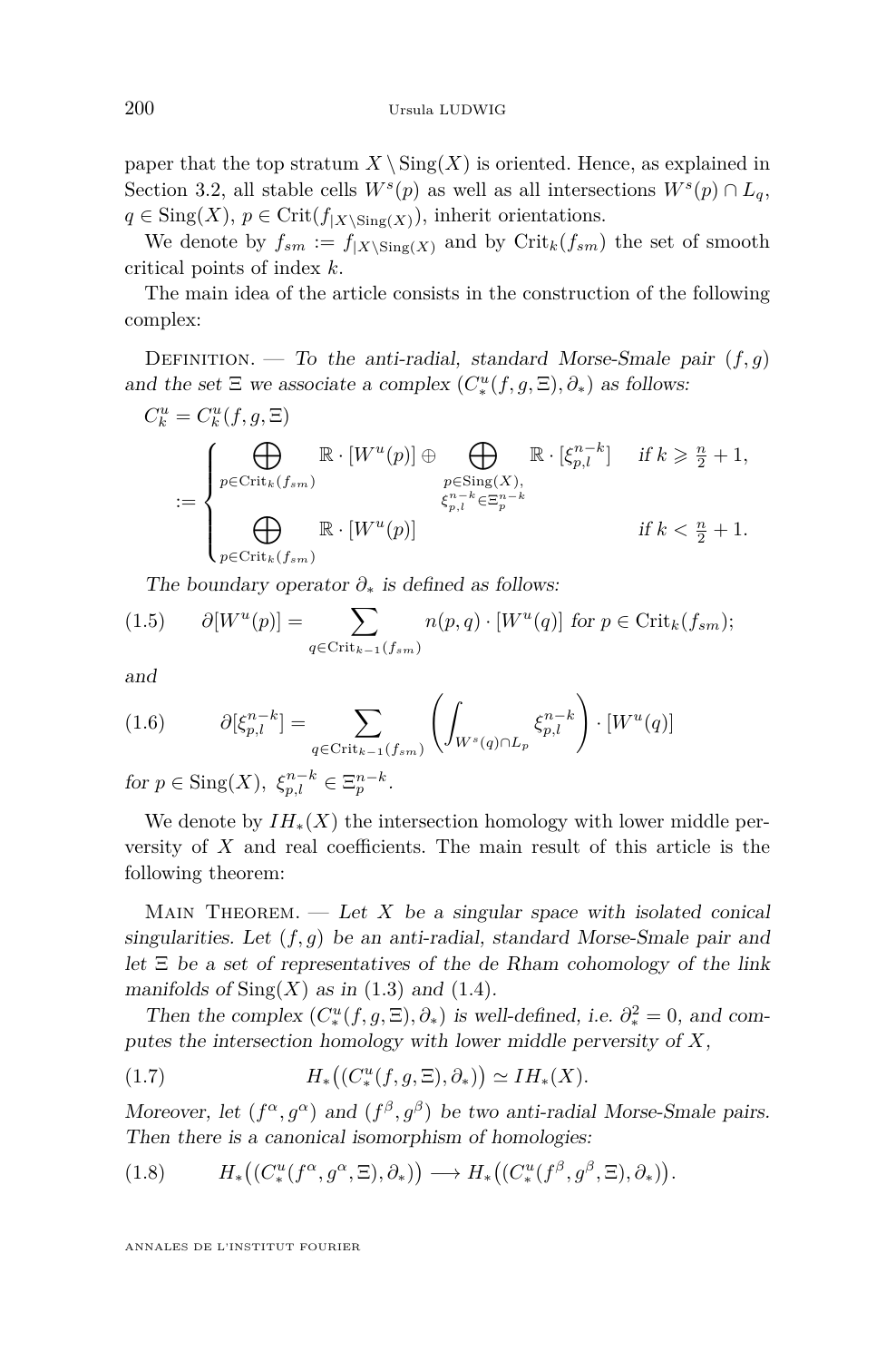paper that the top stratum $X \setminus \mathrm{Sing}(X)$ is oriented. Hence, as explained in Section 3.2, all stable cells $W^s(p)$ as well as all intersections $W^s(p) \cap L_q$, $q \in \mathrm{Sing}(X)$, $p \in \mathrm{Crit}(f_{|X\setminus \mathrm{Sing}(X)})$, inherit orientations.

We denote by $f_{sm} := f_{|X\setminus\mathrm{Sing}(X)}$ and by $\mathrm{Crit}_k(f_{sm})$ the set of smooth critical points of index $k$.

The main idea of the article consists in the construction of the following complex:

Definition. — *To the anti-radial, standard Morse-Smale pair $(f, g)$ and the set $\Xi$ we associate a complex $(C^u_*(f, g, \Xi), \partial_*)$ as follows:*

$$C^u_k = C^u_k(f, g, \Xi) := \begin{cases} \displaystyle\bigoplus_{p \in \mathrm{Crit}_k(f_{sm})} \mathbb{R}\cdot[W^u(p)] \oplus \bigoplus_{\substack{p\in \mathrm{Sing}(X),\\ \xi^{n-k}_{p,l}\in \Xi^{n-k}_p}} \mathbb{R}\cdot[\xi^{n-k}_{p,l}] & \text{if } k \geqslant \frac{n}{2}+1, \\ \displaystyle\bigoplus_{p \in \mathrm{Crit}_k(f_{sm})} \mathbb{R}\cdot[W^u(p)] & \text{if } k < \frac{n}{2}+1. \end{cases}$$

*The boundary operator $\partial_*$ is defined as follows:*

$$\partial[W^u(p)] = \sum_{q \in \mathrm{Crit}_{k-1}(f_{sm})} n(p,q)\cdot[W^u(q)] \text{ for } p \in \mathrm{Crit}_k(f_{sm}); \tag{1.5}$$

*and*

$$\partial[\xi^{n-k}_{p,l}] = \sum_{q\in\mathrm{Crit}_{k-1}(f_{sm})} \left(\int_{W^s(q)\cap L_p} \xi^{n-k}_{p,l}\right)\cdot [W^u(q)] \tag{1.6}$$

*for $p \in \mathrm{Sing}(X)$, $\xi^{n-k}_{p,l} \in \Xi^{n-k}_p$.*

We denote by $IH_*(X)$ the intersection homology with lower middle perversity of $X$ and real coefficients. The main result of this article is the following theorem:

Main Theorem. — *Let $X$ be a singular space with isolated conical singularities. Let $(f, g)$ be an anti-radial, standard Morse-Smale pair and let $\Xi$ be a set of representatives of the de Rham cohomology of the link manifolds of $\mathrm{Sing}(X)$ as in (1.3) and (1.4).*

*Then the complex $(C^u_*(f, g, \Xi), \partial_*)$ is well-defined, i.e. $\partial^2_* = 0$, and computes the intersection homology with lower middle perversity of $X$,*

$$H_*\big((C^u_*(f, g, \Xi), \partial_*)\big) \simeq IH_*(X). \tag{1.7}$$

*Moreover, let $(f^\alpha, g^\alpha)$ and $(f^\beta, g^\beta)$ be two anti-radial Morse-Smale pairs. Then there is a canonical isomorphism of homologies:*

$$H_*\big((C^u_*(f^\alpha, g^\alpha, \Xi), \partial_*)\big) \longrightarrow H_*\big((C^u_*(f^\beta, g^\beta, \Xi), \partial_*)\big). \tag{1.8}$$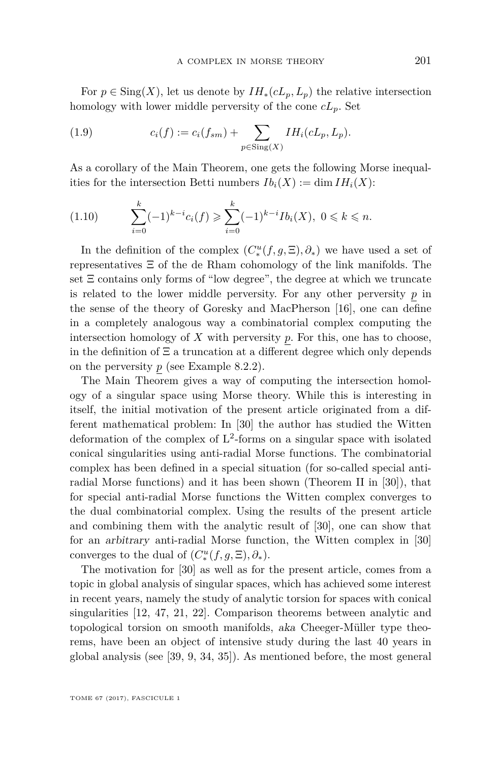For $p \in \mathrm{Sing}(X)$, let us denote by $IH_*(cL_p, L_p)$ the relative intersection homology with lower middle perversity of the cone $cL_p$. Set

$$c_i(f) := c_i(f_{sm}) + \sum_{p \in \mathrm{Sing}(X)} IH_i(cL_p, L_p). \tag{1.9}$$

As a corollary of the Main Theorem, one gets the following Morse inequalities for the intersection Betti numbers $Ib_i(X) := \dim IH_i(X)$:

$$\sum_{i=0}^{k} (-1)^{k-i} c_i(f) \geqslant \sum_{i=0}^{k} (-1)^{k-i} Ib_i(X), \ 0 \leqslant k \leqslant n. \tag{1.10}$$

In the definition of the complex $(C_*^u(f, g, \Xi), \partial_*)$ we have used a set of representatives $\Xi$ of the de Rham cohomology of the link manifolds. The set $\Xi$ contains only forms of "low degree", the degree at which we truncate is related to the lower middle perversity. For any other perversity $\underline{p}$ in the sense of the theory of Goresky and MacPherson [16], one can define in a completely analogous way a combinatorial complex computing the intersection homology of $X$ with perversity $\underline{p}$. For this, one has to choose, in the definition of $\Xi$ a truncation at a different degree which only depends on the perversity $\underline{p}$ (see Example 8.2.2).

The Main Theorem gives a way of computing the intersection homology of a singular space using Morse theory. While this is interesting in itself, the initial motivation of the present article originated from a different mathematical problem: In [30] the author has studied the Witten deformation of the complex of $\mathrm{L}^2$-forms on a singular space with isolated conical singularities using anti-radial Morse functions. The combinatorial complex has been defined in a special situation (for so-called special anti-radial Morse functions) and it has been shown (Theorem II in [30]), that for special anti-radial Morse functions the Witten complex converges to the dual combinatorial complex. Using the results of the present article and combining them with the analytic result of [30], one can show that for an *arbitrary* anti-radial Morse function, the Witten complex in [30] converges to the dual of $(C_*^u(f, g, \Xi), \partial_*)$.

The motivation for [30] as well as for the present article, comes from a topic in global analysis of singular spaces, which has achieved some interest in recent years, namely the study of analytic torsion for spaces with conical singularities [12, 47, 21, 22]. Comparison theorems between analytic and topological torsion on smooth manifolds, *aka* Cheeger-Müller type theorems, have been an object of intensive study during the last 40 years in global analysis (see [39, 9, 34, 35]). As mentioned before, the most general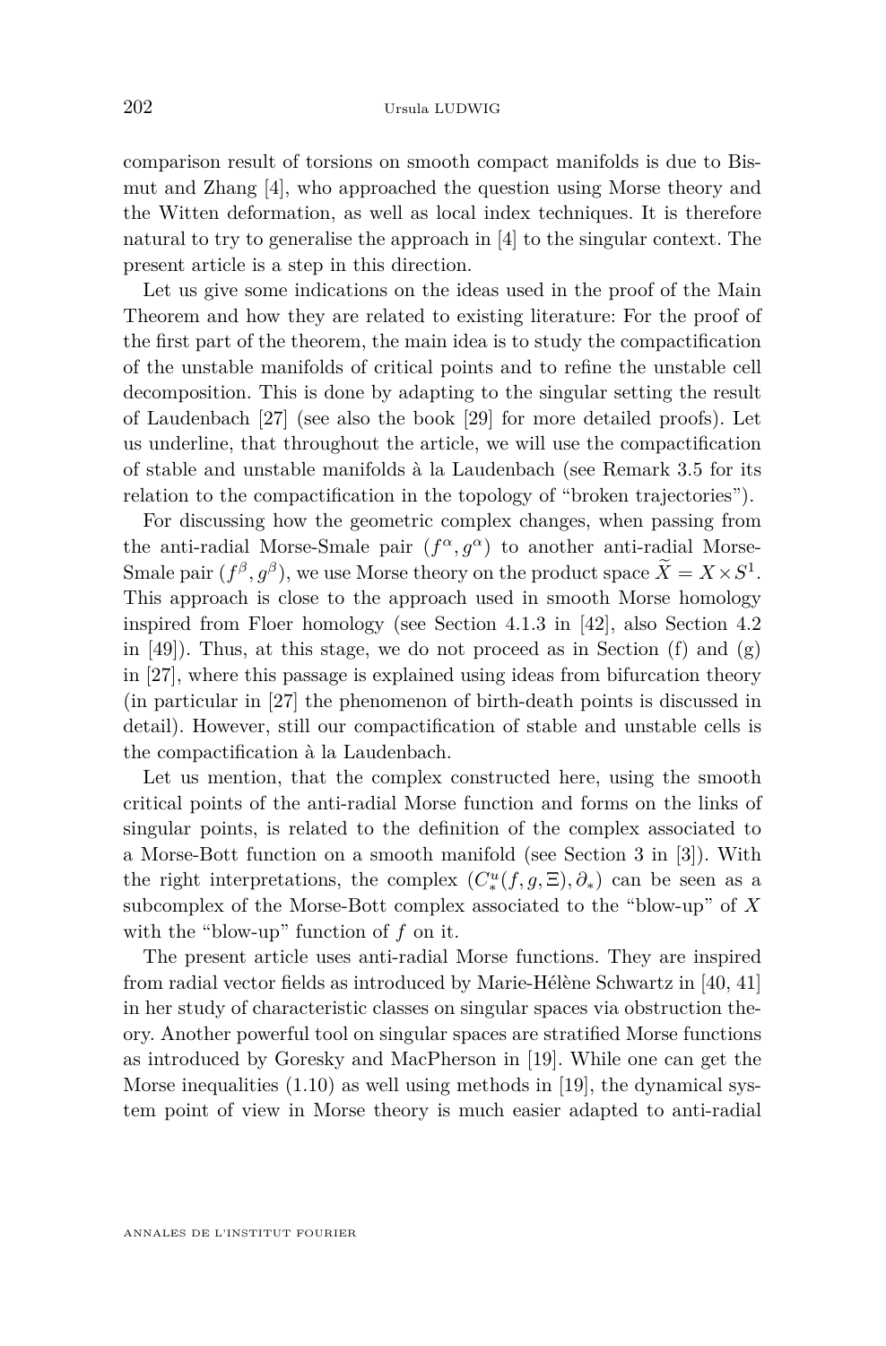comparison result of torsions on smooth compact manifolds is due to Bismut and Zhang [4], who approached the question using Morse theory and the Witten deformation, as well as local index techniques. It is therefore natural to try to generalise the approach in [4] to the singular context. The present article is a step in this direction.

Let us give some indications on the ideas used in the proof of the Main Theorem and how they are related to existing literature: For the proof of the first part of the theorem, the main idea is to study the compactification of the unstable manifolds of critical points and to refine the unstable cell decomposition. This is done by adapting to the singular setting the result of Laudenbach [27] (see also the book [29] for more detailed proofs). Let us underline, that throughout the article, we will use the compactification of stable and unstable manifolds à la Laudenbach (see Remark 3.5 for its relation to the compactification in the topology of "broken trajectories").

For discussing how the geometric complex changes, when passing from the anti-radial Morse-Smale pair $(f^\alpha, g^\alpha)$ to another anti-radial Morse-Smale pair $(f^\beta, g^\beta)$, we use Morse theory on the product space $\widetilde{X} = X \times S^1$. This approach is close to the approach used in smooth Morse homology inspired from Floer homology (see Section 4.1.3 in [42], also Section 4.2 in [49]). Thus, at this stage, we do not proceed as in Section (f) and (g) in [27], where this passage is explained using ideas from bifurcation theory (in particular in [27] the phenomenon of birth-death points is discussed in detail). However, still our compactification of stable and unstable cells is the compactification à la Laudenbach.

Let us mention, that the complex constructed here, using the smooth critical points of the anti-radial Morse function and forms on the links of singular points, is related to the definition of the complex associated to a Morse-Bott function on a smooth manifold (see Section 3 in [3]). With the right interpretations, the complex $(C^u_*(f, g, \Xi), \partial_*)$ can be seen as a subcomplex of the Morse-Bott complex associated to the "blow-up" of $X$ with the "blow-up" function of $f$ on it.

The present article uses anti-radial Morse functions. They are inspired from radial vector fields as introduced by Marie-Hélène Schwartz in [40, 41] in her study of characteristic classes on singular spaces via obstruction theory. Another powerful tool on singular spaces are stratified Morse functions as introduced by Goresky and MacPherson in [19]. While one can get the Morse inequalities (1.10) as well using methods in [19], the dynamical system point of view in Morse theory is much easier adapted to anti-radial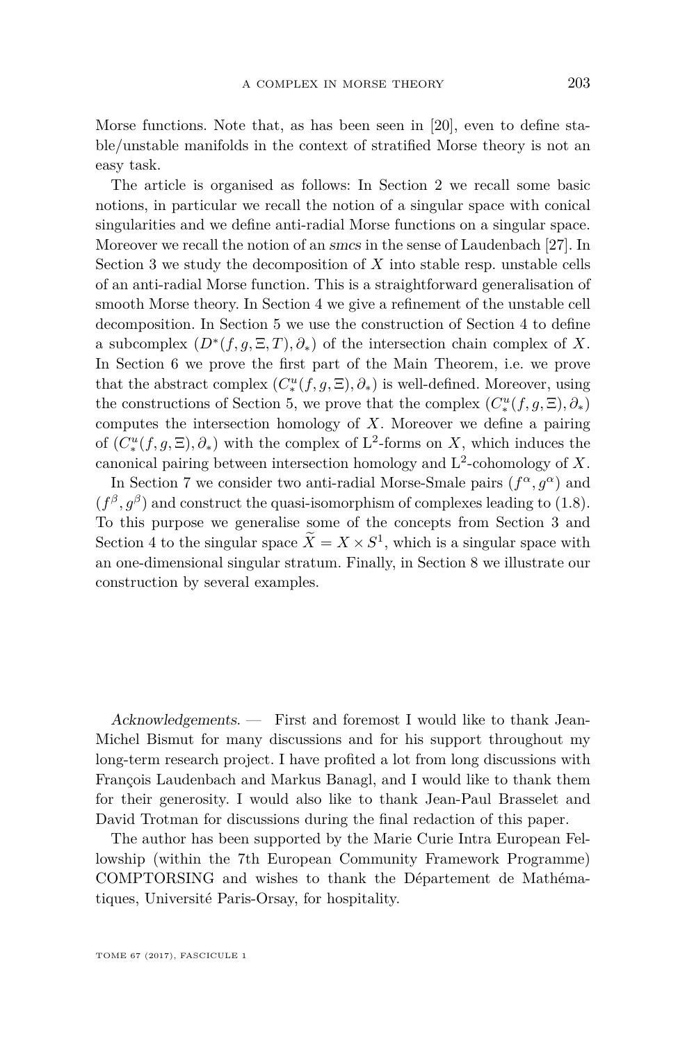Morse functions. Note that, as has been seen in [20], even to define stable/unstable manifolds in the context of stratified Morse theory is not an easy task.

The article is organised as follows: In Section 2 we recall some basic notions, in particular we recall the notion of a singular space with conical singularities and we define anti-radial Morse functions on a singular space. Moreover we recall the notion of an *smcs* in the sense of Laudenbach [27]. In Section 3 we study the decomposition of $X$ into stable resp. unstable cells of an anti-radial Morse function. This is a straightforward generalisation of smooth Morse theory. In Section 4 we give a refinement of the unstable cell decomposition. In Section 5 we use the construction of Section 4 to define a subcomplex $(D^*(f, g, \Xi, T), \partial_*)$ of the intersection chain complex of $X$. In Section 6 we prove the first part of the Main Theorem, i.e. we prove that the abstract complex $(C^u_*(f, g, \Xi), \partial_*)$ is well-defined. Moreover, using the constructions of Section 5, we prove that the complex $(C^u_*(f, g, \Xi), \partial_*)$ computes the intersection homology of $X$. Moreover we define a pairing of $(C^u_*(f, g, \Xi), \partial_*)$ with the complex of $\mathrm{L}^2$-forms on $X$, which induces the canonical pairing between intersection homology and $\mathrm{L}^2$-cohomology of $X$.

In Section 7 we consider two anti-radial Morse-Smale pairs $(f^\alpha, g^\alpha)$ and $(f^\beta, g^\beta)$ and construct the quasi-isomorphism of complexes leading to (1.8). To this purpose we generalise some of the concepts from Section 3 and Section 4 to the singular space $\widetilde{X} = X \times S^1$, which is a singular space with an one-dimensional singular stratum. Finally, in Section 8 we illustrate our construction by several examples.

*Acknowledgements.* — First and foremost I would like to thank Jean-Michel Bismut for many discussions and for his support throughout my long-term research project. I have profited a lot from long discussions with François Laudenbach and Markus Banagl, and I would like to thank them for their generosity. I would also like to thank Jean-Paul Brasselet and David Trotman for discussions during the final redaction of this paper.

The author has been supported by the Marie Curie Intra European Fellowship (within the 7th European Community Framework Programme) COMPTORSING and wishes to thank the Département de Mathématiques, Université Paris-Orsay, for hospitality.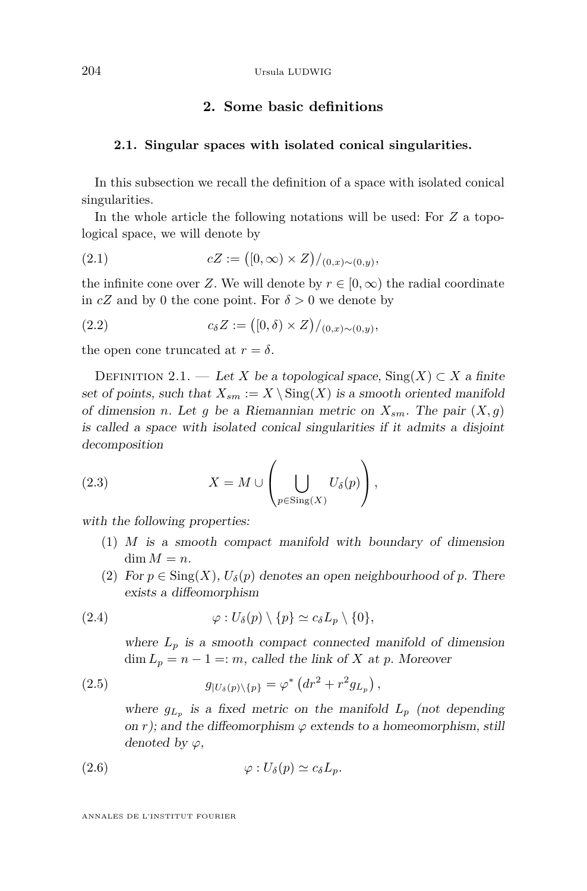## 2. Some basic definitions

### 2.1. Singular spaces with isolated conical singularities.

In this subsection we recall the definition of a space with isolated conical singularities.

In the whole article the following notations will be used: For $Z$ a topological space, we will denote by

$$cZ := \big([0,\infty) \times Z\big)/_{(0,x)\sim(0,y)}, \tag{2.1}$$

the infinite cone over $Z$. We will denote by $r \in [0,\infty)$ the radial coordinate in $cZ$ and by 0 the cone point. For $\delta > 0$ we denote by

$$c_\delta Z := \big([0,\delta) \times Z\big)/_{(0,x)\sim(0,y)}, \tag{2.2}$$

the open cone truncated at $r = \delta$.

Definition 2.1. — *Let $X$ be a topological space, $\mathrm{Sing}(X) \subset X$ a finite set of points, such that $X_{sm} := X \setminus \mathrm{Sing}(X)$ is a smooth oriented manifold of dimension $n$. Let $g$ be a Riemannian metric on $X_{sm}$. The pair $(X, g)$ is called a space with isolated conical singularities if it admits a disjoint decomposition*

$$X = M \cup \left( \bigcup_{p \in \mathrm{Sing}(X)} U_\delta(p) \right), \tag{2.3}$$

*with the following properties:*

1. *$M$ is a smooth compact manifold with boundary of dimension $\dim M = n$.*
2. *For $p \in \mathrm{Sing}(X)$, $U_\delta(p)$ denotes an open neighbourhood of $p$. There exists a diffeomorphism*

$$\varphi : U_\delta(p) \setminus \{p\} \simeq c_\delta L_p \setminus \{0\}, \tag{2.4}$$

*where $L_p$ is a smooth compact connected manifold of dimension $\dim L_p = n - 1 =: m$, called the link of $X$ at $p$. Moreover*

$$g_{|U_\delta(p)\setminus\{p\}} = \varphi^* \left( dr^2 + r^2 g_{L_p} \right), \tag{2.5}$$

*where $g_{L_p}$ is a fixed metric on the manifold $L_p$ (not depending on $r$); and the diffeomorphism $\varphi$ extends to a homeomorphism, still denoted by $\varphi$,*

$$\varphi : U_\delta(p) \simeq c_\delta L_p. \tag{2.6}$$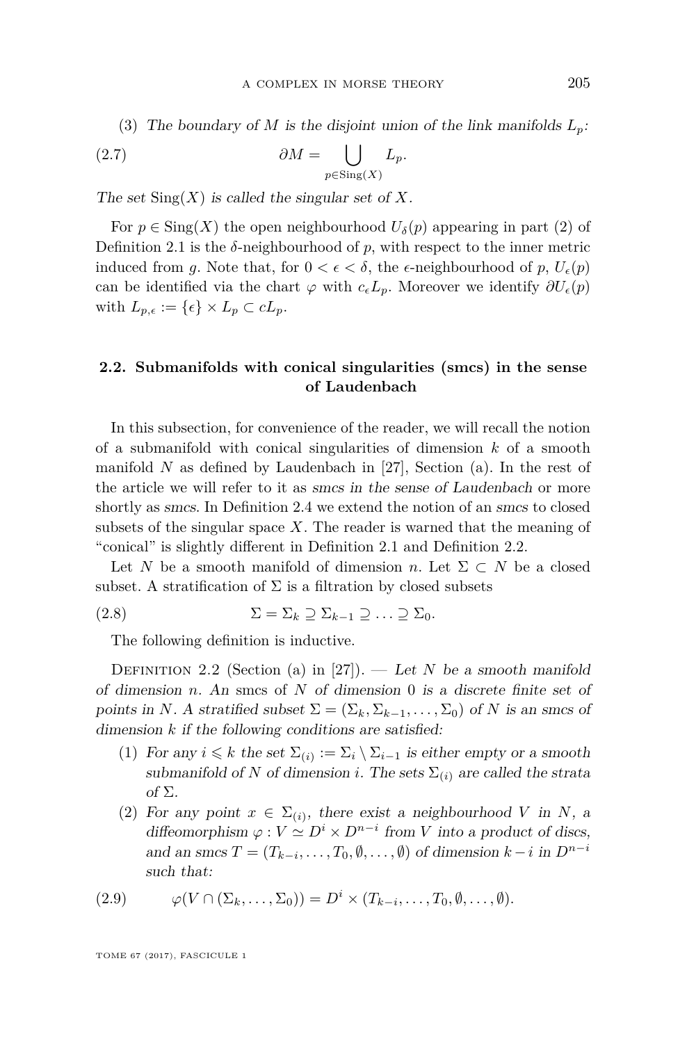(3) *The boundary of $M$ is the disjoint union of the link manifolds $L_p$:*

$$\partial M = \bigcup_{p \in \mathrm{Sing}(X)} L_p. \tag{2.7}$$

*The set* $\mathrm{Sing}(X)$ *is called the singular set of* $X$.

For $p \in \mathrm{Sing}(X)$ the open neighbourhood $U_\delta(p)$ appearing in part (2) of Definition 2.1 is the $\delta$-neighbourhood of $p$, with respect to the inner metric induced from $g$. Note that, for $0 < \epsilon < \delta$, the $\epsilon$-neighbourhood of $p$, $U_\epsilon(p)$ can be identified via the chart $\varphi$ with $c_\epsilon L_p$. Moreover we identify $\partial U_\epsilon(p)$ with $L_{p,\epsilon} := \{\epsilon\} \times L_p \subset cL_p$.

## 2.2. Submanifolds with conical singularities (smcs) in the sense of Laudenbach

In this subsection, for convenience of the reader, we will recall the notion of a submanifold with conical singularities of dimension $k$ of a smooth manifold $N$ as defined by Laudenbach in [27], Section (a). In the rest of the article we will refer to it as *smcs in the sense of Laudenbach* or more shortly as *smcs*. In Definition 2.4 we extend the notion of an *smcs* to closed subsets of the singular space $X$. The reader is warned that the meaning of "conical" is slightly different in Definition 2.1 and Definition 2.2.

Let $N$ be a smooth manifold of dimension $n$. Let $\Sigma \subset N$ be a closed subset. A stratification of $\Sigma$ is a filtration by closed subsets

$$\Sigma = \Sigma_k \supseteq \Sigma_{k-1} \supseteq \ldots \supseteq \Sigma_0. \tag{2.8}$$

The following definition is inductive.

Definition 2.2 (Section (a) in [27]). — *Let $N$ be a smooth manifold of dimension $n$. An* smcs *of $N$ of dimension 0 is a discrete finite set of points in $N$. A stratified subset $\Sigma = (\Sigma_k, \Sigma_{k-1}, \ldots, \Sigma_0)$ of $N$ is an smcs of dimension $k$ if the following conditions are satisfied:*

(1) *For any $i \leqslant k$ the set $\Sigma_{(i)} := \Sigma_i \setminus \Sigma_{i-1}$ is either empty or a smooth submanifold of $N$ of dimension $i$. The sets $\Sigma_{(i)}$ are called the strata of $\Sigma$.*

(2) *For any point $x \in \Sigma_{(i)}$, there exist a neighbourhood $V$ in $N$, a diffeomorphism $\varphi : V \simeq D^i \times D^{n-i}$ from $V$ into a product of discs, and an smcs $T = (T_{k-i}, \ldots, T_0, \emptyset, \ldots, \emptyset)$ of dimension $k-i$ in $D^{n-i}$ such that:*

$$\varphi(V \cap (\Sigma_k, \ldots, \Sigma_0)) = D^i \times (T_{k-i}, \ldots, T_0, \emptyset, \ldots, \emptyset). \tag{2.9}$$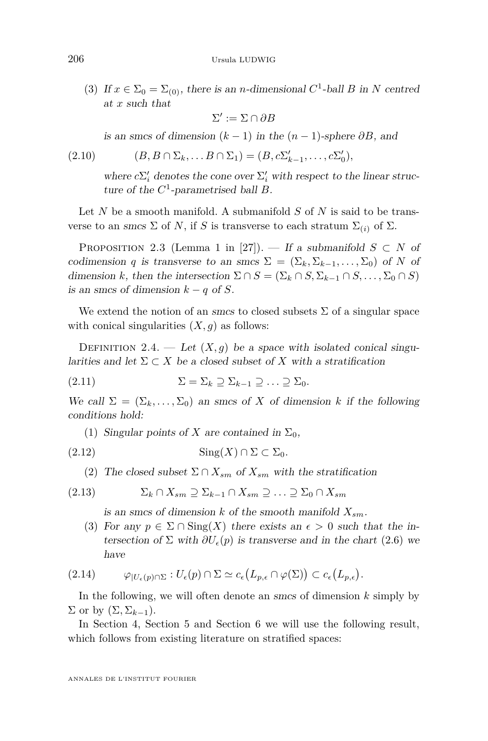(3) *If $x \in \Sigma_0 = \Sigma_{(0)}$, there is an $n$-dimensional $C^1$-ball $B$ in $N$ centred at $x$ such that*

$$\Sigma' := \Sigma \cap \partial B$$

*is an smcs of dimension $(k-1)$ in the $(n-1)$-sphere $\partial B$, and*

$$(B, B \cap \Sigma_k, \ldots B \cap \Sigma_1) = (B, c\Sigma'_{k-1}, \ldots, c\Sigma'_0), \tag{2.10}$$

*where $c\Sigma'_i$ denotes the cone over $\Sigma'_i$ with respect to the linear structure of the $C^1$-parametrised ball $B$.*

Let $N$ be a smooth manifold. A submanifold $S$ of $N$ is said to be transverse to an *smcs* $\Sigma$ of $N$, if $S$ is transverse to each stratum $\Sigma_{(i)}$ of $\Sigma$.

Proposition 2.3 (Lemma 1 in [27]). — *If a submanifold $S \subset N$ of codimension $q$ is transverse to an smcs $\Sigma = (\Sigma_k, \Sigma_{k-1}, \ldots, \Sigma_0)$ of $N$ of dimension $k$, then the intersection $\Sigma \cap S = (\Sigma_k \cap S, \Sigma_{k-1} \cap S, \ldots, \Sigma_0 \cap S)$ is an smcs of dimension $k - q$ of $S$.*

We extend the notion of an *smcs* to closed subsets $\Sigma$ of a singular space with conical singularities $(X, g)$ as follows:

Definition 2.4. — *Let $(X, g)$ be a space with isolated conical singularities and let $\Sigma \subset X$ be a closed subset of $X$ with a stratification*

$$\Sigma = \Sigma_k \supseteq \Sigma_{k-1} \supseteq \ldots \supseteq \Sigma_0. \tag{2.11}$$

*We call $\Sigma = (\Sigma_k, \ldots, \Sigma_0)$ an smcs of $X$ of dimension $k$ if the following conditions hold:*

(1) *Singular points of $X$ are contained in $\Sigma_0$,*

$$\mathrm{Sing}(X) \cap \Sigma \subset \Sigma_0. \tag{2.12}$$

(2) *The closed subset $\Sigma \cap X_{sm}$ of $X_{sm}$ with the stratification*

$$\Sigma_k \cap X_{sm} \supseteq \Sigma_{k-1} \cap X_{sm} \supseteq \ldots \supseteq \Sigma_0 \cap X_{sm} \tag{2.13}$$

*is an smcs of dimension $k$ of the smooth manifold $X_{sm}$.*

(3) *For any $p \in \Sigma \cap \mathrm{Sing}(X)$ there exists an $\epsilon > 0$ such that the intersection of $\Sigma$ with $\partial U_\epsilon(p)$ is transverse and in the chart (2.6) we have*

$$\varphi_{|U_\epsilon(p) \cap \Sigma} : U_\epsilon(p) \cap \Sigma \simeq c_\epsilon\big(L_{p,\epsilon} \cap \varphi(\Sigma)\big) \subset c_\epsilon\big(L_{p,\epsilon}\big). \tag{2.14}$$

In the following, we will often denote an *smcs* of dimension $k$ simply by $\Sigma$ or by $(\Sigma, \Sigma_{k-1})$.

In Section 4, Section 5 and Section 6 we will use the following result, which follows from existing literature on stratified spaces: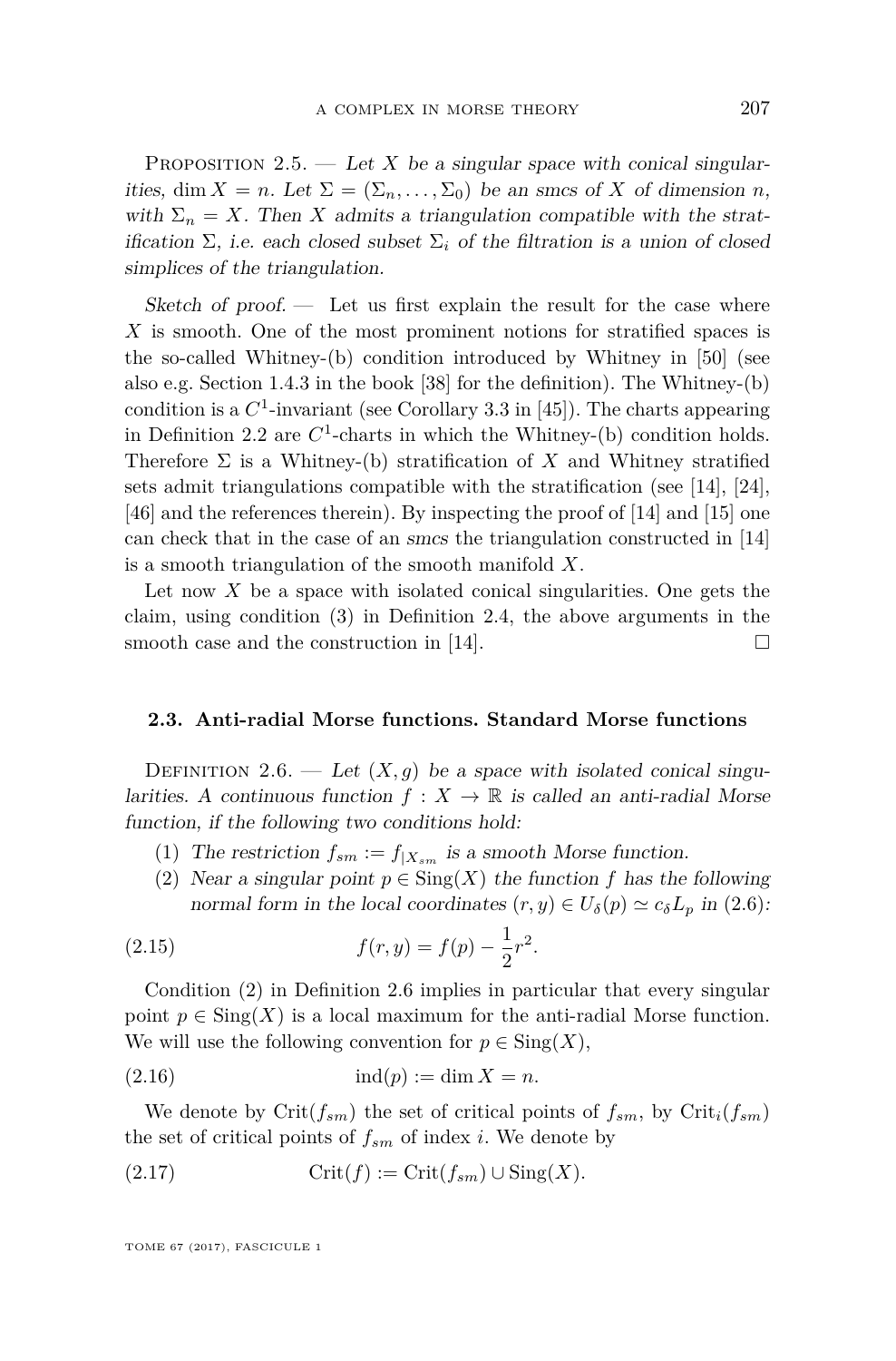Proposition 2.5. — *Let $X$ be a singular space with conical singularities, $\dim X = n$. Let $\Sigma = (\Sigma_n, \dots, \Sigma_0)$ be an smcs of $X$ of dimension $n$, with $\Sigma_n = X$. Then $X$ admits a triangulation compatible with the stratification $\Sigma$, i.e. each closed subset $\Sigma_i$ of the filtration is a union of closed simplices of the triangulation.*

*Sketch of proof.* — Let us first explain the result for the case where $X$ is smooth. One of the most prominent notions for stratified spaces is the so-called Whitney-(b) condition introduced by Whitney in [50] (see also e.g. Section 1.4.3 in the book [38] for the definition). The Whitney-(b) condition is a $C^1$-invariant (see Corollary 3.3 in [45]). The charts appearing in Definition 2.2 are $C^1$-charts in which the Whitney-(b) condition holds. Therefore $\Sigma$ is a Whitney-(b) stratification of $X$ and Whitney stratified sets admit triangulations compatible with the stratification (see [14], [24], [46] and the references therein). By inspecting the proof of [14] and [15] one can check that in the case of an *smcs* the triangulation constructed in [14] is a smooth triangulation of the smooth manifold $X$.

Let now $X$ be a space with isolated conical singularities. One gets the claim, using condition (3) in Definition 2.4, the above arguments in the smooth case and the construction in [14]. □

### 2.3. Anti-radial Morse functions. Standard Morse functions

Definition 2.6. — *Let $(X, g)$ be a space with isolated conical singularities. A continuous function $f : X \to \mathbb{R}$ is called an anti-radial Morse function, if the following two conditions hold:*

1. *The restriction $f_{sm} := f_{|X_{sm}}$ is a smooth Morse function.*
2. *Near a singular point $p \in \operatorname{Sing}(X)$ the function $f$ has the following normal form in the local coordinates $(r, y) \in U_\delta(p) \simeq c_\delta L_p$ in (2.6):*

$$f(r, y) = f(p) - \frac{1}{2} r^2. \tag{2.15}$$

Condition (2) in Definition 2.6 implies in particular that every singular point $p \in \operatorname{Sing}(X)$ is a local maximum for the anti-radial Morse function. We will use the following convention for $p \in \operatorname{Sing}(X)$,

$$\operatorname{ind}(p) := \dim X = n. \tag{2.16}$$

We denote by $\operatorname{Crit}(f_{sm})$ the set of critical points of $f_{sm}$, by $\operatorname{Crit}_i(f_{sm})$ the set of critical points of $f_{sm}$ of index $i$. We denote by

$$\operatorname{Crit}(f) := \operatorname{Crit}(f_{sm}) \cup \operatorname{Sing}(X). \tag{2.17}$$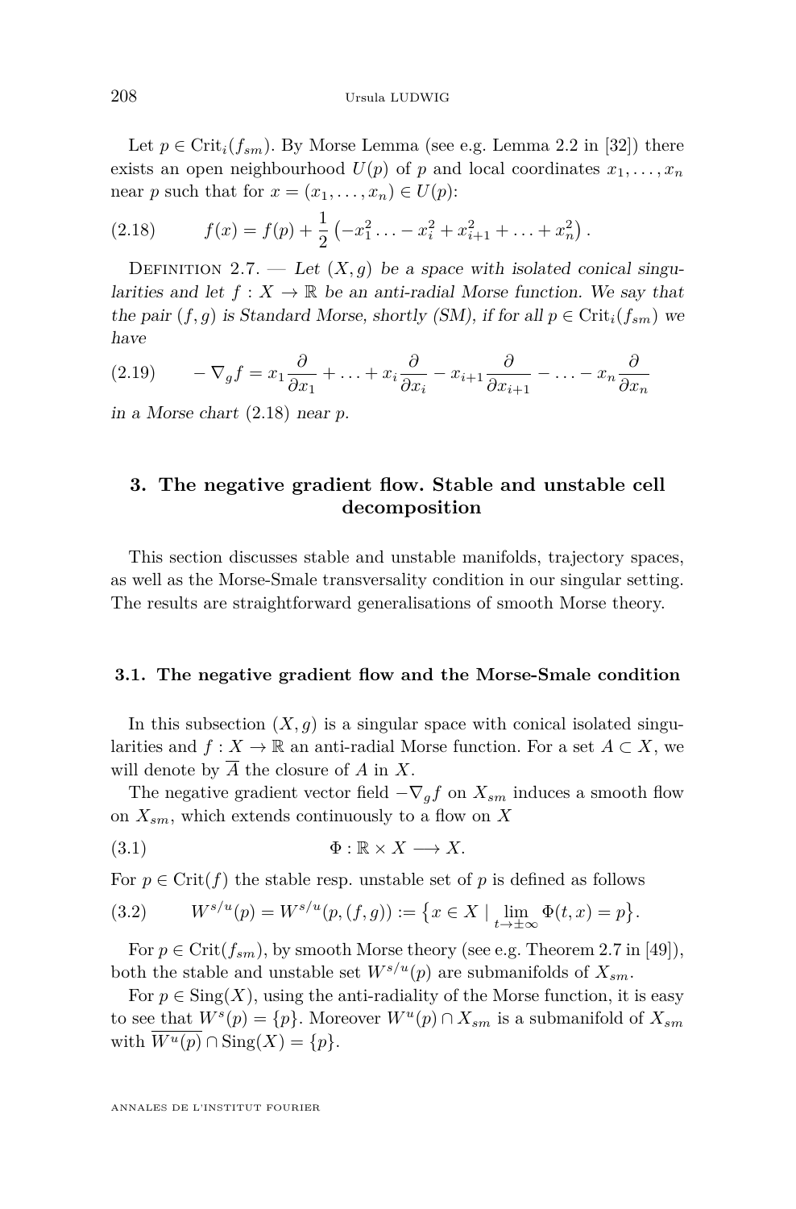Let $p \in \mathrm{Crit}_i(f_{sm})$. By Morse Lemma (see e.g. Lemma 2.2 in [32]) there exists an open neighbourhood $U(p)$ of $p$ and local coordinates $x_1, \ldots, x_n$ near $p$ such that for $x = (x_1, \ldots, x_n) \in U(p)$:

$$f(x) = f(p) + \frac{1}{2}\left(-x_1^2 \ldots - x_i^2 + x_{i+1}^2 + \ldots + x_n^2\right). \tag{2.18}$$

Definition 2.7. — *Let $(X, g)$ be a space with isolated conical singularities and let $f : X \to \mathbb{R}$ be an anti-radial Morse function. We say that the pair $(f, g)$ is Standard Morse, shortly (SM), if for all $p \in \mathrm{Crit}_i(f_{sm})$ we have*

$$-\nabla_g f = x_1 \frac{\partial}{\partial x_1} + \ldots + x_i \frac{\partial}{\partial x_i} - x_{i+1} \frac{\partial}{\partial x_{i+1}} - \ldots - x_n \frac{\partial}{\partial x_n} \tag{2.19}$$

*in a Morse chart* (2.18) *near $p$.*

## 3. The negative gradient flow. Stable and unstable cell decomposition

This section discusses stable and unstable manifolds, trajectory spaces, as well as the Morse-Smale transversality condition in our singular setting. The results are straightforward generalisations of smooth Morse theory.

### 3.1. The negative gradient flow and the Morse-Smale condition

In this subsection $(X, g)$ is a singular space with conical isolated singularities and $f : X \to \mathbb{R}$ an anti-radial Morse function. For a set $A \subset X$, we will denote by $\overline{A}$ the closure of $A$ in $X$.

The negative gradient vector field $-\nabla_g f$ on $X_{sm}$ induces a smooth flow on $X_{sm}$, which extends continuously to a flow on $X$

$$\Phi : \mathbb{R} \times X \longrightarrow X. \tag{3.1}$$

For $p \in \mathrm{Crit}(f)$ the stable resp. unstable set of $p$ is defined as follows

$$W^{s/u}(p) = W^{s/u}(p, (f, g)) := \left\{x \in X \mid \lim_{t \to \pm\infty} \Phi(t, x) = p\right\}. \tag{3.2}$$

For $p \in \mathrm{Crit}(f_{sm})$, by smooth Morse theory (see e.g. Theorem 2.7 in [49]), both the stable and unstable set $W^{s/u}(p)$ are submanifolds of $X_{sm}$.

For $p \in \mathrm{Sing}(X)$, using the anti-radiality of the Morse function, it is easy to see that $W^s(p) = \{p\}$. Moreover $W^u(p) \cap X_{sm}$ is a submanifold of $X_{sm}$ with $\overline{W^u(p)} \cap \mathrm{Sing}(X) = \{p\}$.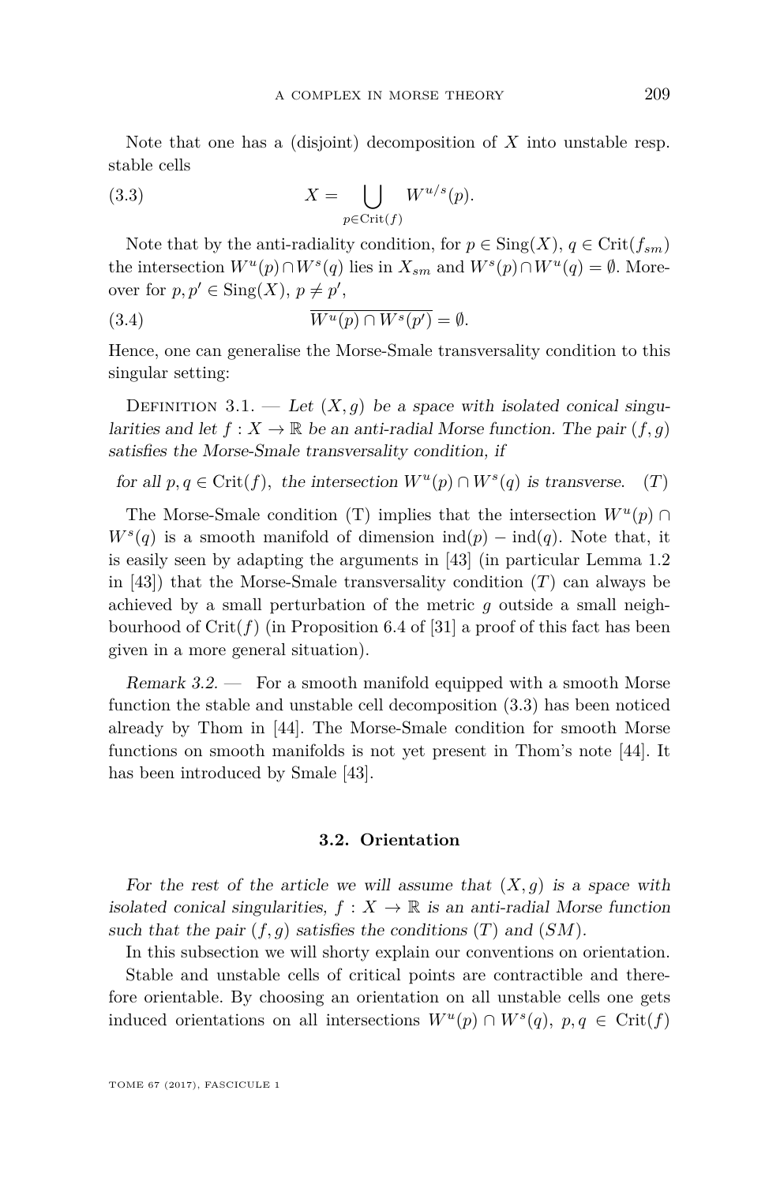Note that one has a (disjoint) decomposition of $X$ into unstable resp. stable cells

$$X = \bigcup_{p \in \mathrm{Crit}(f)} W^{u/s}(p). \tag{3.3}$$

Note that by the anti-radiality condition, for $p \in \mathrm{Sing}(X)$, $q \in \mathrm{Crit}(f_{sm})$ the intersection $W^u(p) \cap W^s(q)$ lies in $X_{sm}$ and $W^s(p) \cap W^u(q) = \emptyset$. Moreover for $p, p' \in \mathrm{Sing}(X)$, $p \neq p'$,

$$\overline{W^u(p) \cap W^s(p')} = \emptyset. \tag{3.4}$$

Hence, one can generalise the Morse-Smale transversality condition to this singular setting:

Definition 3.1. — *Let $(X, g)$ be a space with isolated conical singularities and let $f : X \to \mathbb{R}$ be an anti-radial Morse function. The pair $(f, g)$ satisfies the Morse-Smale transversality condition, if*

$$\text{for all } p, q \in \mathrm{Crit}(f), \text{ the intersection } W^u(p) \cap W^s(q) \text{ is transverse.} \tag{T}$$

The Morse-Smale condition (T) implies that the intersection $W^u(p) \cap W^s(q)$ is a smooth manifold of dimension $\mathrm{ind}(p) - \mathrm{ind}(q)$. Note that, it is easily seen by adapting the arguments in [43] (in particular Lemma 1.2 in [43]) that the Morse-Smale transversality condition $(T)$ can always be achieved by a small perturbation of the metric $g$ outside a small neighbourhood of $\mathrm{Crit}(f)$ (in Proposition 6.4 of [31] a proof of this fact has been given in a more general situation).

*Remark 3.2.* — For a smooth manifold equipped with a smooth Morse function the stable and unstable cell decomposition (3.3) has been noticed already by Thom in [44]. The Morse-Smale condition for smooth Morse functions on smooth manifolds is not yet present in Thom's note [44]. It has been introduced by Smale [43].

### 3.2. Orientation

*For the rest of the article we will assume that $(X, g)$ is a space with isolated conical singularities, $f : X \to \mathbb{R}$ is an anti-radial Morse function such that the pair $(f, g)$ satisfies the conditions $(T)$ and $(SM)$.*

In this subsection we will shorty explain our conventions on orientation.

Stable and unstable cells of critical points are contractible and therefore orientable. By choosing an orientation on all unstable cells one gets induced orientations on all intersections $W^u(p) \cap W^s(q)$, $p, q \in \mathrm{Crit}(f)$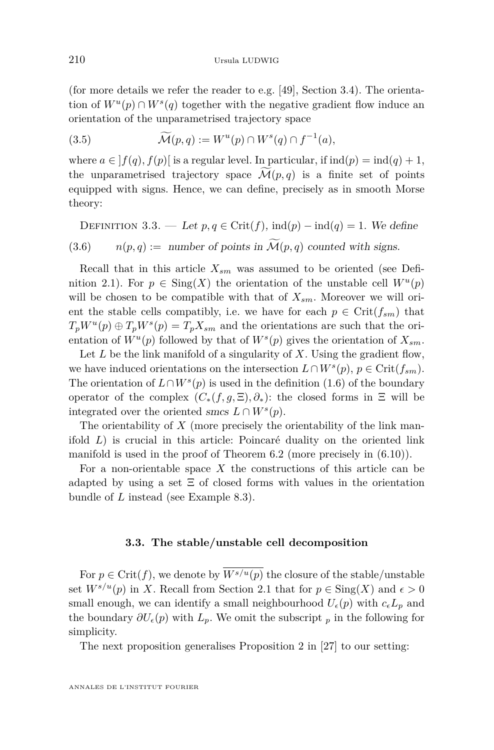(for more details we refer the reader to e.g. [49], Section 3.4). The orientation of $W^u(p) \cap W^s(q)$ together with the negative gradient flow induce an orientation of the unparametrised trajectory space

$$\widetilde{\mathcal{M}}(p,q) := W^u(p) \cap W^s(q) \cap f^{-1}(a), \tag{3.5}$$

where $a \in ]f(q), f(p)[$ is a regular level. In particular, if $\operatorname{ind}(p) = \operatorname{ind}(q) + 1$, the unparametrised trajectory space $\widetilde{\mathcal{M}}(p,q)$ is a finite set of points equipped with signs. Hence, we can define, precisely as in smooth Morse theory:

Definition 3.3. — *Let $p, q \in \operatorname{Crit}(f)$, $\operatorname{ind}(p) - \operatorname{ind}(q) = 1$. We define*

$$n(p,q) := \text{ number of points in } \widetilde{\mathcal{M}}(p,q) \text{ counted with signs.} \tag{3.6}$$

Recall that in this article $X_{sm}$ was assumed to be oriented (see Definition 2.1). For $p \in \operatorname{Sing}(X)$ the orientation of the unstable cell $W^u(p)$ will be chosen to be compatible with that of $X_{sm}$. Moreover we will orient the stable cells compatibly, i.e. we have for each $p \in \operatorname{Crit}(f_{sm})$ that $T_pW^u(p) \oplus T_pW^s(p) = T_pX_{sm}$ and the orientations are such that the orientation of $W^u(p)$ followed by that of $W^s(p)$ gives the orientation of $X_{sm}$.

Let $L$ be the link manifold of a singularity of $X$. Using the gradient flow, we have induced orientations on the intersection $L \cap W^s(p)$, $p \in \operatorname{Crit}(f_{sm})$. The orientation of $L \cap W^s(p)$ is used in the definition (1.6) of the boundary operator of the complex $(C_*(f, g, \Xi), \partial_*)$: the closed forms in $\Xi$ will be integrated over the oriented *smcs* $L \cap W^s(p)$.

The orientability of $X$ (more precisely the orientability of the link manifold $L$) is crucial in this article: Poincaré duality on the oriented link manifold is used in the proof of Theorem 6.2 (more precisely in (6.10)).

For a non-orientable space $X$ the constructions of this article can be adapted by using a set $\Xi$ of closed forms with values in the orientation bundle of $L$ instead (see Example 8.3).

### 3.3. The stable/unstable cell decomposition

For $p \in \operatorname{Crit}(f)$, we denote by $\overline{W^{s/u}(p)}$ the closure of the stable/unstable set $W^{s/u}(p)$ in $X$. Recall from Section 2.1 that for $p \in \operatorname{Sing}(X)$ and $\epsilon > 0$ small enough, we can identify a small neighbourhood $U_\epsilon(p)$ with $c_\epsilon L_p$ and the boundary $\partial U_\epsilon(p)$ with $L_p$. We omit the subscript $_p$ in the following for simplicity.

The next proposition generalises Proposition 2 in [27] to our setting: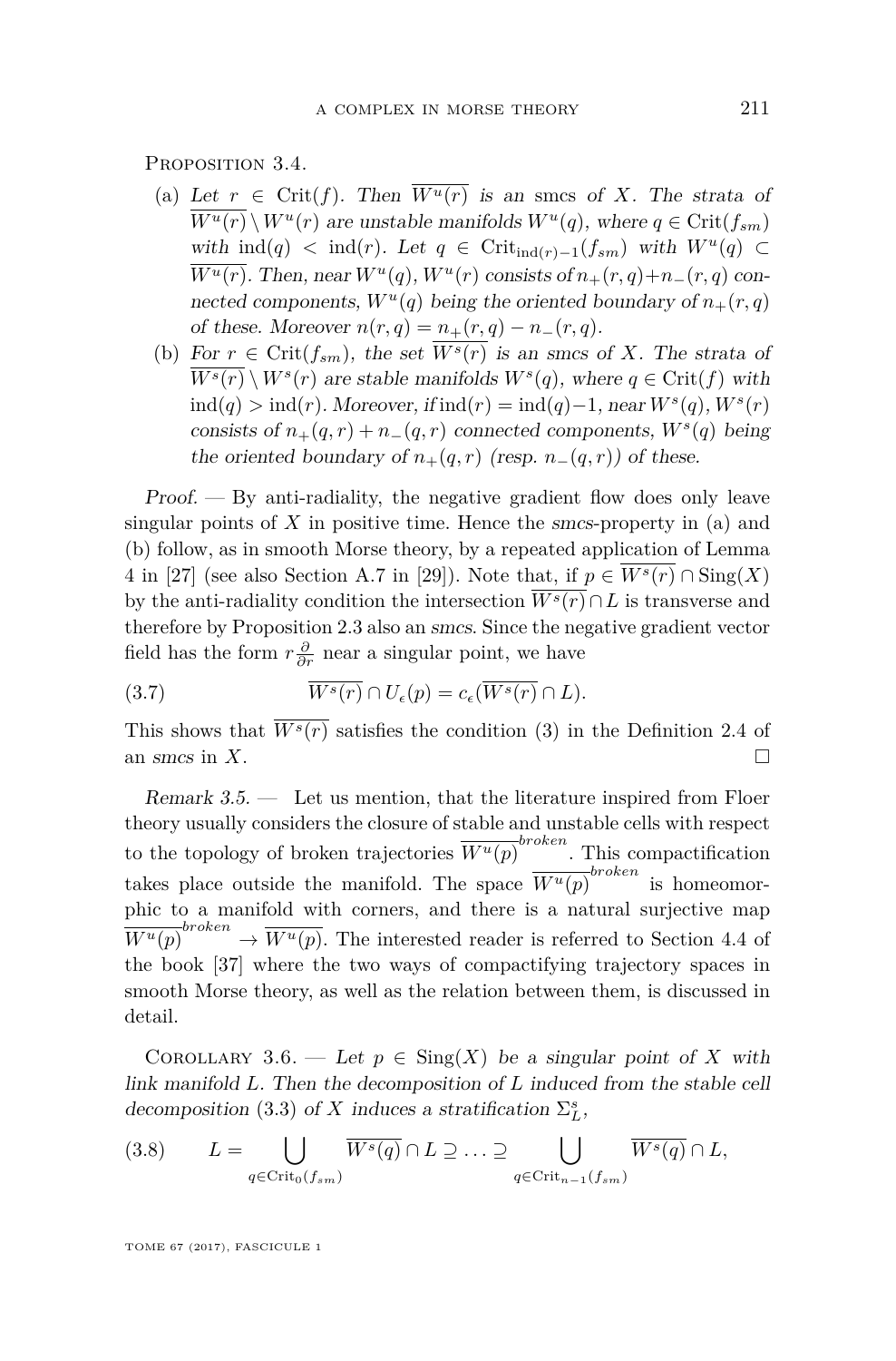Proposition 3.4.

(a) *Let $r \in \mathrm{Crit}(f)$. Then $\overline{W^u(r)}$ is an* smcs *of $X$. The strata of $\overline{W^u(r)} \setminus W^u(r)$ are unstable manifolds $W^u(q)$, where $q \in \mathrm{Crit}(f_{sm})$ with $\mathrm{ind}(q) < \mathrm{ind}(r)$. Let $q \in \mathrm{Crit}_{\mathrm{ind}(r)-1}(f_{sm})$ with $W^u(q) \subset \overline{W^u(r)}$. Then, near $W^u(q)$, $W^u(r)$ consists of $n_+(r,q)+n_-(r,q)$ connected components, $W^u(q)$ being the oriented boundary of $n_+(r,q)$ of these. Moreover $n(r,q) = n_+(r,q) - n_-(r,q)$.*

(b) *For $r \in \mathrm{Crit}(f_{sm})$, the set $\overline{W^s(r)}$ is an* smcs *of $X$. The strata of $\overline{W^s(r)} \setminus W^s(r)$ are stable manifolds $W^s(q)$, where $q \in \mathrm{Crit}(f)$ with $\mathrm{ind}(q) > \mathrm{ind}(r)$. Moreover, if $\mathrm{ind}(r) = \mathrm{ind}(q)-1$, near $W^s(q)$, $W^s(r)$ consists of $n_+(q,r) + n_-(q,r)$ connected components, $W^s(q)$ being the oriented boundary of $n_+(q,r)$ (resp. $n_-(q,r)$) of these.*

*Proof.* — By anti-radiality, the negative gradient flow does only leave singular points of $X$ in positive time. Hence the *smcs*-property in (a) and (b) follow, as in smooth Morse theory, by a repeated application of Lemma 4 in [27] (see also Section A.7 in [29]). Note that, if $p \in \overline{W^s(r)} \cap \mathrm{Sing}(X)$ by the anti-radiality condition the intersection $\overline{W^s(r)} \cap L$ is transverse and therefore by Proposition 2.3 also an *smcs*. Since the negative gradient vector field has the form $r\frac{\partial}{\partial r}$ near a singular point, we have

$$\overline{W^s(r)} \cap U_\epsilon(p) = c_\epsilon(\overline{W^s(r)} \cap L). \tag{3.7}$$

This shows that $\overline{W^s(r)}$ satisfies the condition (3) in the Definition 2.4 of an *smcs* in $X$. □

*Remark 3.5.* — Let us mention, that the literature inspired from Floer theory usually considers the closure of stable and unstable cells with respect to the topology of broken trajectories $\overline{W^u(p)}^{broken}$. This compactification takes place outside the manifold. The space $\overline{W^u(p)}^{broken}$ is homeomorphic to a manifold with corners, and there is a natural surjective map $\overline{W^u(p)}^{broken} \to \overline{W^u(p)}$. The interested reader is referred to Section 4.4 of the book [37] where the two ways of compactifying trajectory spaces in smooth Morse theory, as well as the relation between them, is discussed in detail.

Corollary 3.6. — *Let $p \in \mathrm{Sing}(X)$ be a singular point of $X$ with link manifold $L$. Then the decomposition of $L$ induced from the stable cell decomposition (3.3) of $X$ induces a stratification $\Sigma_L^s$,*

$$L = \bigcup_{q \in \mathrm{Crit}_0(f_{sm})} \overline{W^s(q)} \cap L \supseteq \ldots \supseteq \bigcup_{q \in \mathrm{Crit}_{n-1}(f_{sm})} \overline{W^s(q)} \cap L, \tag{3.8}$$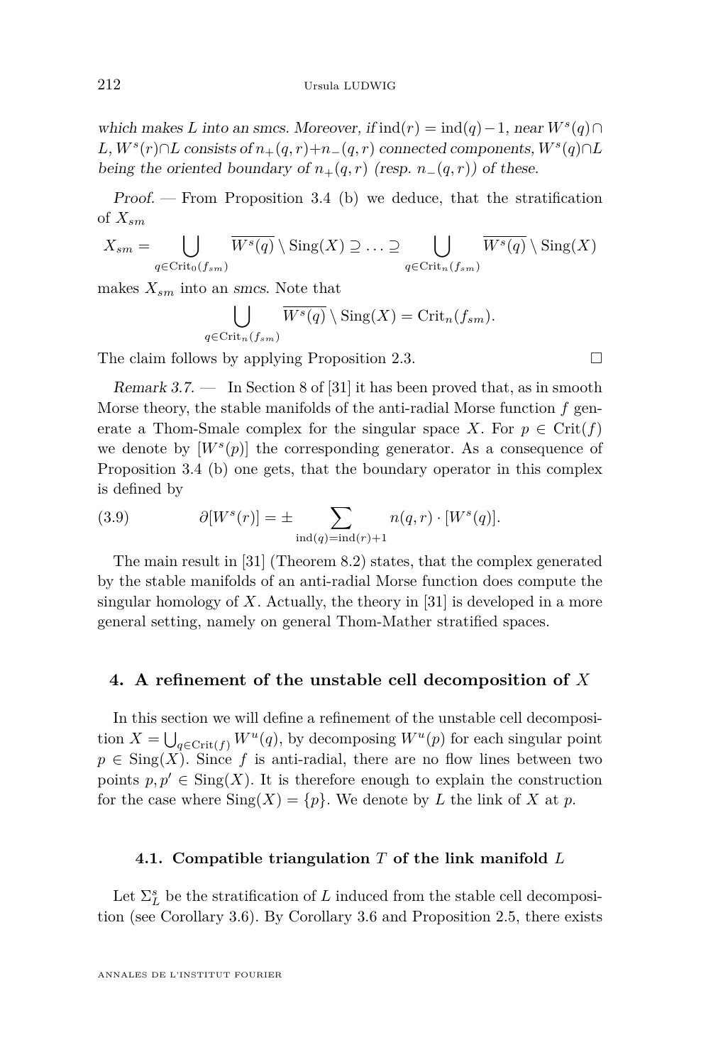*which makes $L$ into an smcs. Moreover, if $\operatorname{ind}(r) = \operatorname{ind}(q) - 1$, near $W^s(q) \cap L$, $W^s(r) \cap L$ consists of $n_+(q,r) + n_-(q,r)$ connected components, $W^s(q) \cap L$ being the oriented boundary of $n_+(q,r)$ (resp. $n_-(q,r)$) of these.*

*Proof.* — From Proposition 3.4 (b) we deduce, that the stratification of $X_{sm}$

$$X_{sm} = \bigcup_{q \in \operatorname{Crit}_0(f_{sm})} \overline{W^s(q)} \setminus \operatorname{Sing}(X) \supseteq \ldots \supseteq \bigcup_{q \in \operatorname{Crit}_n(f_{sm})} \overline{W^s(q)} \setminus \operatorname{Sing}(X)$$

makes $X_{sm}$ into an *smcs*. Note that

$$\bigcup_{q \in \operatorname{Crit}_n(f_{sm})} \overline{W^s(q)} \setminus \operatorname{Sing}(X) = \operatorname{Crit}_n(f_{sm}).$$

The claim follows by applying Proposition 2.3. □

*Remark 3.7.* — In Section 8 of [31] it has been proved that, as in smooth Morse theory, the stable manifolds of the anti-radial Morse function $f$ generate a Thom-Smale complex for the singular space $X$. For $p \in \operatorname{Crit}(f)$ we denote by $[W^s(p)]$ the corresponding generator. As a consequence of Proposition 3.4 (b) one gets, that the boundary operator in this complex is defined by

$$\partial[W^s(r)] = \pm \sum_{\operatorname{ind}(q) = \operatorname{ind}(r)+1} n(q,r) \cdot [W^s(q)]. \tag{3.9}$$

The main result in [31] (Theorem 8.2) states, that the complex generated by the stable manifolds of an anti-radial Morse function does compute the singular homology of $X$. Actually, the theory in [31] is developed in a more general setting, namely on general Thom-Mather stratified spaces.

## 4. A refinement of the unstable cell decomposition of $X$

In this section we will define a refinement of the unstable cell decomposition $X = \bigcup_{q \in \operatorname{Crit}(f)} W^u(q)$, by decomposing $W^u(p)$ for each singular point $p \in \operatorname{Sing}(X)$. Since $f$ is anti-radial, there are no flow lines between two points $p, p' \in \operatorname{Sing}(X)$. It is therefore enough to explain the construction for the case where $\operatorname{Sing}(X) = \{p\}$. We denote by $L$ the link of $X$ at $p$.

### 4.1. Compatible triangulation $T$ of the link manifold $L$

Let $\Sigma_L^s$ be the stratification of $L$ induced from the stable cell decomposition (see Corollary 3.6). By Corollary 3.6 and Proposition 2.5, there exists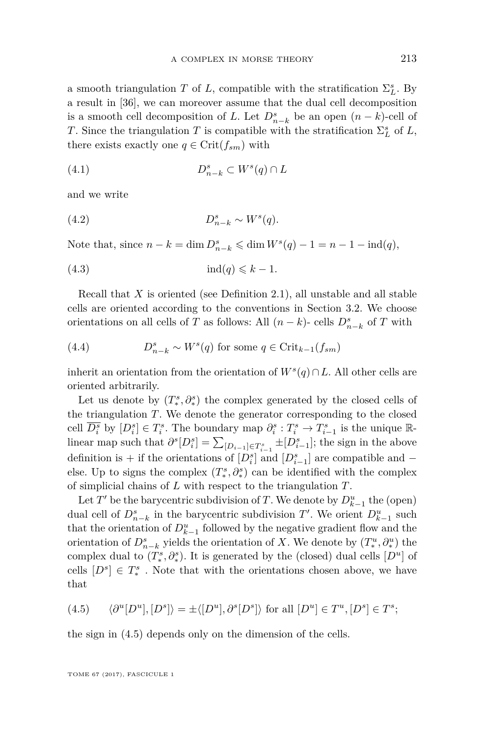a smooth triangulation $T$ of $L$, compatible with the stratification $\Sigma_L^s$. By a result in [36], we can moreover assume that the dual cell decomposition is a smooth cell decomposition of $L$. Let $D^s_{n-k}$ be an open $(n-k)$-cell of $T$. Since the triangulation $T$ is compatible with the stratification $\Sigma^s_L$ of $L$, there exists exactly one $q \in \mathrm{Crit}(f_{sm})$ with

$$D^s_{n-k} \subset W^s(q) \cap L \tag{4.1}$$

and we write

$$D^s_{n-k} \sim W^s(q). \tag{4.2}$$

Note that, since $n-k = \dim D^s_{n-k} \leqslant \dim W^s(q) - 1 = n - 1 - \mathrm{ind}(q)$,

$$\mathrm{ind}(q) \leqslant k-1. \tag{4.3}$$

Recall that $X$ is oriented (see Definition 2.1), all unstable and all stable cells are oriented according to the conventions in Section 3.2. We choose orientations on all cells of $T$ as follows: All $(n-k)$- cells $D^s_{n-k}$ of $T$ with

$$D^s_{n-k} \sim W^s(q) \text{ for some } q \in \mathrm{Crit}_{k-1}(f_{sm}) \tag{4.4}$$

inherit an orientation from the orientation of $W^s(q) \cap L$. All other cells are oriented arbitrarily.

Let us denote by $(T^s_*, \partial^s_*)$ the complex generated by the closed cells of the triangulation $T$. We denote the generator corresponding to the closed cell $\overline{D^s_i}$ by $[D^s_i] \in T^s_i$. The boundary map $\partial^s_i : T^s_i \to T^s_{i-1}$ is the unique $\mathbb{R}$-linear map such that $\partial^s[D^s_i] = \sum_{[D_{i-1}] \in T^s_{i-1}} \pm [D^s_{i-1}]$; the sign in the above definition is $+$ if the orientations of $[D^s_i]$ and $[D^s_{i-1}]$ are compatible and $-$ else. Up to signs the complex $(T^s_*, \partial^s_*)$ can be identified with the complex of simplicial chains of $L$ with respect to the triangulation $T$.

Let $T'$ be the barycentric subdivision of $T$. We denote by $D^u_{k-1}$ the (open) dual cell of $D^s_{n-k}$ in the barycentric subdivision $T'$. We orient $D^u_{k-1}$ such that the orientation of $D^u_{k-1}$ followed by the negative gradient flow and the orientation of $D^s_{n-k}$ yields the orientation of $X$. We denote by $(T^u_*, \partial^u_*)$ the complex dual to $(T^s_*, \partial^s_*)$. It is generated by the (closed) dual cells $[D^u]$ of cells $[D^s] \in T^s_*$ . Note that with the orientations chosen above, we have that

$$\langle \partial^u [D^u], [D^s] \rangle = \pm \langle [D^u], \partial^s [D^s] \rangle \text{ for all } [D^u] \in T^u, [D^s] \in T^s; \tag{4.5}$$

the sign in (4.5) depends only on the dimension of the cells.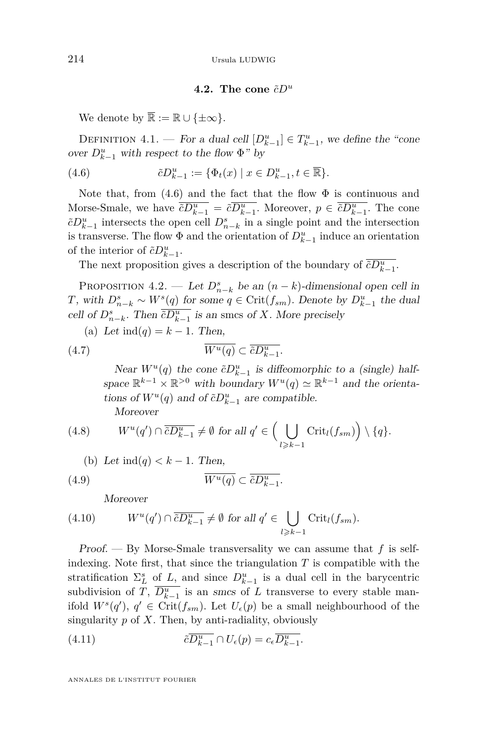### 4.2. The cone $\tilde{c}D^u$

We denote by $\overline{\mathbb{R}} := \mathbb{R} \cup \{\pm\infty\}$.

Definition 4.1. — *For a dual cell $[D^u_{k-1}] \in T^u_{k-1}$, we define the "cone over $D^u_{k-1}$ with respect to the flow $\Phi$" by*

$$\tilde{c}D^u_{k-1} := \{\Phi_t(x) \mid x \in D^u_{k-1}, t \in \overline{\mathbb{R}}\}. \tag{4.6}$$

Note that, from (4.6) and the fact that the flow $\Phi$ is continuous and Morse-Smale, we have $\overline{\tilde{c}D^u_{k-1}} = \tilde{c}\overline{D^u_{k-1}}$. Moreover, $p \in \overline{\tilde{c}D^u_{k-1}}$. The cone $\tilde{c}D^u_{k-1}$ intersects the open cell $D^s_{n-k}$ in a single point and the intersection is transverse. The flow $\Phi$ and the orientation of $D^u_{k-1}$ induce an orientation of the interior of $\tilde{c}D^u_{k-1}$.

The next proposition gives a description of the boundary of $\overline{\tilde{c}D^u_{k-1}}$.

Proposition 4.2. — *Let $D^s_{n-k}$ be an $(n-k)$-dimensional open cell in $T$, with $D^s_{n-k} \sim W^s(q)$ for some $q \in \mathrm{Crit}(f_{sm})$. Denote by $D^u_{k-1}$ the dual cell of $D^s_{n-k}$. Then $\overline{\tilde{c}D^u_{k-1}}$ is an* smcs *of $X$. More precisely*

(a) *Let $\mathrm{ind}(q) = k-1$. Then,*

$$\overline{W^u(q)} \subset \overline{\tilde{c}D^u_{k-1}}. \tag{4.7}$$

*Near $W^u(q)$ the cone $\tilde{c}D^u_{k-1}$ is diffeomorphic to a (single) half-space $\mathbb{R}^{k-1} \times \mathbb{R}^{>0}$ with boundary $W^u(q) \simeq \mathbb{R}^{k-1}$ and the orientations of $W^u(q)$ and of $\tilde{c}D^u_{k-1}$ are compatible.*

*Moreover*

$$W^u(q') \cap \overline{\tilde{c}D^u_{k-1}} \neq \emptyset \text{ for all } q' \in \Big(\bigcup_{l \geqslant k-1} \mathrm{Crit}_l(f_{sm})\Big) \setminus \{q\}. \tag{4.8}$$

(b) *Let $\mathrm{ind}(q) < k-1$. Then,*

$$\overline{W^u(q)} \subset \overline{\tilde{c}D^u_{k-1}}. \tag{4.9}$$

*Moreover*

$$W^u(q') \cap \overline{\tilde{c}D^u_{k-1}} \neq \emptyset \text{ for all } q' \in \bigcup_{l \geqslant k-1} \mathrm{Crit}_l(f_{sm}). \tag{4.10}$$

*Proof.* — By Morse-Smale transversality we can assume that $f$ is self-indexing. Note first, that since the triangulation $T$ is compatible with the stratification $\Sigma^s_L$ of $L$, and since $D^u_{k-1}$ is a dual cell in the barycentric subdivision of $T$, $\overline{D^u_{k-1}}$ is an *smcs* of $L$ transverse to every stable manifold $W^s(q')$, $q' \in \mathrm{Crit}(f_{sm})$. Let $U_\epsilon(p)$ be a small neighbourhood of the singularity $p$ of $X$. Then, by anti-radiality, obviously

$$\tilde{c}\overline{D^u_{k-1}} \cap U_\epsilon(p) = c_\epsilon \overline{D^u_{k-1}}. \tag{4.11}$$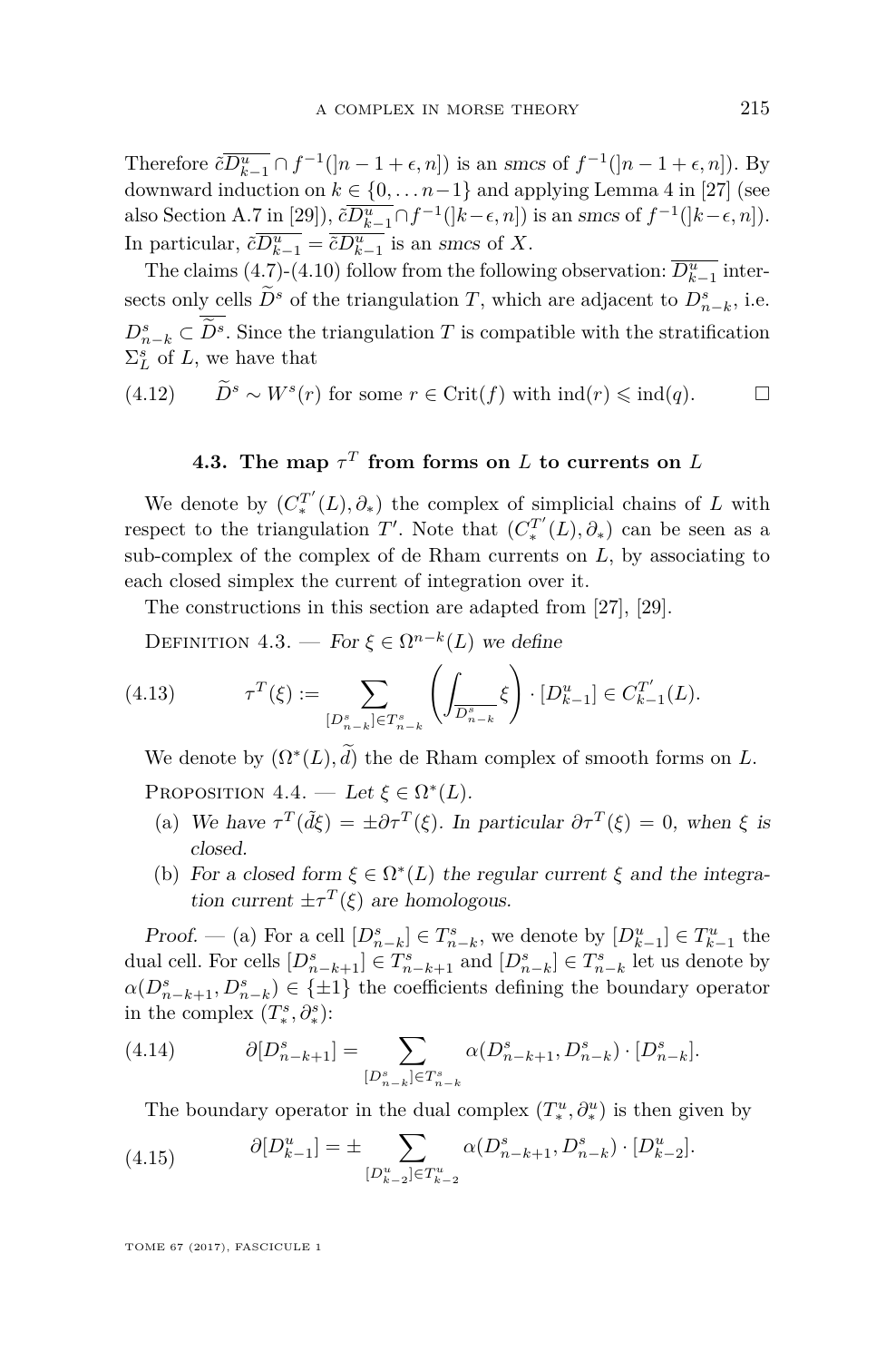Therefore $\tilde{c}\overline{D^u_{k-1}} \cap f^{-1}(]n-1+\epsilon, n])$ is an *smcs* of $f^{-1}(]n-1+\epsilon, n])$. By downward induction on $k \in \{0, \dots n-1\}$ and applying Lemma 4 in [27] (see also Section A.7 in [29]), $\tilde{c}\overline{D^u_{k-1}} \cap f^{-1}(]k-\epsilon, n])$ is an *smcs* of $f^{-1}(]k-\epsilon, n])$. In particular, $\tilde{c}\overline{D^u_{k-1}} = \tilde{c}\overline{D^u_{k-1}}$ is an *smcs* of $X$.

The claims (4.7)-(4.10) follow from the following observation: $\overline{D^u_{k-1}}$ intersects only cells $\widetilde{D}^s$ of the triangulation $T$, which are adjacent to $D^s_{n-k}$, i.e. $D^s_{n-k} \subset \overline{\widetilde{D}^s}$. Since the triangulation $T$ is compatible with the stratification $\Sigma^s_L$ of $L$, we have that

$$\widetilde{D}^s \sim W^s(r) \text{ for some } r \in \operatorname{Crit}(f) \text{ with } \operatorname{ind}(r) \leqslant \operatorname{ind}(q). \tag{4.12}$$

□

### 4.3. The map $\tau^T$ from forms on $L$ to currents on $L$

We denote by $(C^{T'}_*(L), \partial_*)$ the complex of simplicial chains of $L$ with respect to the triangulation $T'$. Note that $(C^{T'}_*(L), \partial_*)$ can be seen as a sub-complex of the complex of de Rham currents on $L$, by associating to each closed simplex the current of integration over it.

The constructions in this section are adapted from [27], [29].

Definition 4.3. — *For $\xi \in \Omega^{n-k}(L)$ we define*

$$\tau^T(\xi) := \sum_{[D^s_{n-k}] \in T^s_{n-k}} \left( \int_{\overline{D^s_{n-k}}} \xi \right) \cdot [D^u_{k-1}] \in C^{T'}_{k-1}(L). \tag{4.13}$$

We denote by $(\Omega^*(L), \widetilde{d})$ the de Rham complex of smooth forms on $L$.

Proposition 4.4. — *Let $\xi \in \Omega^*(L)$.*

(a) *We have $\tau^T(\tilde{d}\xi) = \pm\partial\tau^T(\xi)$. In particular $\partial\tau^T(\xi) = 0$, when $\xi$ is closed.*

(b) *For a closed form $\xi \in \Omega^*(L)$ the regular current $\xi$ and the integration current $\pm\tau^T(\xi)$ are homologous.*

*Proof.* — (a) For a cell $[D^s_{n-k}] \in T^s_{n-k}$, we denote by $[D^u_{k-1}] \in T^u_{k-1}$ the dual cell. For cells $[D^s_{n-k+1}] \in T^s_{n-k+1}$ and $[D^s_{n-k}] \in T^s_{n-k}$ let us denote by $\alpha(D^s_{n-k+1}, D^s_{n-k}) \in \{\pm 1\}$ the coefficients defining the boundary operator in the complex $(T^s_*, \partial^s_*)$:

$$\partial[D^s_{n-k+1}] = \sum_{[D^s_{n-k}] \in T^s_{n-k}} \alpha(D^s_{n-k+1}, D^s_{n-k}) \cdot [D^s_{n-k}]. \tag{4.14}$$

The boundary operator in the dual complex $(T^u_*, \partial^u_*)$ is then given by

$$\partial[D^u_{k-1}] = \pm \sum_{[D^u_{k-2}] \in T^u_{k-2}} \alpha(D^s_{n-k+1}, D^s_{n-k}) \cdot [D^u_{k-2}]. \tag{4.15}$$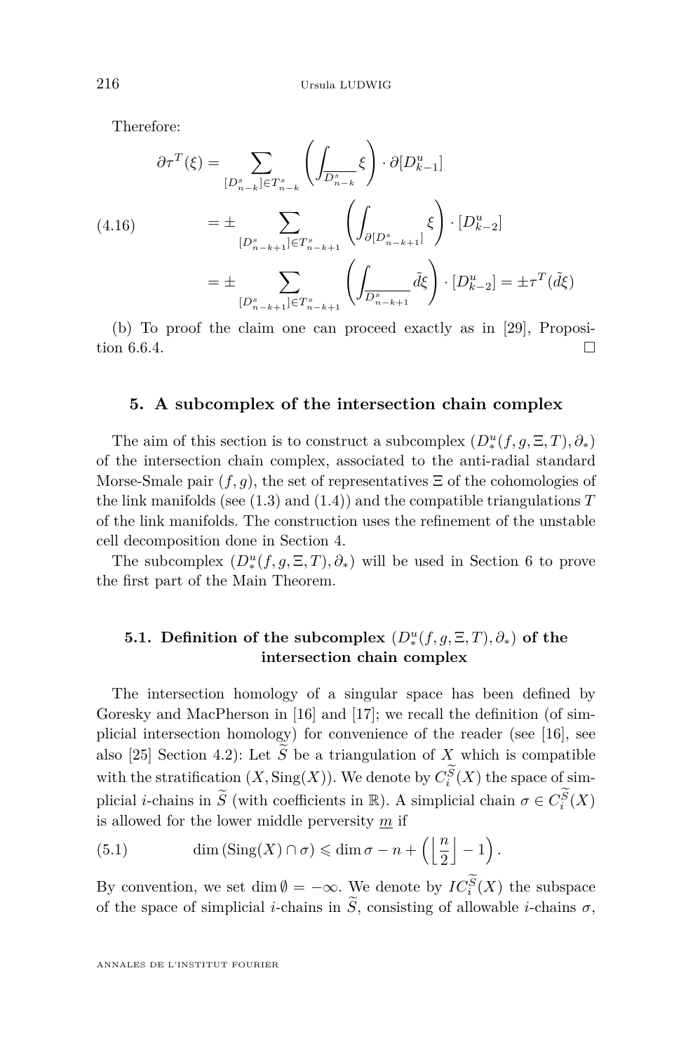Therefore:

$$
\begin{aligned}
\partial\tau^T(\xi) &= \sum_{[D^s_{n-k}]\in T^s_{n-k}} \left(\int_{\overline{D^s_{n-k}}} \xi\right)\cdot \partial[D^u_{k-1}] \\
&= \pm \sum_{[D^s_{n-k+1}]\in T^s_{n-k+1}} \left(\int_{\partial[D^s_{n-k+1}]} \xi\right)\cdot [D^u_{k-2}] \\
&= \pm \sum_{[D^s_{n-k+1}]\in T^s_{n-k+1}} \left(\int_{\overline{D^s_{n-k+1}}} \tilde{d}\xi\right)\cdot [D^u_{k-2}] = \pm\tau^T(\tilde{d}\xi)
\end{aligned}
\tag{4.16}
$$

(b) To proof the claim one can proceed exactly as in [29], Proposition 6.6.4. □

## 5. A subcomplex of the intersection chain complex

The aim of this section is to construct a subcomplex $(D^u_*(f,g,\Xi,T),\partial_*)$ of the intersection chain complex, associated to the anti-radial standard Morse-Smale pair $(f,g)$, the set of representatives $\Xi$ of the cohomologies of the link manifolds (see (1.3) and (1.4)) and the compatible triangulations $T$ of the link manifolds. The construction uses the refinement of the unstable cell decomposition done in Section 4.

The subcomplex $(D^u_*(f,g,\Xi,T),\partial_*)$ will be used in Section 6 to prove the first part of the Main Theorem.

### 5.1. Definition of the subcomplex $(D^u_*(f,g,\Xi,T),\partial_*)$ of the intersection chain complex

The intersection homology of a singular space has been defined by Goresky and MacPherson in [16] and [17]; we recall the definition (of simplicial intersection homology) for convenience of the reader (see [16], see also [25] Section 4.2): Let $\widetilde{S}$ be a triangulation of $X$ which is compatible with the stratification $(X,\mathrm{Sing}(X))$. We denote by $C^{\widetilde{S}}_i(X)$ the space of simplicial $i$-chains in $\widetilde{S}$ (with coefficients in $\mathbb{R}$). A simplicial chain $\sigma\in C^{\widetilde{S}}_i(X)$ is allowed for the lower middle perversity $\underline{m}$ if

$$
\dim(\mathrm{Sing}(X)\cap\sigma) \leqslant \dim\sigma - n + \left(\left\lfloor \frac{n}{2}\right\rfloor - 1\right). \tag{5.1}
$$

By convention, we set $\dim\emptyset = -\infty$. We denote by $IC^{\widetilde{S}}_i(X)$ the subspace of the space of simplicial $i$-chains in $\widetilde{S}$, consisting of allowable $i$-chains $\sigma$,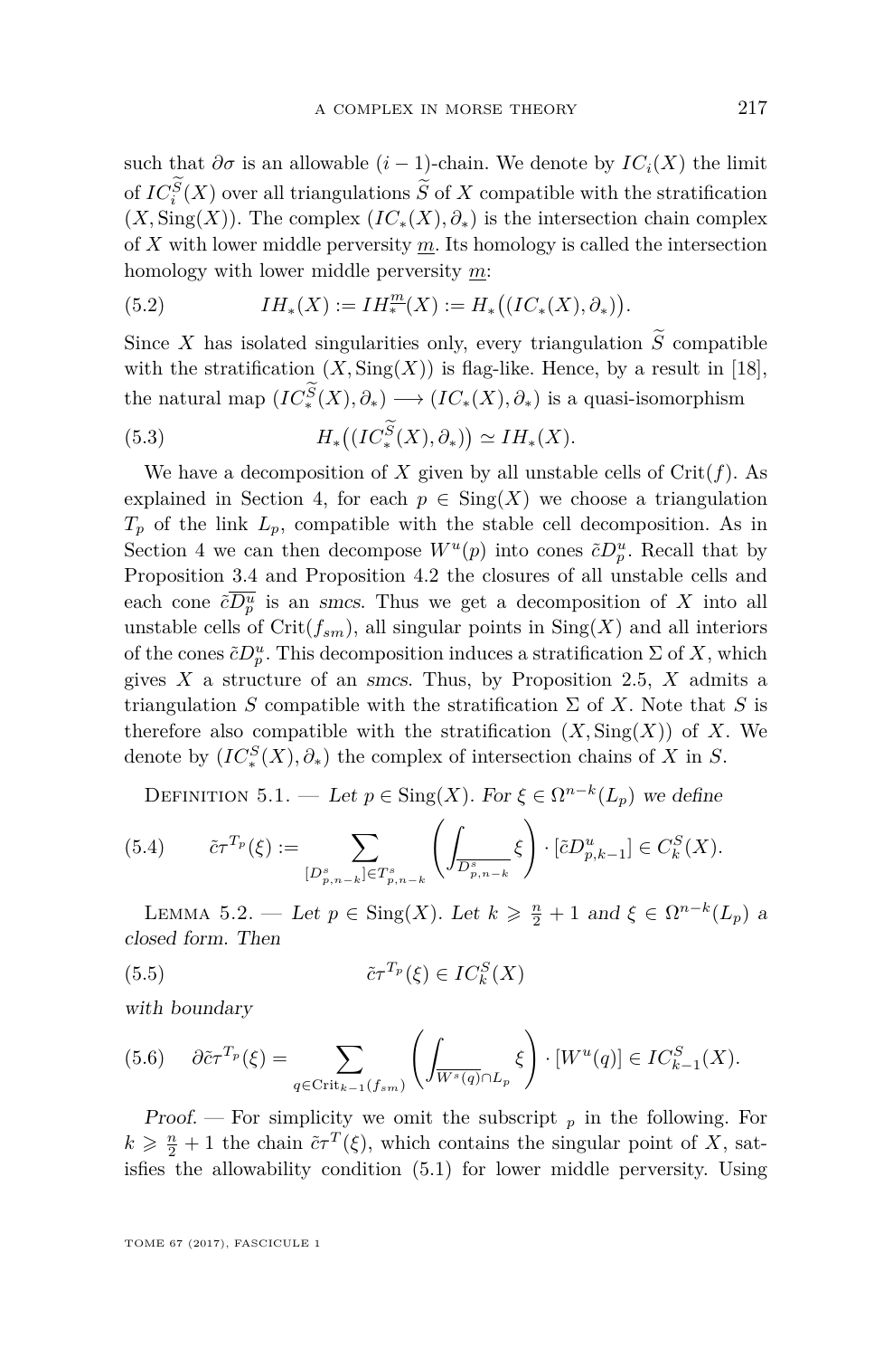such that $\partial\sigma$ is an allowable $(i-1)$-chain. We denote by $IC_i(X)$ the limit of $IC_i^{\widetilde{S}}(X)$ over all triangulations $\widetilde{S}$ of $X$ compatible with the stratification $(X, \mathrm{Sing}(X))$. The complex $(IC_*(X), \partial_*)$ is the intersection chain complex of $X$ with lower middle perversity $\underline{m}$. Its homology is called the intersection homology with lower middle perversity $\underline{m}$:

$$IH_*(X) := IH_*^{\underline{m}}(X) := H_*\big((IC_*(X), \partial_*)\big). \tag{5.2}$$

Since $X$ has isolated singularities only, every triangulation $\widetilde{S}$ compatible with the stratification $(X, \mathrm{Sing}(X))$ is flag-like. Hence, by a result in [18], the natural map $(IC_*^{\widetilde{S}}(X), \partial_*) \longrightarrow (IC_*(X), \partial_*)$ is a quasi-isomorphism

$$H_*\big((IC_*^{\widetilde{S}}(X), \partial_*)\big) \simeq IH_*(X). \tag{5.3}$$

We have a decomposition of $X$ given by all unstable cells of $\mathrm{Crit}(f)$. As explained in Section 4, for each $p \in \mathrm{Sing}(X)$ we choose a triangulation $T_p$ of the link $L_p$, compatible with the stable cell decomposition. As in Section 4 we can then decompose $W^u(p)$ into cones $\tilde{c}D_p^u$. Recall that by Proposition 3.4 and Proposition 4.2 the closures of all unstable cells and each cone $\tilde{c}\overline{D_p^u}$ is an *smcs*. Thus we get a decomposition of $X$ into all unstable cells of $\mathrm{Crit}(f_{sm})$, all singular points in $\mathrm{Sing}(X)$ and all interiors of the cones $\tilde{c}D_p^u$. This decomposition induces a stratification $\Sigma$ of $X$, which gives $X$ a structure of an *smcs*. Thus, by Proposition 2.5, $X$ admits a triangulation $S$ compatible with the stratification $\Sigma$ of $X$. Note that $S$ is therefore also compatible with the stratification $(X, \mathrm{Sing}(X))$ of $X$. We denote by $(IC_*^S(X), \partial_*)$ the complex of intersection chains of $X$ in $S$.

Definition 5.1. — *Let $p \in \mathrm{Sing}(X)$. For $\xi \in \Omega^{n-k}(L_p)$ we define*

$$\tilde{c}\tau^{T_p}(\xi) := \sum_{[D_{p,n-k}^s] \in T_{p,n-k}^s} \left( \int_{\overline{D_{p,n-k}^s}} \xi \right) \cdot [\tilde{c}D_{p,k-1}^u] \in C_k^S(X). \tag{5.4}$$

Lemma 5.2. — *Let $p \in \mathrm{Sing}(X)$. Let $k \geqslant \frac{n}{2}+1$ and $\xi \in \Omega^{n-k}(L_p)$ a closed form. Then*

$$\tilde{c}\tau^{T_p}(\xi) \in IC_k^S(X) \tag{5.5}$$

*with boundary*

$$\partial\tilde{c}\tau^{T_p}(\xi) = \sum_{q \in \mathrm{Crit}_{k-1}(f_{sm})} \left( \int_{\overline{W^s(q)} \cap L_p} \xi \right) \cdot [W^u(q)] \in IC_{k-1}^S(X). \tag{5.6}$$

*Proof.* — For simplicity we omit the subscript $_p$ in the following. For $k \geqslant \frac{n}{2}+1$ the chain $\tilde{c}\tau^T(\xi)$, which contains the singular point of $X$, satisfies the allowability condition (5.1) for lower middle perversity. Using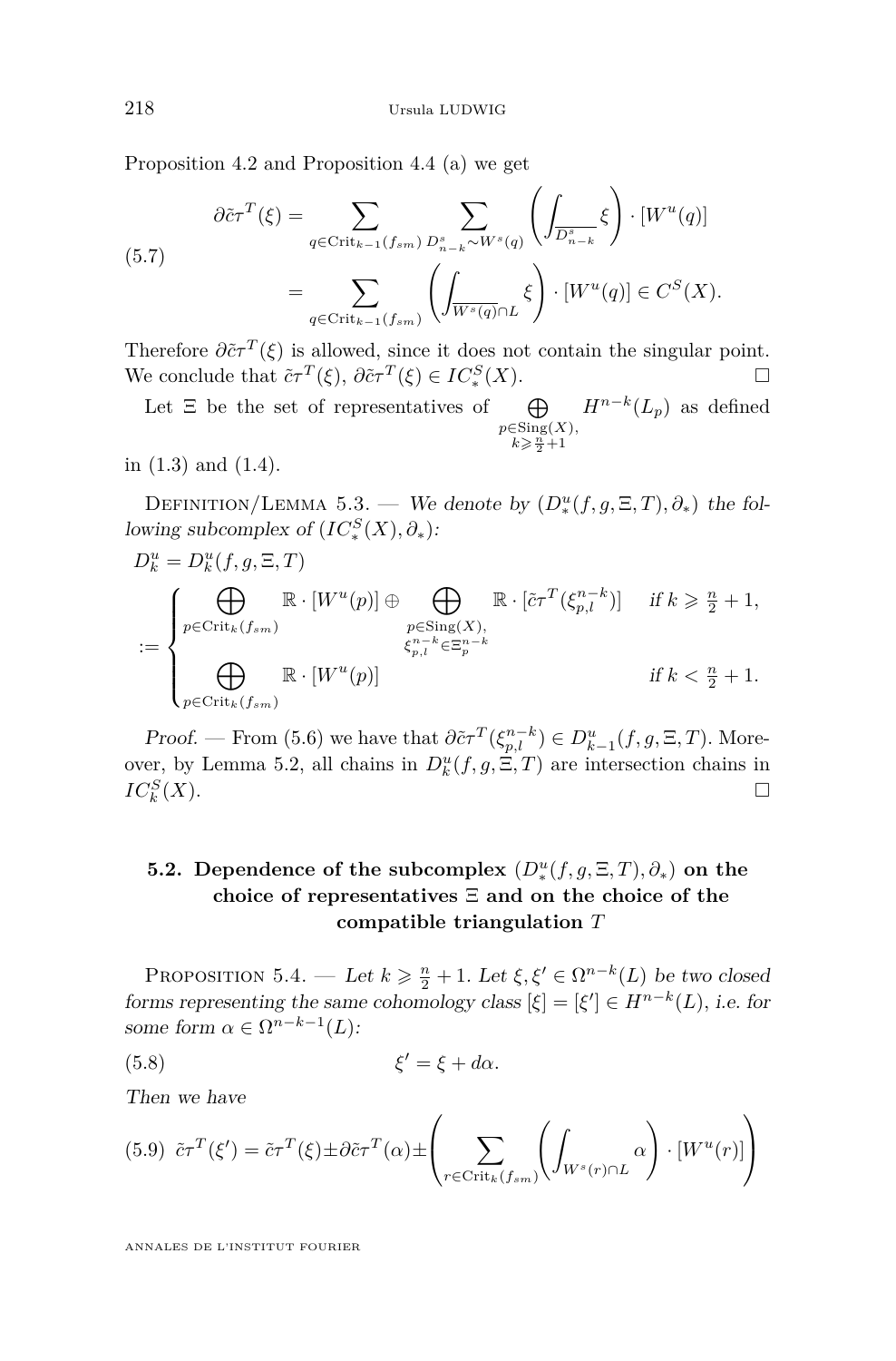Proposition 4.2 and Proposition 4.4 (a) we get

$$
\begin{aligned}
\partial\tilde{c}\tau^T(\xi) &= \sum_{q\in \mathrm{Crit}_{k-1}(f_{sm})} \sum_{D^s_{n-k}\sim W^s(q)} \left(\int_{\overline{D^s_{n-k}}} \xi\right)\cdot [W^u(q)] \\
&= \sum_{q\in \mathrm{Crit}_{k-1}(f_{sm})} \left(\int_{\overline{W^s(q)}\cap L} \xi\right)\cdot [W^u(q)] \in C^S(X).
\end{aligned} \tag{5.7}
$$

Therefore $\partial\tilde{c}\tau^T(\xi)$ is allowed, since it does not contain the singular point. We conclude that $\tilde{c}\tau^T(\xi)$, $\partial\tilde{c}\tau^T(\xi) \in IC^S_*(X)$. □

Let $\Xi$ be the set of representatives of $\bigoplus_{p\in\mathrm{Sing}(X),\, k\geqslant \frac{n}{2}+1} H^{n-k}(L_p)$ as defined in (1.3) and (1.4).

Definition/Lemma 5.3. — *We denote by $(D^u_*(f,g,\Xi,T),\partial_*)$ the following subcomplex of $(IC^S_*(X),\partial_*)$:*

$$
D^u_k = D^u_k(f,g,\Xi,T) := \begin{cases} \displaystyle\bigoplus_{p\in\mathrm{Crit}_k(f_{sm})} \mathbb{R}\cdot [W^u(p)] \oplus \bigoplus_{\substack{p\in\mathrm{Sing}(X),\\ \xi^{n-k}_{p,l}\in\Xi^{n-k}_p}} \mathbb{R}\cdot [\tilde{c}\tau^T(\xi^{n-k}_{p,l})] & \text{if } k\geqslant \frac{n}{2}+1, \\ \displaystyle\bigoplus_{p\in\mathrm{Crit}_k(f_{sm})} \mathbb{R}\cdot [W^u(p)] & \text{if } k< \frac{n}{2}+1. \end{cases}
$$

*Proof.* — From (5.6) we have that $\partial\tilde{c}\tau^T(\xi^{n-k}_{p,l}) \in D^u_{k-1}(f,g,\Xi,T)$. Moreover, by Lemma 5.2, all chains in $D^u_k(f,g,\Xi,T)$ are intersection chains in $IC^S_k(X)$. □

### 5.2. Dependence of the subcomplex $(D^u_*(f,g,\Xi,T),\partial_*)$ on the choice of representatives $\Xi$ and on the choice of the compatible triangulation $T$

Proposition 5.4. — *Let $k\geqslant \frac{n}{2}+1$. Let $\xi,\xi'\in\Omega^{n-k}(L)$ be two closed forms representing the same cohomology class $[\xi]=[\xi']\in H^{n-k}(L)$, i.e. for some form $\alpha\in\Omega^{n-k-1}(L)$:*

$$
\xi' = \xi + d\alpha. \tag{5.8}
$$

*Then we have*

$$
\tilde{c}\tau^T(\xi') = \tilde{c}\tau^T(\xi) \pm \partial\tilde{c}\tau^T(\alpha) \pm \left(\sum_{r\in\mathrm{Crit}_k(f_{sm})} \left(\int_{W^s(r)\cap L} \alpha\right)\cdot [W^u(r)]\right) \tag{5.9}
$$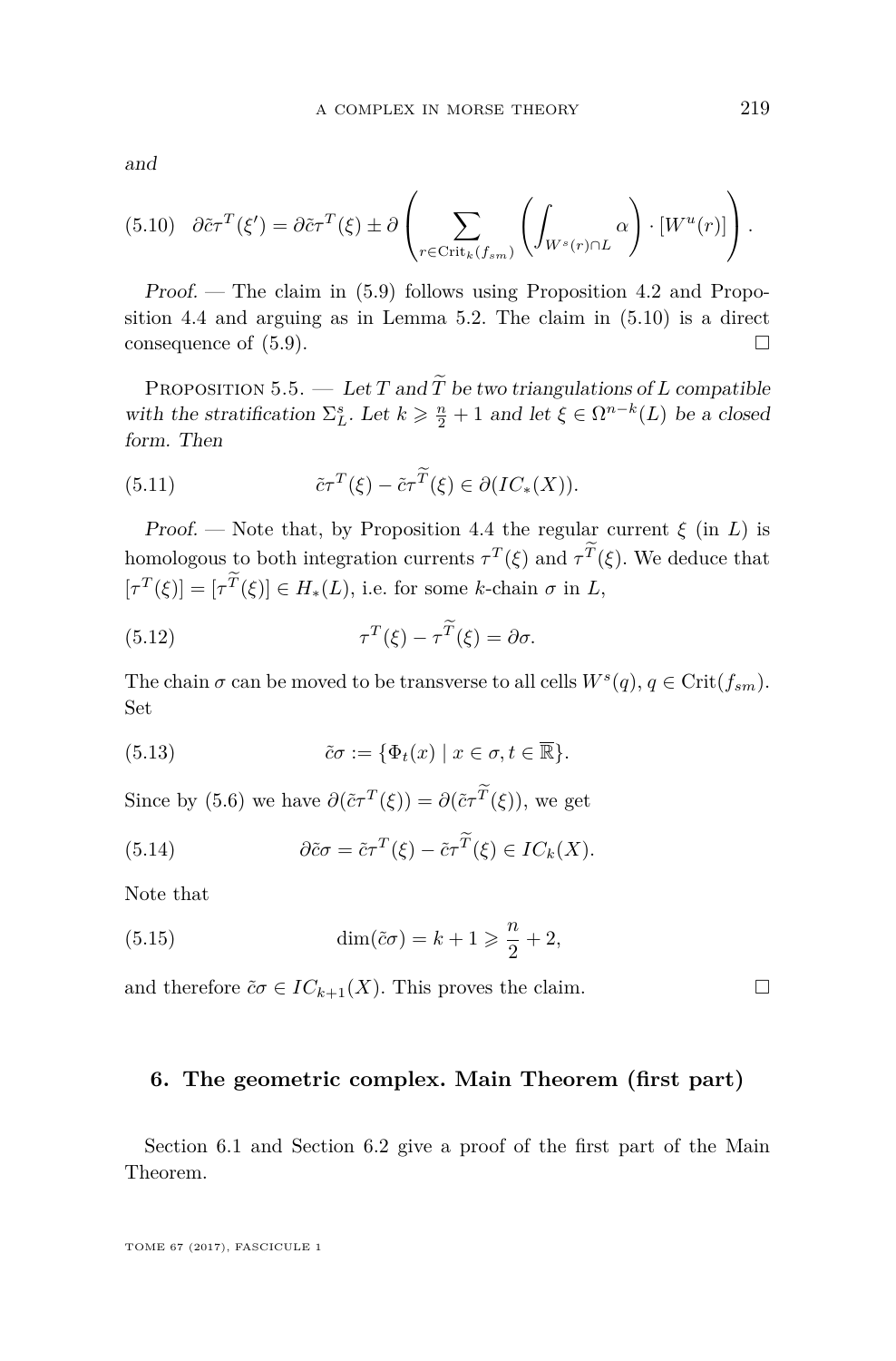and

$$\partial \tilde{c}\tau^T(\xi') = \partial \tilde{c}\tau^T(\xi) \pm \partial \left( \sum_{r \in \mathrm{Crit}_k(f_{sm})} \left( \int_{W^s(r)\cap L} \alpha \right) \cdot [W^u(r)] \right). \tag{5.10}$$

*Proof.* — The claim in (5.9) follows using Proposition 4.2 and Proposition 4.4 and arguing as in Lemma 5.2. The claim in (5.10) is a direct consequence of (5.9). □

Proposition 5.5. — *Let $T$ and $\widetilde{T}$ be two triangulations of $L$ compatible with the stratification $\Sigma^s_L$. Let $k \geqslant \frac{n}{2}+1$ and let $\xi \in \Omega^{n-k}(L)$ be a closed form. Then*

$$\tilde{c}\tau^T(\xi) - \tilde{c}\tau^{\widetilde{T}}(\xi) \in \partial(IC_*(X)). \tag{5.11}$$

*Proof.* — Note that, by Proposition 4.4 the regular current $\xi$ (in $L$) is homologous to both integration currents $\tau^T(\xi)$ and $\tau^{\widetilde{T}}(\xi)$. We deduce that $[\tau^T(\xi)] = [\tau^{\widetilde{T}}(\xi)] \in H_*(L)$, i.e. for some $k$-chain $\sigma$ in $L$,

$$\tau^T(\xi) - \tau^{\widetilde{T}}(\xi) = \partial\sigma. \tag{5.12}$$

The chain $\sigma$ can be moved to be transverse to all cells $W^s(q)$, $q \in \mathrm{Crit}(f_{sm})$. Set

$$\tilde{c}\sigma := \{\Phi_t(x) \mid x \in \sigma, t \in \overline{\mathbb{R}}\}. \tag{5.13}$$

Since by (5.6) we have $\partial(\tilde{c}\tau^T(\xi)) = \partial(\tilde{c}\tau^{\widetilde{T}}(\xi))$, we get

$$\partial\tilde{c}\sigma = \tilde{c}\tau^T(\xi) - \tilde{c}\tau^{\widetilde{T}}(\xi) \in IC_k(X). \tag{5.14}$$

Note that

$$\dim(\tilde{c}\sigma) = k+1 \geqslant \frac{n}{2} + 2, \tag{5.15}$$

and therefore $\tilde{c}\sigma \in IC_{k+1}(X)$. This proves the claim. □

## 6. The geometric complex. Main Theorem (first part)

Section 6.1 and Section 6.2 give a proof of the first part of the Main Theorem.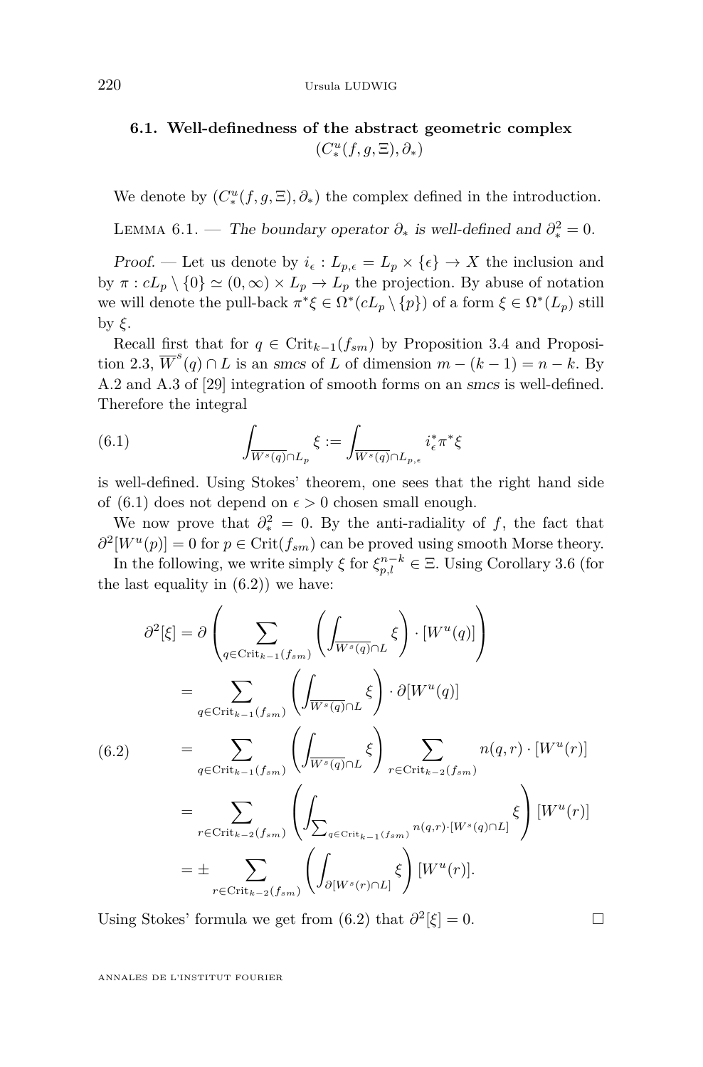### 6.1. Well-definedness of the abstract geometric complex $(C^u_*(f,g,\Xi),\partial_*)$

We denote by $(C^u_*(f,g,\Xi),\partial_*)$ the complex defined in the introduction.

Lemma 6.1. — *The boundary operator $\partial_*$ is well-defined and $\partial_*^2=0$.*

*Proof.* — Let us denote by $i_\epsilon : L_{p,\epsilon} = L_p \times \{\epsilon\} \to X$ the inclusion and by $\pi : cL_p \setminus \{0\} \simeq (0,\infty)\times L_p \to L_p$ the projection. By abuse of notation we will denote the pull-back $\pi^*\xi \in \Omega^*(cL_p \setminus \{p\})$ of a form $\xi \in \Omega^*(L_p)$ still by $\xi$.

Recall first that for $q \in \mathrm{Crit}_{k-1}(f_{sm})$ by Proposition 3.4 and Proposition 2.3, $\overline{W}^s(q)\cap L$ is an *smcs* of $L$ of dimension $m-(k-1)=n-k$. By A.2 and A.3 of [29] integration of smooth forms on an *smcs* is well-defined. Therefore the integral

$$\int_{\overline{W^s(q)}\cap L_p} \xi := \int_{\overline{W^s(q)}\cap L_{p,\epsilon}} i_\epsilon^*\pi^*\xi \tag{6.1}$$

is well-defined. Using Stokes' theorem, one sees that the right hand side of (6.1) does not depend on $\epsilon>0$ chosen small enough.

We now prove that $\partial_*^2=0$. By the anti-radiality of $f$, the fact that $\partial^2[W^u(p)]=0$ for $p\in\mathrm{Crit}(f_{sm})$ can be proved using smooth Morse theory.

In the following, we write simply $\xi$ for $\xi^{n-k}_{p,l}\in\Xi$. Using Corollary 3.6 (for the last equality in (6.2)) we have:

$$\begin{aligned}
\partial^2[\xi] &= \partial\left(\sum_{q\in\mathrm{Crit}_{k-1}(f_{sm})}\left(\int_{\overline{W^s(q)}\cap L}\xi\right)\cdot[W^u(q)]\right)\\
&= \sum_{q\in\mathrm{Crit}_{k-1}(f_{sm})}\left(\int_{\overline{W^s(q)}\cap L}\xi\right)\cdot\partial[W^u(q)]\\
&= \sum_{q\in\mathrm{Crit}_{k-1}(f_{sm})}\left(\int_{\overline{W^s(q)}\cap L}\xi\right)\sum_{r\in\mathrm{Crit}_{k-2}(f_{sm})}n(q,r)\cdot[W^u(r)]\\
&= \sum_{r\in\mathrm{Crit}_{k-2}(f_{sm})}\left(\int_{\sum_{q\in\mathrm{Crit}_{k-1}(f_{sm})}n(q,r)\cdot[W^s(q)\cap L]}\xi\right)[W^u(r)]\\
&= \pm\sum_{r\in\mathrm{Crit}_{k-2}(f_{sm})}\left(\int_{\partial[W^s(r)\cap L]}\xi\right)[W^u(r)].
\end{aligned}\tag{6.2}$$

Using Stokes' formula we get from (6.2) that $\partial^2[\xi]=0$. □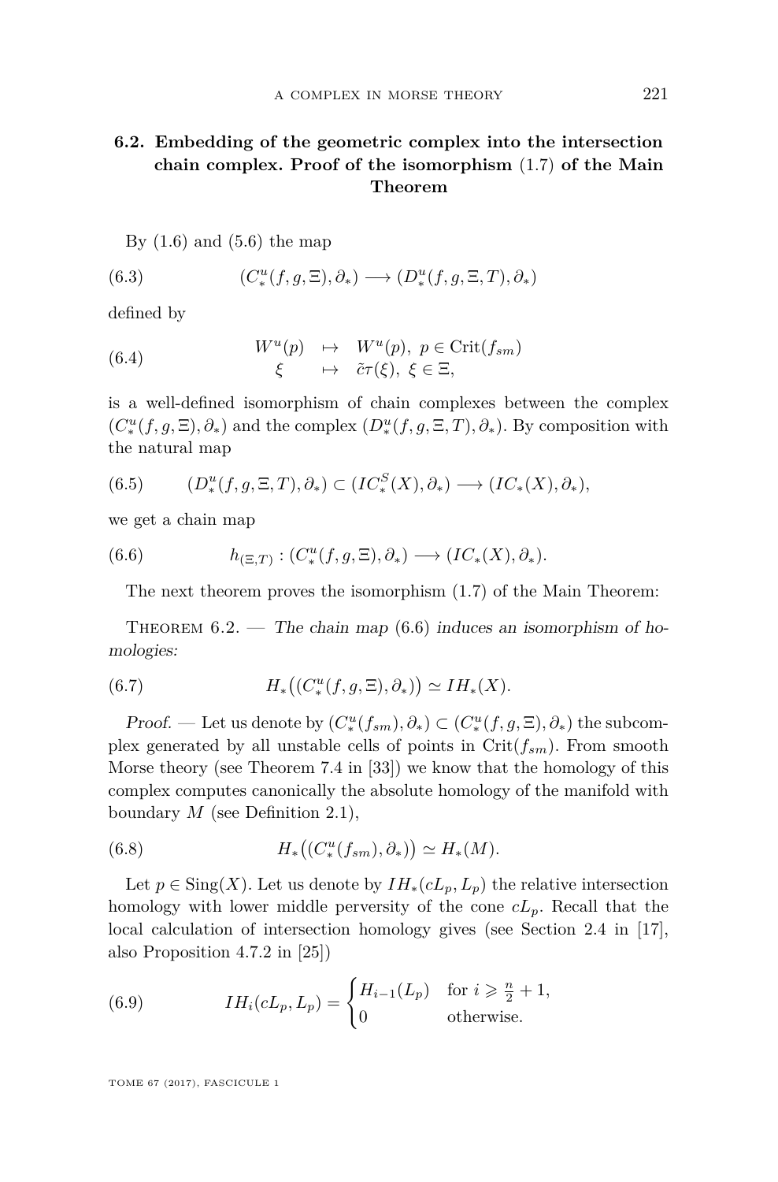### 6.2. Embedding of the geometric complex into the intersection chain complex. Proof of the isomorphism (1.7) of the Main Theorem

By (1.6) and (5.6) the map

$$(C_*^u(f,g,\Xi),\partial_*) \longrightarrow (D_*^u(f,g,\Xi,T),\partial_*) \tag{6.3}$$

defined by

$$\begin{array}{rcl} W^u(p) & \mapsto & W^u(p),\ p \in \mathrm{Crit}(f_{sm}) \\ \xi & \mapsto & \tilde{c}\tau(\xi),\ \xi \in \Xi, \end{array} \tag{6.4}$$

is a well-defined isomorphism of chain complexes between the complex $(C_*^u(f,g,\Xi),\partial_*)$ and the complex $(D_*^u(f,g,\Xi,T),\partial_*)$. By composition with the natural map

$$(D_*^u(f,g,\Xi,T),\partial_*) \subset (IC_*^S(X),\partial_*) \longrightarrow (IC_*(X),\partial_*), \tag{6.5}$$

we get a chain map

$$h_{(\Xi,T)} : (C_*^u(f,g,\Xi),\partial_*) \longrightarrow (IC_*(X),\partial_*). \tag{6.6}$$

The next theorem proves the isomorphism (1.7) of the Main Theorem:

Theorem 6.2. — *The chain map* (6.6) *induces an isomorphism of homologies:*

$$H_*\big((C_*^u(f,g,\Xi),\partial_*)\big) \simeq IH_*(X). \tag{6.7}$$

*Proof.* — Let us denote by $(C_*^u(f_{sm}),\partial_*) \subset (C_*^u(f,g,\Xi),\partial_*)$ the subcomplex generated by all unstable cells of points in $\mathrm{Crit}(f_{sm})$. From smooth Morse theory (see Theorem 7.4 in [33]) we know that the homology of this complex computes canonically the absolute homology of the manifold with boundary $M$ (see Definition 2.1),

$$H_*\big((C_*^u(f_{sm}),\partial_*)\big) \simeq H_*(M). \tag{6.8}$$

Let $p \in \mathrm{Sing}(X)$. Let us denote by $IH_*(cL_p, L_p)$ the relative intersection homology with lower middle perversity of the cone $cL_p$. Recall that the local calculation of intersection homology gives (see Section 2.4 in [17], also Proposition 4.7.2 in [25])

$$IH_i(cL_p, L_p) = \begin{cases} H_{i-1}(L_p) & \text{for } i \geqslant \frac{n}{2}+1, \\ 0 & \text{otherwise.} \end{cases} \tag{6.9}$$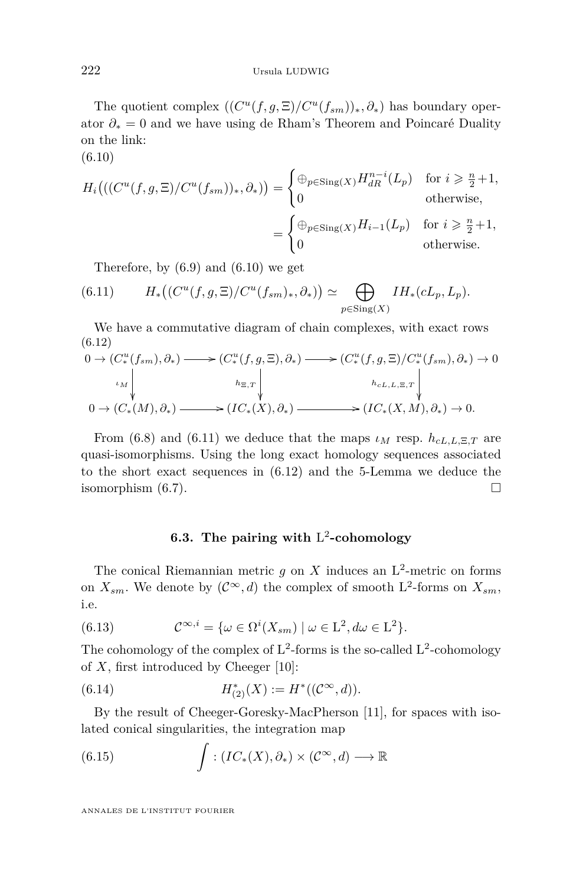The quotient complex $((C^u(f,g,\Xi)/C^u(f_{sm}))_*, \partial_*)$ has boundary operator $\partial_* = 0$ and we have using de Rham's Theorem and Poincaré Duality on the link:

(6.10)

$$
\begin{aligned}
H_i\big(((C^u(f,g,\Xi)/C^u(f_{sm}))_*, \partial_*)\big) &= \begin{cases} \oplus_{p\in \mathrm{Sing}(X)} H^{n-i}_{dR}(L_p) & \text{for } i \geqslant \frac{n}{2}+1, \\ 0 & \text{otherwise}, \end{cases} \\
&= \begin{cases} \oplus_{p\in \mathrm{Sing}(X)} H_{i-1}(L_p) & \text{for } i \geqslant \frac{n}{2}+1, \\ 0 & \text{otherwise}. \end{cases}
\end{aligned}
$$

Therefore, by (6.9) and (6.10) we get

$$
H_*\big((C^u(f,g,\Xi)/C^u(f_{sm})_*, \partial_*)\big) \simeq \bigoplus_{p\in \mathrm{Sing}(X)} IH_*(cL_p, L_p). \tag{6.11}
$$

We have a commutative diagram of chain complexes, with exact rows

(6.12)

$$
\begin{array}{ccccccccc}
0 \to & (C^u_*(f_{sm}), \partial_*) & \longrightarrow & (C^u_*(f,g,\Xi), \partial_*) & \longrightarrow & (C^u_*(f,g,\Xi)/C^u_*(f_{sm}), \partial_*) & \to 0 \\
& \Big\downarrow {\scriptstyle \iota_M} & & \Big\downarrow {\scriptstyle h_{\Xi,T}} & & \Big\downarrow {\scriptstyle h_{cL,L,\Xi,T}} & \\
0 \to & (C_*(M), \partial_*) & \longrightarrow & (IC_*(X), \partial_*) & \longrightarrow & (IC_*(X,M), \partial_*) & \to 0.
\end{array}
$$

From (6.8) and (6.11) we deduce that the maps $\iota_M$ resp. $h_{cL,L,\Xi,T}$ are quasi-isomorphisms. Using the long exact homology sequences associated to the short exact sequences in (6.12) and the 5-Lemma we deduce the isomorphism (6.7). $\square$

### 6.3. The pairing with $\mathrm{L}^2$-cohomology

The conical Riemannian metric $g$ on $X$ induces an $\mathrm{L}^2$-metric on forms on $X_{sm}$. We denote by $(\mathcal{C}^\infty, d)$ the complex of smooth $\mathrm{L}^2$-forms on $X_{sm}$, i.e.

$$
\mathcal{C}^{\infty,i} = \{\omega \in \Omega^i(X_{sm}) \mid \omega \in \mathrm{L}^2, d\omega \in \mathrm{L}^2\}. \tag{6.13}
$$

The cohomology of the complex of $\mathrm{L}^2$-forms is the so-called $\mathrm{L}^2$-cohomology of $X$, first introduced by Cheeger [10]:

$$
H^*_{(2)}(X) := H^*((\mathcal{C}^\infty, d)). \tag{6.14}
$$

By the result of Cheeger-Goresky-MacPherson [11], for spaces with isolated conical singularities, the integration map

$$
\int : (IC_*(X), \partial_*) \times (\mathcal{C}^\infty, d) \longrightarrow \mathbb{R} \tag{6.15}
$$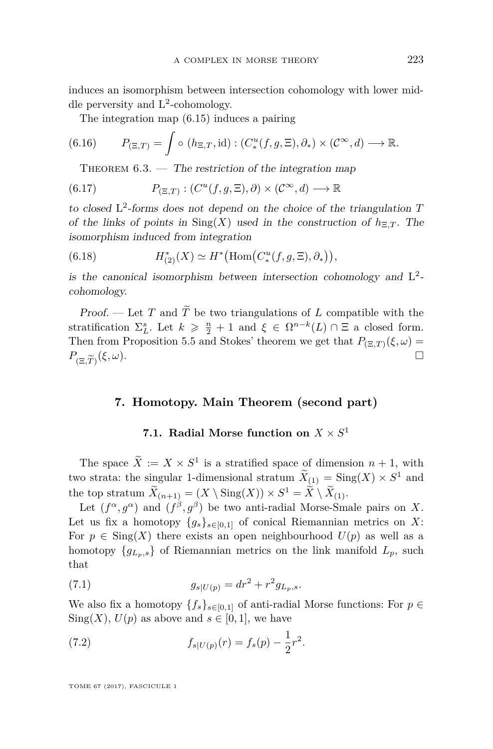induces an isomorphism between intersection cohomology with lower middle perversity and $L^2$-cohomology.

The integration map (6.15) induces a pairing

$$P_{(\Xi,T)} = \int \circ\, (h_{\Xi,T}, \mathrm{id}) : (C^u_*(f,g,\Xi), \partial_*) \times (\mathcal{C}^\infty, d) \longrightarrow \mathbb{R}. \tag{6.16}$$

Theorem 6.3. — *The restriction of the integration map*

$$P_{(\Xi,T)} : (C^u(f,g,\Xi), \partial) \times (\mathcal{C}^\infty, d) \longrightarrow \mathbb{R} \tag{6.17}$$

*to closed $L^2$-forms does not depend on the choice of the triangulation $T$ of the links of points in $\mathrm{Sing}(X)$ used in the construction of $h_{\Xi,T}$. The isomorphism induced from integration*

$$H^*_{(2)}(X) \simeq H^*\big(\mathrm{Hom}\big(C^u_*(f,g,\Xi), \partial_*\big)\big), \tag{6.18}$$

*is the canonical isomorphism between intersection cohomology and $L^2$-cohomology.*

*Proof.* — Let $T$ and $\widetilde{T}$ be two triangulations of $L$ compatible with the stratification $\Sigma^s_L$. Let $k \geqslant \frac{n}{2} + 1$ and $\xi \in \Omega^{n-k}(L) \cap \Xi$ a closed form. Then from Proposition 5.5 and Stokes' theorem we get that $P_{(\Xi,T)}(\xi,\omega) = P_{(\Xi,\widetilde{T})}(\xi,\omega)$. □

## 7. Homotopy. Main Theorem (second part)

### 7.1. Radial Morse function on $X \times S^1$

The space $\widetilde{X} := X \times S^1$ is a stratified space of dimension $n+1$, with two strata: the singular 1-dimensional stratum $\widetilde{X}_{(1)} = \mathrm{Sing}(X) \times S^1$ and the top stratum $\widetilde{X}_{(n+1)} = (X \setminus \mathrm{Sing}(X)) \times S^1 = \widetilde{X} \setminus \widetilde{X}_{(1)}$.

Let $(f^\alpha, g^\alpha)$ and $(f^\beta, g^\beta)$ be two anti-radial Morse-Smale pairs on $X$. Let us fix a homotopy $\{g_s\}_{s\in[0,1]}$ of conical Riemannian metrics on $X$: For $p \in \mathrm{Sing}(X)$ there exists an open neighbourhood $U(p)$ as well as a homotopy $\{g_{L_p,s}\}$ of Riemannian metrics on the link manifold $L_p$, such that

$$g_{s|U(p)} = dr^2 + r^2 g_{L_p,s}. \tag{7.1}$$

We also fix a homotopy $\{f_s\}_{s\in[0,1]}$ of anti-radial Morse functions: For $p \in \mathrm{Sing}(X)$, $U(p)$ as above and $s \in [0,1]$, we have

$$f_{s|U(p)}(r) = f_s(p) - \frac{1}{2}r^2. \tag{7.2}$$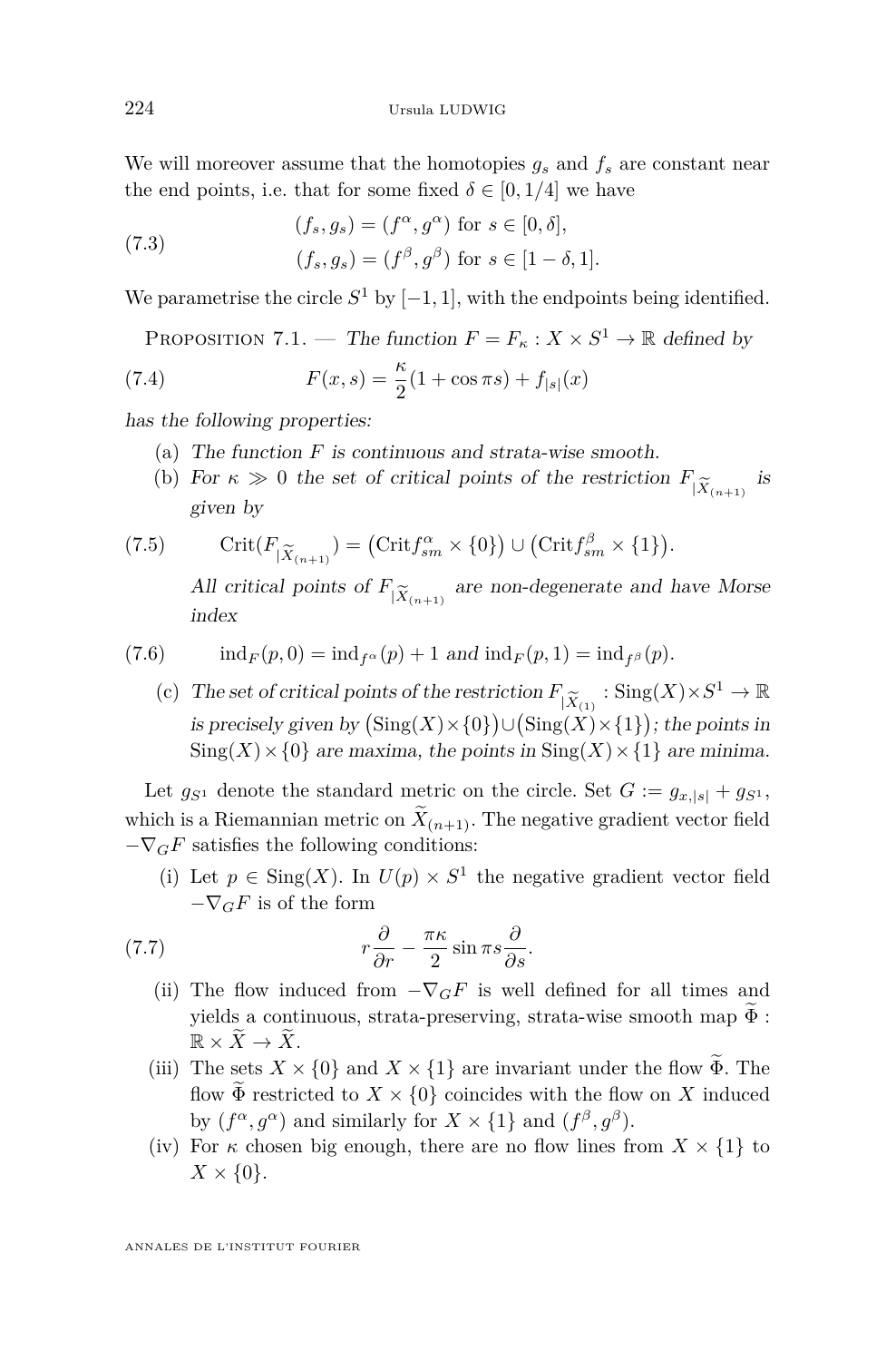We will moreover assume that the homotopies $g_s$ and $f_s$ are constant near the end points, i.e. that for some fixed $\delta \in [0, 1/4]$ we have

$$(f_s, g_s) = (f^\alpha, g^\alpha) \text{ for } s \in [0, \delta],$$
$$(f_s, g_s) = (f^\beta, g^\beta) \text{ for } s \in [1 - \delta, 1]. \tag{7.3}$$

We parametrise the circle $S^1$ by $[-1, 1]$, with the endpoints being identified.

Proposition 7.1. — *The function $F = F_\kappa : X \times S^1 \to \mathbb{R}$ defined by*

$$F(x, s) = \frac{\kappa}{2}(1 + \cos \pi s) + f_{|s|}(x) \tag{7.4}$$

*has the following properties:*

(a) *The function $F$ is continuous and strata-wise smooth.*

(b) *For $\kappa \gg 0$ the set of critical points of the restriction $F_{|\widetilde{X}_{(n+1)}}$ is given by*

$$\operatorname{Crit}(F_{|\widetilde{X}_{(n+1)}}) = \big(\operatorname{Crit} f^\alpha_{sm} \times \{0\}\big) \cup \big(\operatorname{Crit} f^\beta_{sm} \times \{1\}\big). \tag{7.5}$$

*All critical points of $F_{|\widetilde{X}_{(n+1)}}$ are non-degenerate and have Morse index*

$$\operatorname{ind}_F(p, 0) = \operatorname{ind}_{f^\alpha}(p) + 1 \text{ and } \operatorname{ind}_F(p, 1) = \operatorname{ind}_{f^\beta}(p). \tag{7.6}$$

(c) *The set of critical points of the restriction $F_{|\widetilde{X}_{(1)}} : \operatorname{Sing}(X) \times S^1 \to \mathbb{R}$ is precisely given by $\big(\operatorname{Sing}(X) \times \{0\}\big) \cup \big(\operatorname{Sing}(X) \times \{1\}\big)$; the points in $\operatorname{Sing}(X) \times \{0\}$ are maxima, the points in $\operatorname{Sing}(X) \times \{1\}$ are minima.*

Let $g_{S^1}$ denote the standard metric on the circle. Set $G := g_{x,|s|} + g_{S^1}$, which is a Riemannian metric on $\widetilde{X}_{(n+1)}$. The negative gradient vector field $-\nabla_G F$ satisfies the following conditions:

(i) Let $p \in \operatorname{Sing}(X)$. In $U(p) \times S^1$ the negative gradient vector field $-\nabla_G F$ is of the form

$$r\frac{\partial}{\partial r} - \frac{\pi\kappa}{2} \sin \pi s \frac{\partial}{\partial s}. \tag{7.7}$$

(ii) The flow induced from $-\nabla_G F$ is well defined for all times and yields a continuous, strata-preserving, strata-wise smooth map $\widetilde{\Phi} : \mathbb{R} \times \widetilde{X} \to \widetilde{X}$.

(iii) The sets $X \times \{0\}$ and $X \times \{1\}$ are invariant under the flow $\widetilde{\Phi}$. The flow $\widetilde{\Phi}$ restricted to $X \times \{0\}$ coincides with the flow on $X$ induced by $(f^\alpha, g^\alpha)$ and similarly for $X \times \{1\}$ and $(f^\beta, g^\beta)$.

(iv) For $\kappa$ chosen big enough, there are no flow lines from $X \times \{1\}$ to $X \times \{0\}$.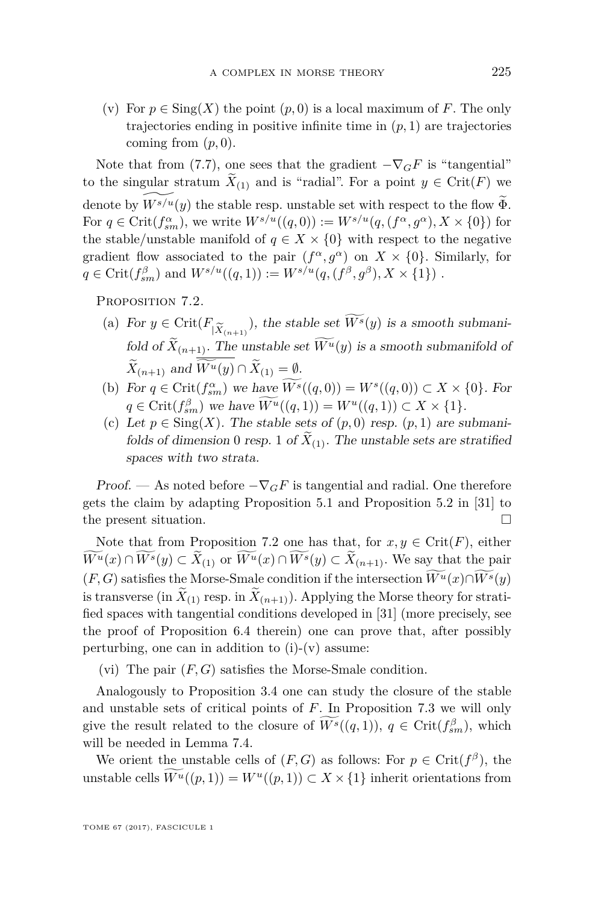(v) For $p \in \mathrm{Sing}(X)$ the point $(p, 0)$ is a local maximum of $F$. The only trajectories ending in positive infinite time in $(p, 1)$ are trajectories coming from $(p, 0)$.

Note that from (7.7), one sees that the gradient $-\nabla_G F$ is "tangential" to the singular stratum $\widetilde{X}_{(1)}$ and is "radial". For a point $y \in \mathrm{Crit}(F)$ we denote by $\widetilde{W^{s/u}}(y)$ the stable resp. unstable set with respect to the flow $\widetilde{\Phi}$. For $q \in \mathrm{Crit}(f^{\alpha}_{sm})$, we write $W^{s/u}((q, 0)) := W^{s/u}(q, (f^{\alpha}, g^{\alpha}), X \times \{0\})$ for the stable/unstable manifold of $q \in X \times \{0\}$ with respect to the negative gradient flow associated to the pair $(f^{\alpha}, g^{\alpha})$ on $X \times \{0\}$. Similarly, for $q \in \mathrm{Crit}(f^{\beta}_{sm})$ and $W^{s/u}((q, 1)) := W^{s/u}(q, (f^{\beta}, g^{\beta}), X \times \{1\})$ .

Proposition 7.2.

(a) *For $y \in \mathrm{Crit}(F_{|\widetilde{X}_{(n+1)}})$, the stable set $\widetilde{W^s}(y)$ is a smooth submanifold of $\widetilde{X}_{(n+1)}$. The unstable set $\widetilde{W^u}(y)$ is a smooth submanifold of $\widetilde{X}_{(n+1)}$ and $\overline{\widetilde{W^u}(y)} \cap \widetilde{X}_{(1)} = \emptyset$.*

(b) *For $q \in \mathrm{Crit}(f^{\alpha}_{sm})$ we have $\widetilde{W^s}((q, 0)) = W^s((q, 0)) \subset X \times \{0\}$. For $q \in \mathrm{Crit}(f^{\beta}_{sm})$ we have $\widetilde{W^u}((q, 1)) = W^u((q, 1)) \subset X \times \{1\}$.*

(c) *Let $p \in \mathrm{Sing}(X)$. The stable sets of $(p, 0)$ resp. $(p, 1)$ are submanifolds of dimension 0 resp. 1 of $\widetilde{X}_{(1)}$. The unstable sets are stratified spaces with two strata.*

*Proof.* — As noted before $-\nabla_G F$ is tangential and radial. One therefore gets the claim by adapting Proposition 5.1 and Proposition 5.2 in [31] to the present situation. □

Note that from Proposition 7.2 one has that, for $x, y \in \mathrm{Crit}(F)$, either $\widetilde{W^u}(x) \cap \widetilde{W^s}(y) \subset \widetilde{X}_{(1)}$ or $\widetilde{W^u}(x) \cap \widetilde{W^s}(y) \subset \widetilde{X}_{(n+1)}$. We say that the pair $(F, G)$ satisfies the Morse-Smale condition if the intersection $\widetilde{W^u}(x) \cap \widetilde{W^s}(y)$ is transverse (in $\widetilde{X}_{(1)}$ resp. in $\widetilde{X}_{(n+1)}$). Applying the Morse theory for stratified spaces with tangential conditions developed in [31] (more precisely, see the proof of Proposition 6.4 therein) one can prove that, after possibly perturbing, one can in addition to (i)-(v) assume:

(vi) The pair $(F, G)$ satisfies the Morse-Smale condition.

Analogously to Proposition 3.4 one can study the closure of the stable and unstable sets of critical points of $F$. In Proposition 7.3 we will only give the result related to the closure of $\widetilde{W^s}((q, 1))$, $q \in \mathrm{Crit}(f^{\beta}_{sm})$, which will be needed in Lemma 7.4.

We orient the unstable cells of $(F, G)$ as follows: For $p \in \mathrm{Crit}(f^{\beta})$, the unstable cells $\widetilde{W^u}((p, 1)) = W^u((p, 1)) \subset X \times \{1\}$ inherit orientations from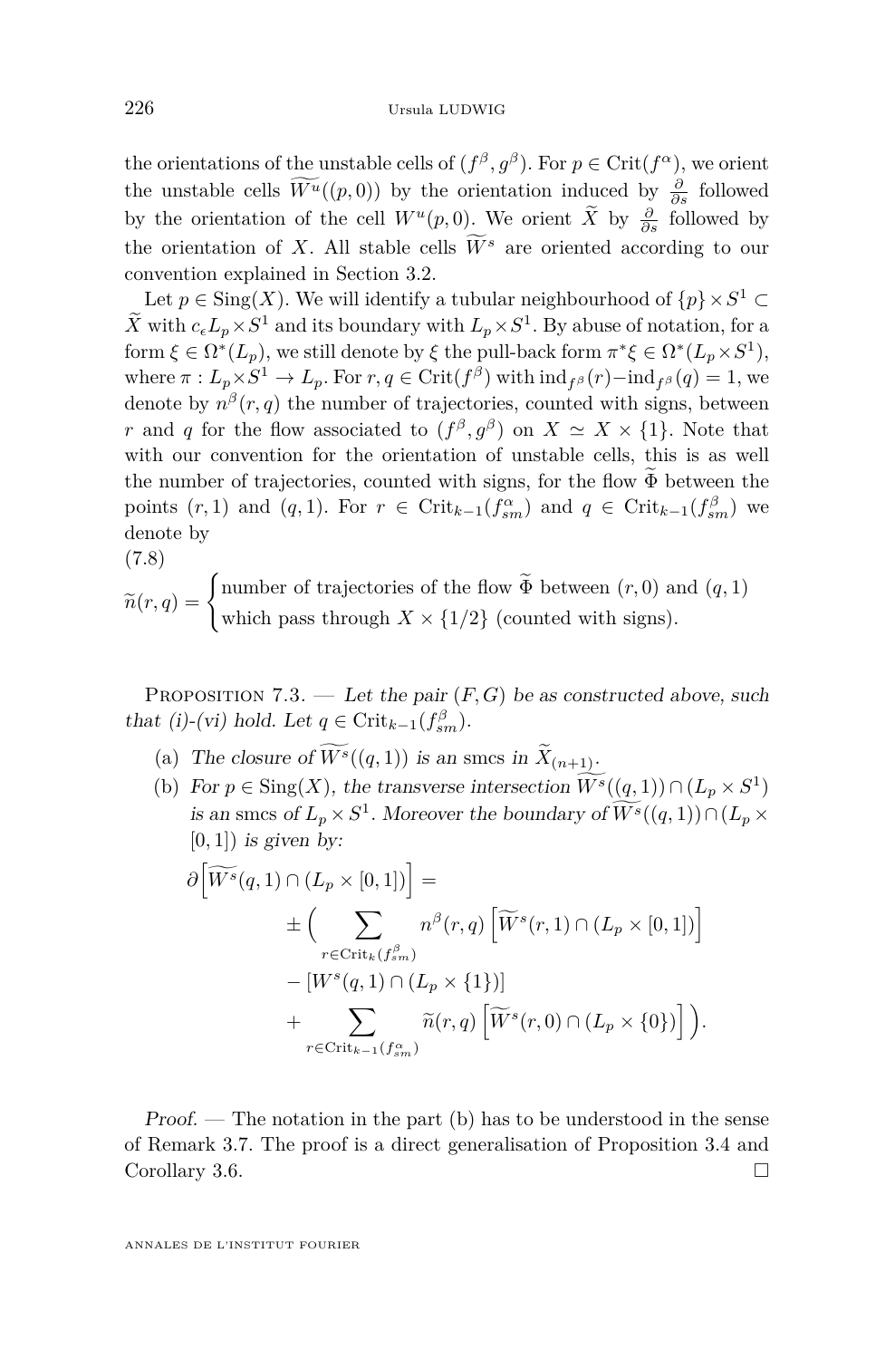the orientations of the unstable cells of $(f^\beta, g^\beta)$. For $p \in \mathrm{Crit}(f^\alpha)$, we orient the unstable cells $\widetilde{W^u}((p,0))$ by the orientation induced by $\frac{\partial}{\partial s}$ followed by the orientation of the cell $W^u(p,0)$. We orient $\widetilde{X}$ by $\frac{\partial}{\partial s}$ followed by the orientation of $X$. All stable cells $\widetilde{W^s}$ are oriented according to our convention explained in Section 3.2.

Let $p \in \mathrm{Sing}(X)$. We will identify a tubular neighbourhood of $\{p\} \times S^1 \subset \widetilde{X}$ with $c_\epsilon L_p \times S^1$ and its boundary with $L_p \times S^1$. By abuse of notation, for a form $\xi \in \Omega^*(L_p)$, we still denote by $\xi$ the pull-back form $\pi^*\xi \in \Omega^*(L_p \times S^1)$, where $\pi : L_p \times S^1 \to L_p$. For $r, q \in \mathrm{Crit}(f^\beta)$ with $\mathrm{ind}_{f^\beta}(r) - \mathrm{ind}_{f^\beta}(q) = 1$, we denote by $n^\beta(r,q)$ the number of trajectories, counted with signs, between $r$ and $q$ for the flow associated to $(f^\beta, g^\beta)$ on $X \simeq X \times \{1\}$. Note that with our convention for the orientation of unstable cells, this is as well the number of trajectories, counted with signs, for the flow $\widetilde{\Phi}$ between the points $(r,1)$ and $(q,1)$. For $r \in \mathrm{Crit}_{k-1}(f^\alpha_{sm})$ and $q \in \mathrm{Crit}_{k-1}(f^\beta_{sm})$ we denote by

(7.8)

$$\widetilde{n}(r,q) = \begin{cases} \text{number of trajectories of the flow } \widetilde{\Phi} \text{ between } (r,0) \text{ and } (q,1) \\ \text{which pass through } X \times \{1/2\} \text{ (counted with signs).} \end{cases}$$

Proposition 7.3. — *Let the pair $(F,G)$ be as constructed above, such that (i)-(vi) hold. Let $q \in \mathrm{Crit}_{k-1}(f^\beta_{sm})$.*

(a) *The closure of $\widetilde{W^s}((q,1))$ is an smcs in $\widetilde{X}_{(n+1)}$.*

(b) *For $p \in \mathrm{Sing}(X)$, the transverse intersection $\widetilde{W^s}((q,1)) \cap (L_p \times S^1)$ is an smcs of $L_p \times S^1$. Moreover the boundary of $\widetilde{W^s}((q,1)) \cap (L_p \times [0,1])$ is given by:*

$$\begin{aligned}
\partial\Big[\widetilde{W^s}(q,1) \cap (L_p \times [0,1])\Big] = \\
\pm \Big( \sum_{r \in \mathrm{Crit}_k(f^\beta_{sm})} & n^\beta(r,q) \Big[\widetilde{W^s}(r,1) \cap (L_p \times [0,1])\Big] \\
&- [W^s(q,1) \cap (L_p \times \{1\})] \\
&+ \sum_{r \in \mathrm{Crit}_{k-1}(f^\alpha_{sm})} \widetilde{n}(r,q) \Big[\widetilde{W^s}(r,0) \cap (L_p \times \{0\})\Big] \Big).
\end{aligned}$$

*Proof.* — The notation in the part (b) has to be understood in the sense of Remark 3.7. The proof is a direct generalisation of Proposition 3.4 and Corollary 3.6. □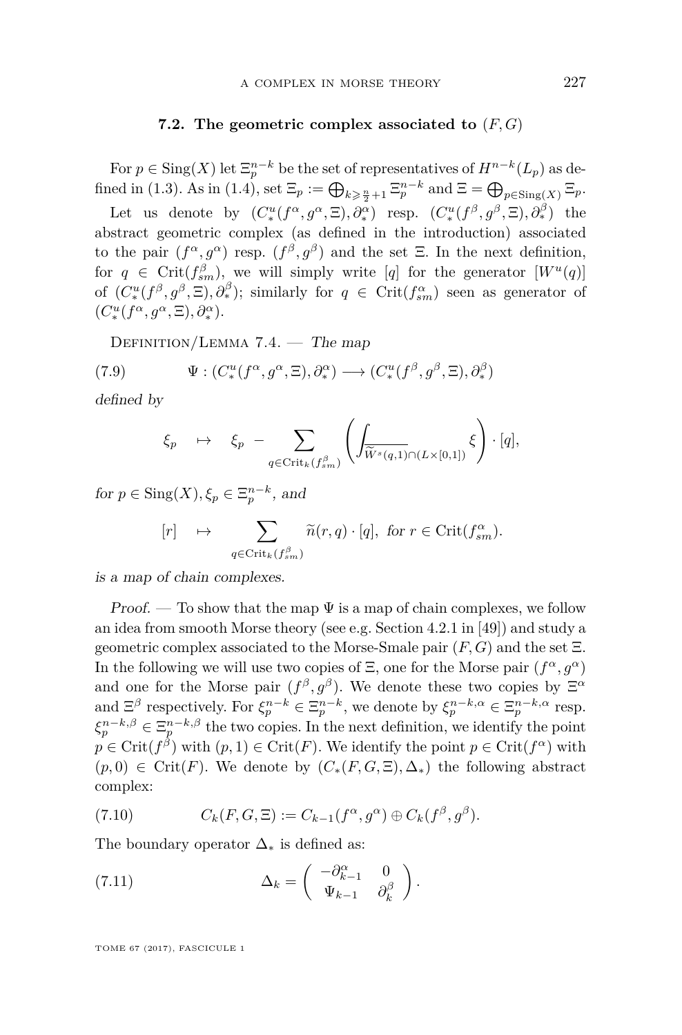### 7.2. The geometric complex associated to $(F, G)$

For $p \in \mathrm{Sing}(X)$ let $\Xi_p^{n-k}$ be the set of representatives of $H^{n-k}(L_p)$ as defined in (1.3). As in (1.4), set $\Xi_p := \bigoplus_{k \geqslant \frac{n}{2}+1} \Xi_p^{n-k}$ and $\Xi = \bigoplus_{p \in \mathrm{Sing}(X)} \Xi_p$.

Let us denote by $(C_*^u(f^\alpha, g^\alpha, \Xi), \partial_*^\alpha)$ resp. $(C_*^u(f^\beta, g^\beta, \Xi), \partial_*^\beta)$ the abstract geometric complex (as defined in the introduction) associated to the pair $(f^\alpha, g^\alpha)$ resp. $(f^\beta, g^\beta)$ and the set $\Xi$. In the next definition, for $q \in \mathrm{Crit}(f^\beta_{sm})$, we will simply write $[q]$ for the generator $[W^u(q)]$ of $(C_*^u(f^\beta, g^\beta, \Xi), \partial_*^\beta)$; similarly for $q \in \mathrm{Crit}(f^\alpha_{sm})$ seen as generator of $(C_*^u(f^\alpha, g^\alpha, \Xi), \partial_*^\alpha)$.

Definition/Lemma 7.4. — *The map*

$$\Psi : (C_*^u(f^\alpha, g^\alpha, \Xi), \partial_*^\alpha) \longrightarrow (C_*^u(f^\beta, g^\beta, \Xi), \partial_*^\beta) \tag{7.9}$$

*defined by*

$$\xi_p \quad \mapsto \quad \xi_p \; - \sum_{q \in \mathrm{Crit}_k(f^\beta_{sm})} \left( \int_{\overline{\widetilde{W}^s(q,1) \cap (L \times [0,1])}} \xi \right) \cdot [q],$$

*for* $p \in \mathrm{Sing}(X), \xi_p \in \Xi_p^{n-k}$*, and*

$$[r] \quad \mapsto \quad \sum_{q \in \mathrm{Crit}_k(f^\beta_{sm})} \widetilde{n}(r,q) \cdot [q], \;\; \text{for } r \in \mathrm{Crit}(f^\alpha_{sm}).$$

*is a map of chain complexes.*

*Proof.* — To show that the map $\Psi$ is a map of chain complexes, we follow an idea from smooth Morse theory (see e.g. Section 4.2.1 in [49]) and study a geometric complex associated to the Morse-Smale pair $(F, G)$ and the set $\Xi$. In the following we will use two copies of $\Xi$, one for the Morse pair $(f^\alpha, g^\alpha)$ and one for the Morse pair $(f^\beta, g^\beta)$. We denote these two copies by $\Xi^\alpha$ and $\Xi^\beta$ respectively. For $\xi_p^{n-k} \in \Xi_p^{n-k}$, we denote by $\xi_p^{n-k,\alpha} \in \Xi_p^{n-k,\alpha}$ resp. $\xi_p^{n-k,\beta} \in \Xi_p^{n-k,\beta}$ the two copies. In the next definition, we identify the point $p \in \mathrm{Crit}(f^\beta)$ with $(p, 1) \in \mathrm{Crit}(F)$. We identify the point $p \in \mathrm{Crit}(f^\alpha)$ with $(p, 0) \in \mathrm{Crit}(F)$. We denote by $(C_*(F, G, \Xi), \Delta_*)$ the following abstract complex:

$$C_k(F, G, \Xi) := C_{k-1}(f^\alpha, g^\alpha) \oplus C_k(f^\beta, g^\beta). \tag{7.10}$$

The boundary operator $\Delta_*$ is defined as:

$$\Delta_k = \begin{pmatrix} -\partial^\alpha_{k-1} & 0 \\ \Psi_{k-1} & \partial^\beta_k \end{pmatrix}. \tag{7.11}$$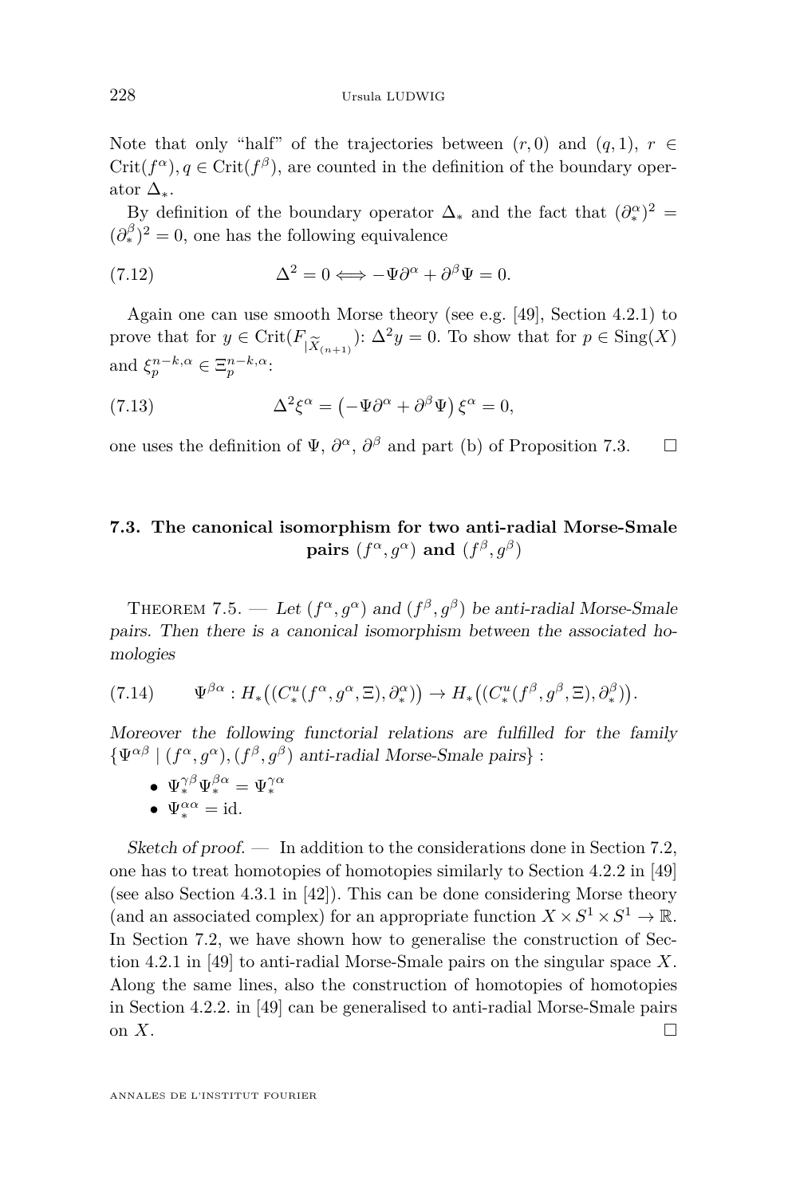Note that only "half" of the trajectories between $(r, 0)$ and $(q, 1)$, $r \in \operatorname{Crit}(f^\alpha), q \in \operatorname{Crit}(f^\beta)$, are counted in the definition of the boundary operator $\Delta_*$.

By definition of the boundary operator $\Delta_*$ and the fact that $(\partial_*^\alpha)^2 = (\partial_*^\beta)^2 = 0$, one has the following equivalence

$$\Delta^2 = 0 \Longleftrightarrow -\Psi\partial^\alpha + \partial^\beta \Psi = 0. \tag{7.12}$$

Again one can use smooth Morse theory (see e.g. [49], Section 4.2.1) to prove that for $y \in \operatorname{Crit}(F_{|\widetilde{X}_{(n+1)}})$: $\Delta^2 y = 0$. To show that for $p \in \operatorname{Sing}(X)$ and $\xi_p^{n-k,\alpha} \in \Xi_p^{n-k,\alpha}$:

$$\Delta^2 \xi^\alpha = \left(-\Psi\partial^\alpha + \partial^\beta \Psi\right)\xi^\alpha = 0, \tag{7.13}$$

one uses the definition of $\Psi$, $\partial^\alpha$, $\partial^\beta$ and part (b) of Proposition 7.3. □

## 7.3. The canonical isomorphism for two anti-radial Morse-Smale pairs $(f^\alpha, g^\alpha)$ and $(f^\beta, g^\beta)$

Theorem 7.5. — *Let $(f^\alpha, g^\alpha)$ and $(f^\beta, g^\beta)$ be anti-radial Morse-Smale pairs. Then there is a canonical isomorphism between the associated homologies*

$$\Psi^{\beta\alpha} : H_*\big((C_*^u(f^\alpha, g^\alpha, \Xi), \partial_*^\alpha)\big) \to H_*\big((C_*^u(f^\beta, g^\beta, \Xi), \partial_*^\beta)\big). \tag{7.14}$$

*Moreover the following functorial relations are fulfilled for the family $\{\Psi^{\alpha\beta} \mid (f^\alpha, g^\alpha), (f^\beta, g^\beta) \text{ anti-radial Morse-Smale pairs}\}$ :*

- $\Psi_*^{\gamma\beta}\Psi_*^{\beta\alpha} = \Psi_*^{\gamma\alpha}$
- $\Psi_*^{\alpha\alpha} = \mathrm{id}.$

*Sketch of proof.* — In addition to the considerations done in Section 7.2, one has to treat homotopies of homotopies similarly to Section 4.2.2 in [49] (see also Section 4.3.1 in [42]). This can be done considering Morse theory (and an associated complex) for an appropriate function $X \times S^1 \times S^1 \to \mathbb{R}$. In Section 7.2, we have shown how to generalise the construction of Section 4.2.1 in [49] to anti-radial Morse-Smale pairs on the singular space $X$. Along the same lines, also the construction of homotopies of homotopies in Section 4.2.2. in [49] can be generalised to anti-radial Morse-Smale pairs on $X$. □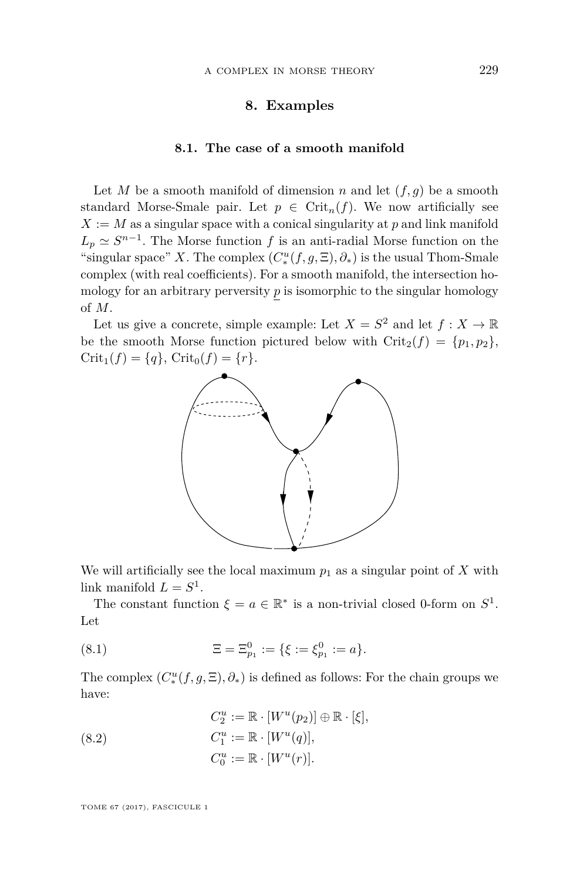## 8. Examples

### 8.1. The case of a smooth manifold

Let $M$ be a smooth manifold of dimension $n$ and let $(f, g)$ be a smooth standard Morse-Smale pair. Let $p \in \mathrm{Crit}_n(f)$. We now artificially see $X := M$ as a singular space with a conical singularity at $p$ and link manifold $L_p \simeq S^{n-1}$. The Morse function $f$ is an anti-radial Morse function on the "singular space" $X$. The complex $(C^u_*(f, g, \Xi), \partial_*)$ is the usual Thom-Smale complex (with real coefficients). For a smooth manifold, the intersection homology for an arbitrary perversity $\underline{p}$ is isomorphic to the singular homology of $M$.

Let us give a concrete, simple example: Let $X = S^2$ and let $f : X \to \mathbb{R}$ be the smooth Morse function pictured below with $\mathrm{Crit}_2(f) = \{p_1, p_2\}$, $\mathrm{Crit}_1(f) = \{q\}$, $\mathrm{Crit}_0(f) = \{r\}$.

We will artificially see the local maximum $p_1$ as a singular point of $X$ with link manifold $L = S^1$.

The constant function $\xi = a \in \mathbb{R}^*$ is a non-trivial closed 0-form on $S^1$. Let

$$\Xi = \Xi^0_{p_1} := \{\xi := \xi^0_{p_1} := a\}. \tag{8.1}$$

The complex $(C^u_*(f, g, \Xi), \partial_*)$ is defined as follows: For the chain groups we have:

$$\begin{aligned} C^u_2 &:= \mathbb{R} \cdot [W^u(p_2)] \oplus \mathbb{R} \cdot [\xi], \\ C^u_1 &:= \mathbb{R} \cdot [W^u(q)], \\ C^u_0 &:= \mathbb{R} \cdot [W^u(r)]. \end{aligned} \tag{8.2}$$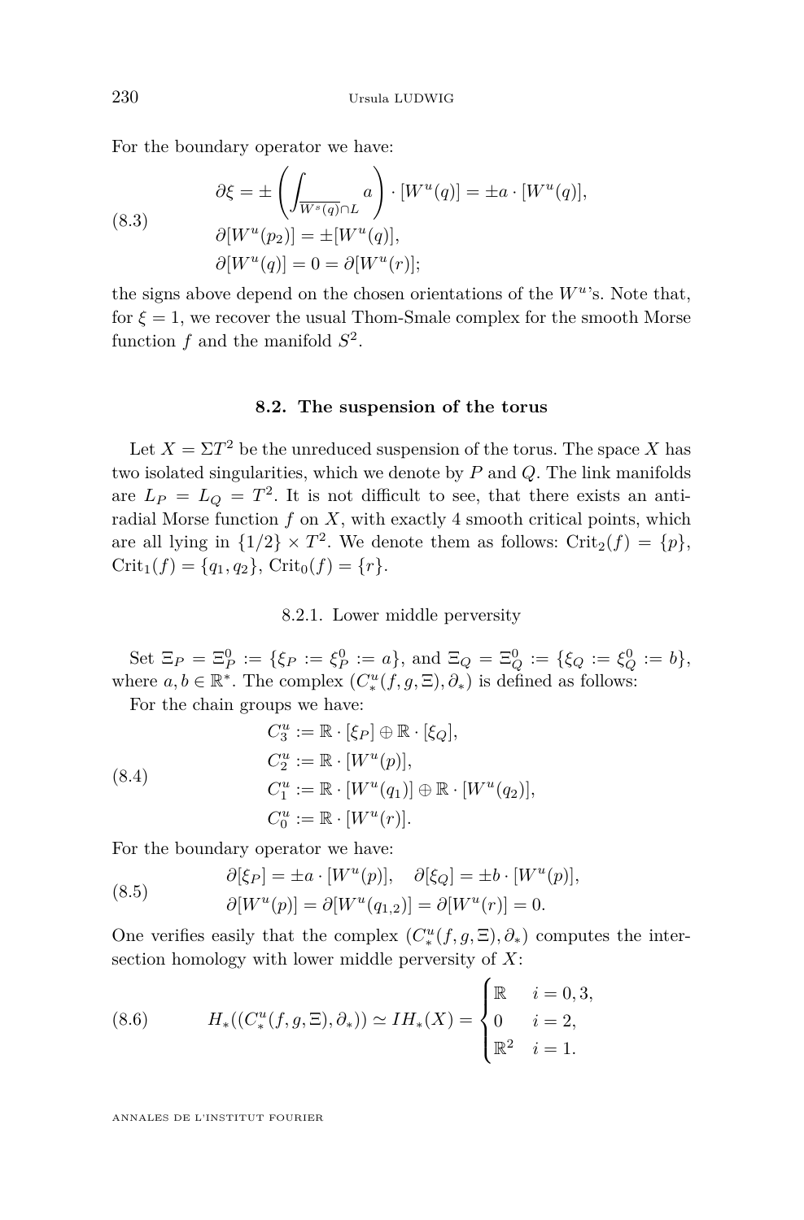For the boundary operator we have:

$$
\begin{aligned}
\partial\xi &= \pm\left(\int_{\overline{W^s(q)}\cap L} a\right)\cdot[W^u(q)] = \pm a\cdot[W^u(q)],\\
\partial[W^u(p_2)] &= \pm[W^u(q)],\\
\partial[W^u(q)] &= 0 = \partial[W^u(r)];
\end{aligned}
\tag{8.3}
$$

the signs above depend on the chosen orientations of the $W^u$'s. Note that, for $\xi = 1$, we recover the usual Thom-Smale complex for the smooth Morse function $f$ and the manifold $S^2$.

### 8.2. The suspension of the torus

Let $X = \Sigma T^2$ be the unreduced suspension of the torus. The space $X$ has two isolated singularities, which we denote by $P$ and $Q$. The link manifolds are $L_P = L_Q = T^2$. It is not difficult to see, that there exists an anti-radial Morse function $f$ on $X$, with exactly 4 smooth critical points, which are all lying in $\{1/2\}\times T^2$. We denote them as follows: $\mathrm{Crit}_2(f) = \{p\}$, $\mathrm{Crit}_1(f) = \{q_1, q_2\}$, $\mathrm{Crit}_0(f) = \{r\}$.

#### 8.2.1. Lower middle perversity

Set $\Xi_P = \Xi_P^0 := \{\xi_P := \xi_P^0 := a\}$, and $\Xi_Q = \Xi_Q^0 := \{\xi_Q := \xi_Q^0 := b\}$, where $a, b \in \mathbb{R}^*$. The complex $(C_*^u(f,g,\Xi),\partial_*)$ is defined as follows:

For the chain groups we have:

$$
\begin{aligned}
C_3^u &:= \mathbb{R}\cdot[\xi_P]\oplus\mathbb{R}\cdot[\xi_Q],\\
C_2^u &:= \mathbb{R}\cdot[W^u(p)],\\
C_1^u &:= \mathbb{R}\cdot[W^u(q_1)]\oplus\mathbb{R}\cdot[W^u(q_2)],\\
C_0^u &:= \mathbb{R}\cdot[W^u(r)].
\end{aligned}
\tag{8.4}
$$

For the boundary operator we have:

$$
\begin{aligned}
&\partial[\xi_P] = \pm a\cdot[W^u(p)],\quad \partial[\xi_Q] = \pm b\cdot[W^u(p)],\\
&\partial[W^u(p)] = \partial[W^u(q_{1,2})] = \partial[W^u(r)] = 0.
\end{aligned}
\tag{8.5}
$$

One verifies easily that the complex $(C_*^u(f,g,\Xi),\partial_*)$ computes the intersection homology with lower middle perversity of $X$:

$$
H_*((C_*^u(f,g,\Xi),\partial_*)) \simeq IH_*(X) = \begin{cases} \mathbb{R} & i = 0,3,\\ 0 & i = 2,\\ \mathbb{R}^2 & i = 1. \end{cases}
\tag{8.6}
$$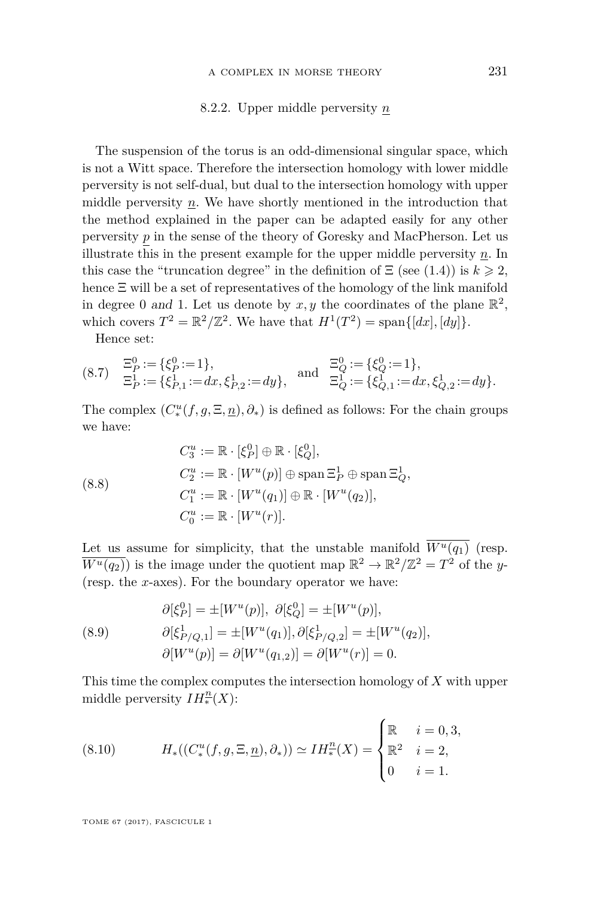### 8.2.2. Upper middle perversity $\underline{n}$

The suspension of the torus is an odd-dimensional singular space, which is not a Witt space. Therefore the intersection homology with lower middle perversity is not self-dual, but dual to the intersection homology with upper middle perversity $\underline{n}$. We have shortly mentioned in the introduction that the method explained in the paper can be adapted easily for any other perversity $\underline{p}$ in the sense of the theory of Goresky and MacPherson. Let us illustrate this in the present example for the upper middle perversity $\underline{n}$. In this case the "truncation degree" in the definition of $\Xi$ (see (1.4)) is $k \geqslant 2$, hence $\Xi$ will be a set of representatives of the homology of the link manifold in degree 0 *and* 1. Let us denote by $x, y$ the coordinates of the plane $\mathbb{R}^2$, which covers $T^2 = \mathbb{R}^2/\mathbb{Z}^2$. We have that $H^1(T^2) = \operatorname{span}\{[dx], [dy]\}$.

Hence set:

$$
\begin{array}{ll}
\Xi^0_P := \{\xi^0_P := 1\}, & \Xi^0_Q := \{\xi^0_Q := 1\}, \\
\Xi^1_P := \{\xi^1_{P,1} := dx, \xi^1_{P,2} := dy\}, \quad \text{and} & \Xi^1_Q := \{\xi^1_{Q,1} := dx, \xi^1_{Q,2} := dy\}.
\end{array}
\tag{8.7}
$$

The complex $(C^u_*(f, g, \Xi, \underline{n}), \partial_*)$ is defined as follows: For the chain groups we have:

$$
\begin{aligned}
C^u_3 &:= \mathbb{R} \cdot [\xi^0_P] \oplus \mathbb{R} \cdot [\xi^0_Q], \\
C^u_2 &:= \mathbb{R} \cdot [W^u(p)] \oplus \operatorname{span} \Xi^1_P \oplus \operatorname{span} \Xi^1_Q, \\
C^u_1 &:= \mathbb{R} \cdot [W^u(q_1)] \oplus \mathbb{R} \cdot [W^u(q_2)], \\
C^u_0 &:= \mathbb{R} \cdot [W^u(r)].
\end{aligned}
\tag{8.8}
$$

Let us assume for simplicity, that the unstable manifold $\overline{W^u(q_1)}$ (resp. $\overline{W^u(q_2)}$) is the image under the quotient map $\mathbb{R}^2 \to \mathbb{R}^2/\mathbb{Z}^2 = T^2$ of the $y$- (resp. the $x$-axes). For the boundary operator we have:

$$
\begin{aligned}
&\partial[\xi^0_P] = \pm[W^u(p)], \ \partial[\xi^0_Q] = \pm[W^u(p)], \\
&\partial[\xi^1_{P/Q,1}] = \pm[W^u(q_1)], \partial[\xi^1_{P/Q,2}] = \pm[W^u(q_2)], \\
&\partial[W^u(p)] = \partial[W^u(q_{1,2})] = \partial[W^u(r)] = 0.
\end{aligned}
\tag{8.9}
$$

This time the complex computes the intersection homology of $X$ with upper middle perversity $IH^{\underline{n}}_*(X)$:

$$
H_*((C^u_*(f, g, \Xi, \underline{n}), \partial_*)) \simeq IH^{\underline{n}}_*(X) = \begin{cases} \mathbb{R} & i = 0, 3, \\ \mathbb{R}^2 & i = 2, \\ 0 & i = 1. \end{cases}
\tag{8.10}
$$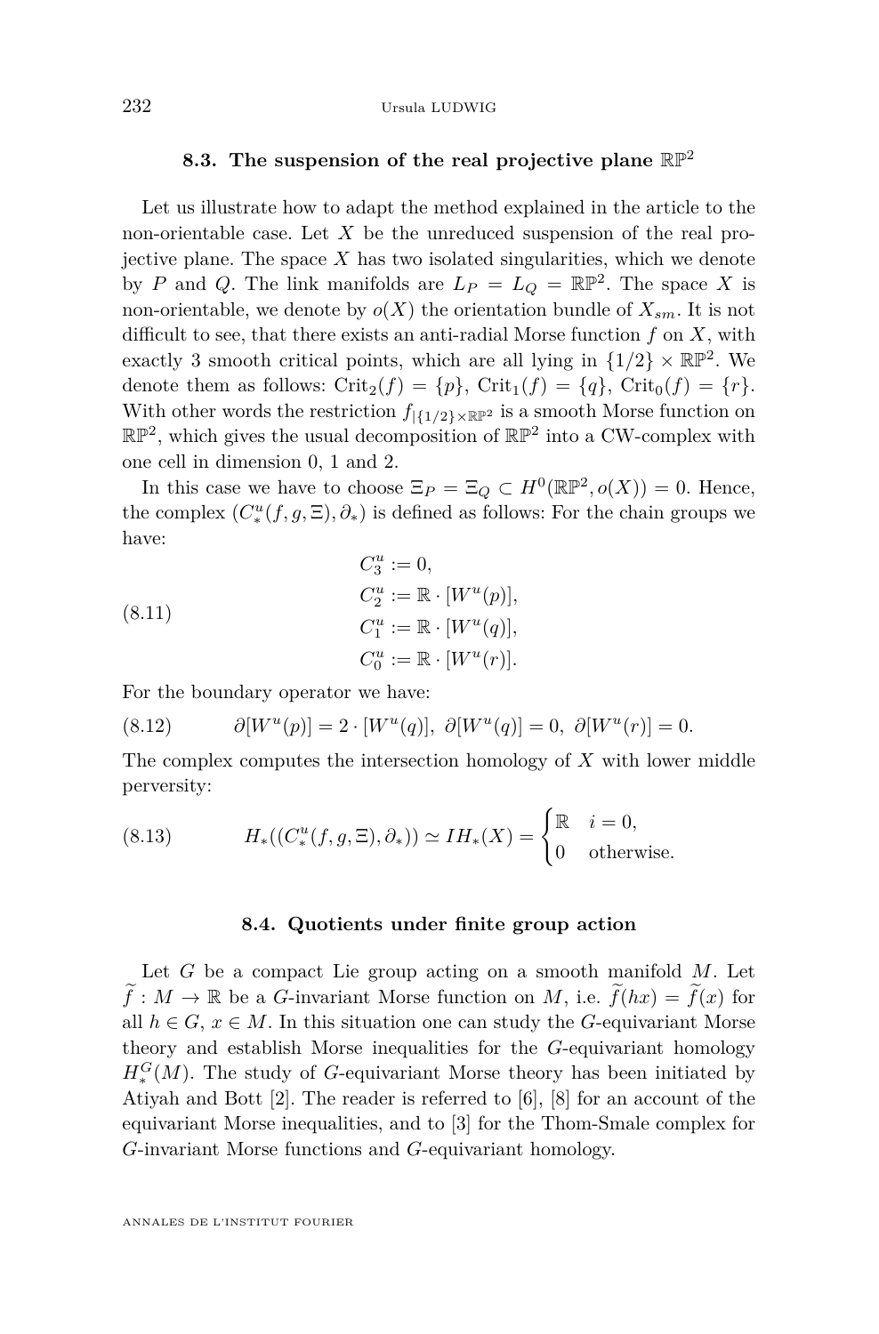### 8.3. The suspension of the real projective plane $\mathbb{RP}^2$

Let us illustrate how to adapt the method explained in the article to the non-orientable case. Let $X$ be the unreduced suspension of the real projective plane. The space $X$ has two isolated singularities, which we denote by $P$ and $Q$. The link manifolds are $L_P = L_Q = \mathbb{RP}^2$. The space $X$ is non-orientable, we denote by $o(X)$ the orientation bundle of $X_{sm}$. It is not difficult to see, that there exists an anti-radial Morse function $f$ on $X$, with exactly 3 smooth critical points, which are all lying in $\{1/2\} \times \mathbb{RP}^2$. We denote them as follows: $\mathrm{Crit}_2(f) = \{p\}$, $\mathrm{Crit}_1(f) = \{q\}$, $\mathrm{Crit}_0(f) = \{r\}$. With other words the restriction $f_{|\{1/2\}\times\mathbb{RP}^2}$ is a smooth Morse function on $\mathbb{RP}^2$, which gives the usual decomposition of $\mathbb{RP}^2$ into a CW-complex with one cell in dimension 0, 1 and 2.

In this case we have to choose $\Xi_P = \Xi_Q \subset H^0(\mathbb{RP}^2, o(X)) = 0$. Hence, the complex $(C^u_*(f,g,\Xi), \partial_*)$ is defined as follows: For the chain groups we have:

$$
\begin{aligned}
C^u_3 &:= 0, \\
C^u_2 &:= \mathbb{R}\cdot[W^u(p)], \\
C^u_1 &:= \mathbb{R}\cdot[W^u(q)], \\
C^u_0 &:= \mathbb{R}\cdot[W^u(r)].
\end{aligned} \tag{8.11}
$$

For the boundary operator we have:

$$
\partial[W^u(p)] = 2\cdot[W^u(q)],\ \partial[W^u(q)] = 0,\ \partial[W^u(r)] = 0. \tag{8.12}
$$

The complex computes the intersection homology of $X$ with lower middle perversity:

$$
H_*((C^u_*(f,g,\Xi),\partial_*)) \simeq IH_*(X) = \begin{cases} \mathbb{R} & i = 0, \\ 0 & \text{otherwise.} \end{cases} \tag{8.13}
$$

### 8.4. Quotients under finite group action

Let $G$ be a compact Lie group acting on a smooth manifold $M$. Let $\widetilde{f} : M \to \mathbb{R}$ be a $G$-invariant Morse function on $M$, i.e. $\widetilde{f}(hx) = \widetilde{f}(x)$ for all $h \in G$, $x \in M$. In this situation one can study the $G$-equivariant Morse theory and establish Morse inequalities for the $G$-equivariant homology $H^G_*(M)$. The study of $G$-equivariant Morse theory has been initiated by Atiyah and Bott [2]. The reader is referred to [6], [8] for an account of the equivariant Morse inequalities, and to [3] for the Thom-Smale complex for $G$-invariant Morse functions and $G$-equivariant homology.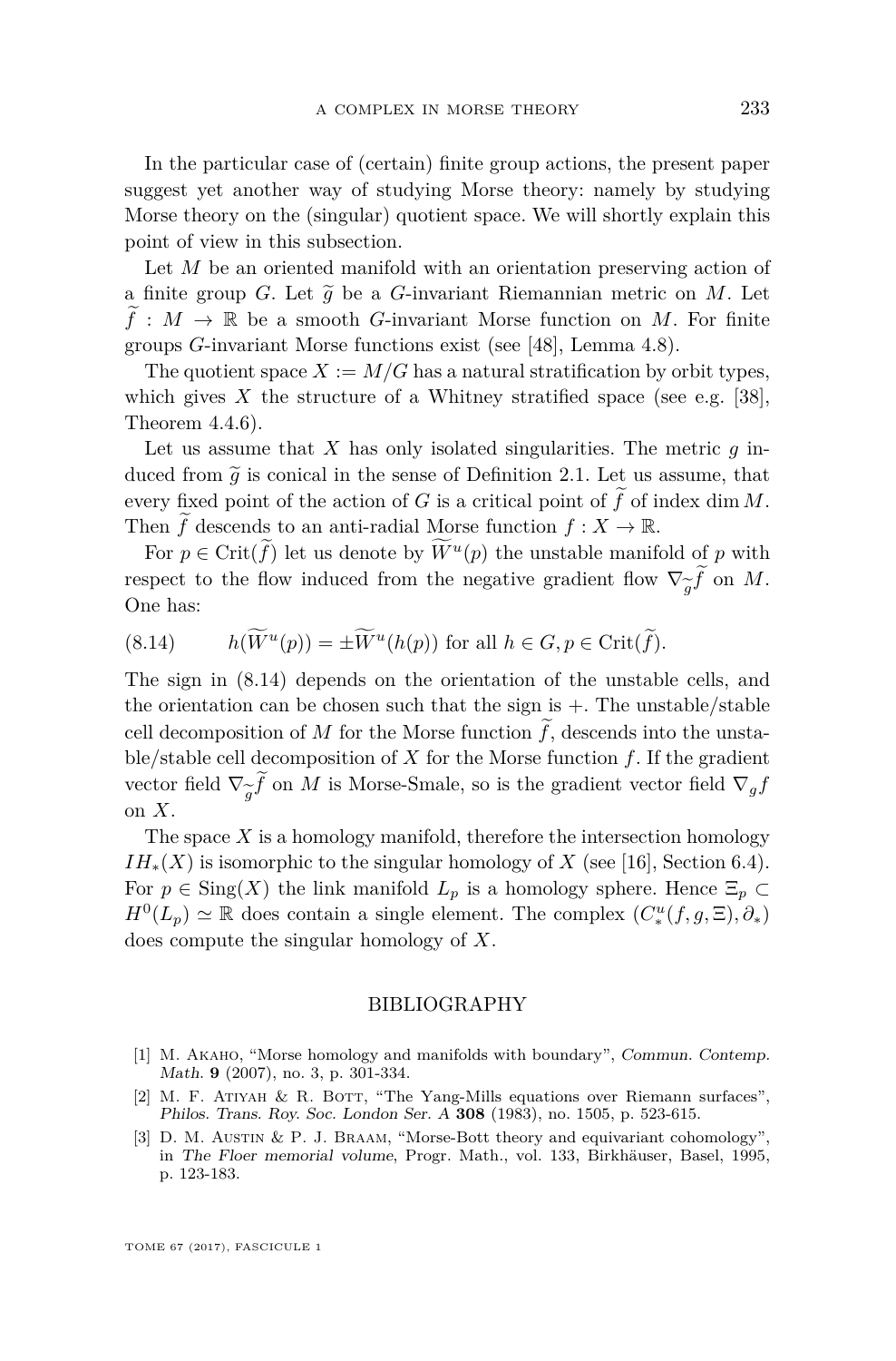In the particular case of (certain) finite group actions, the present paper suggest yet another way of studying Morse theory: namely by studying Morse theory on the (singular) quotient space. We will shortly explain this point of view in this subsection.

Let $M$ be an oriented manifold with an orientation preserving action of a finite group $G$. Let $\widetilde{g}$ be a $G$-invariant Riemannian metric on $M$. Let $\widetilde{f} : M \to \mathbb{R}$ be a smooth $G$-invariant Morse function on $M$. For finite groups $G$-invariant Morse functions exist (see [48], Lemma 4.8).

The quotient space $X := M/G$ has a natural stratification by orbit types, which gives $X$ the structure of a Whitney stratified space (see e.g. [38], Theorem 4.4.6).

Let us assume that $X$ has only isolated singularities. The metric $g$ induced from $\widetilde{g}$ is conical in the sense of Definition 2.1. Let us assume, that every fixed point of the action of $G$ is a critical point of $\widetilde{f}$ of index $\dim M$. Then $\widetilde{f}$ descends to an anti-radial Morse function $f : X \to \mathbb{R}$.

For $p \in \mathrm{Crit}(\widetilde{f})$ let us denote by $\widetilde{W}^u(p)$ the unstable manifold of $p$ with respect to the flow induced from the negative gradient flow $\nabla_{\widetilde{g}}\widetilde{f}$ on $M$. One has:

$$h(\widetilde{W}^u(p)) = \pm \widetilde{W}^u(h(p)) \text{ for all } h \in G, p \in \mathrm{Crit}(\widetilde{f}). \tag{8.14}$$

The sign in (8.14) depends on the orientation of the unstable cells, and the orientation can be chosen such that the sign is $+$. The unstable/stable cell decomposition of $M$ for the Morse function $\widetilde{f}$, descends into the unstable/stable cell decomposition of $X$ for the Morse function $f$. If the gradient vector field $\nabla_{\widetilde{g}}\widetilde{f}$ on $M$ is Morse-Smale, so is the gradient vector field $\nabla_g f$ on $X$.

The space $X$ is a homology manifold, therefore the intersection homology $IH_*(X)$ is isomorphic to the singular homology of $X$ (see [16], Section 6.4). For $p \in \mathrm{Sing}(X)$ the link manifold $L_p$ is a homology sphere. Hence $\Xi_p \subset H^0(L_p) \simeq \mathbb{R}$ does contain a single element. The complex $(C_*^u(f, g, \Xi), \partial_*)$ does compute the singular homology of $X$.

## BIBLIOGRAPHY

[1] M. Akaho, "Morse homology and manifolds with boundary", *Commun. Contemp. Math.* **9** (2007), no. 3, p. 301-334.

[2] M. F. Atiyah & R. Bott, "The Yang-Mills equations over Riemann surfaces", *Philos. Trans. Roy. Soc. London Ser. A* **308** (1983), no. 1505, p. 523-615.

[3] D. M. Austin & P. J. Braam, "Morse-Bott theory and equivariant cohomology", in *The Floer memorial volume*, Progr. Math., vol. 133, Birkhäuser, Basel, 1995, p. 123-183.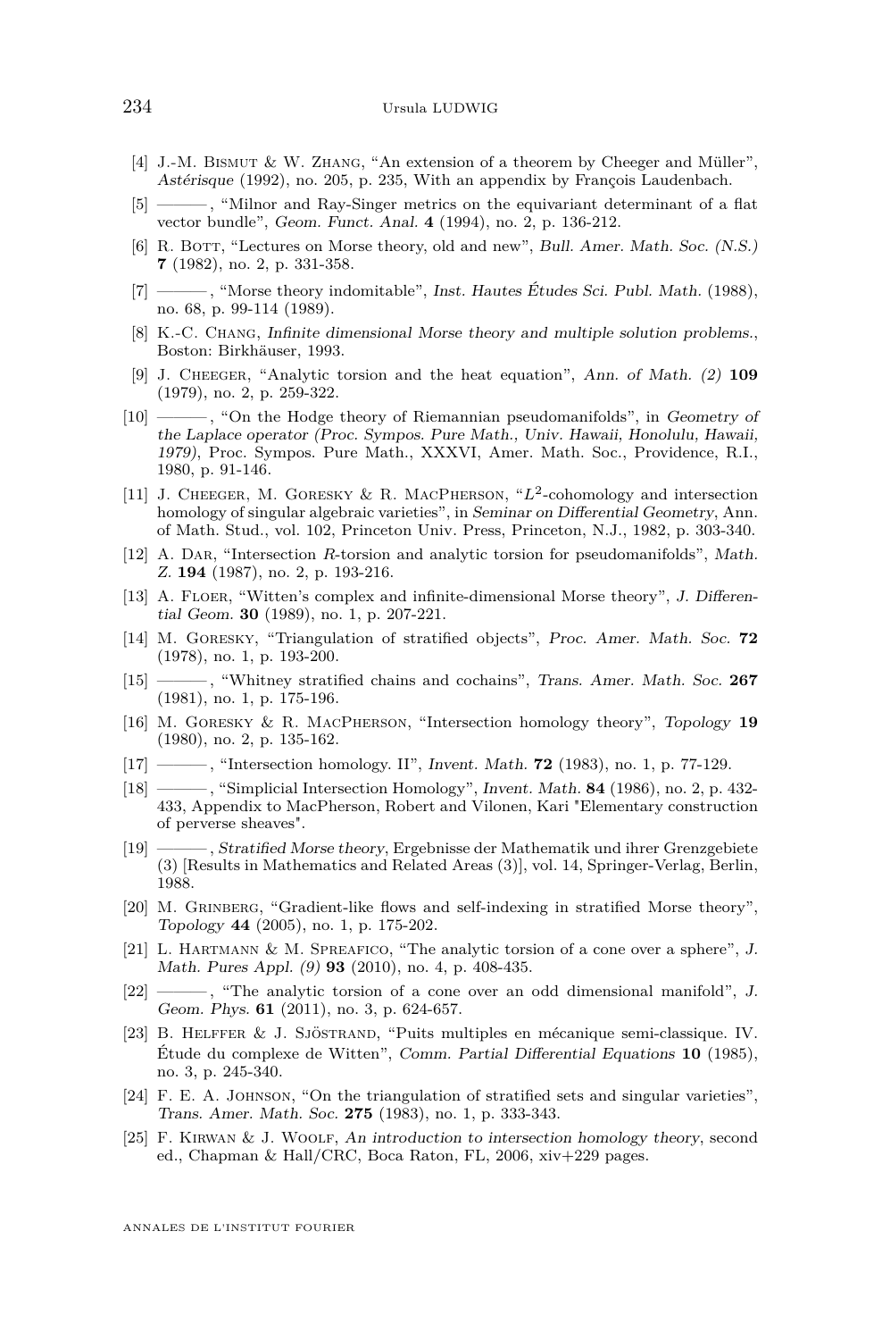[4] J.-M. Bismut & W. Zhang, "An extension of a theorem by Cheeger and Müller", *Astérisque* (1992), no. 205, p. 235, With an appendix by François Laudenbach.

[5] ———, "Milnor and Ray-Singer metrics on the equivariant determinant of a flat vector bundle", *Geom. Funct. Anal.* **4** (1994), no. 2, p. 136-212.

[6] R. Bott, "Lectures on Morse theory, old and new", *Bull. Amer. Math. Soc. (N.S.)* **7** (1982), no. 2, p. 331-358.

[7] ———, "Morse theory indomitable", *Inst. Hautes Études Sci. Publ. Math.* (1988), no. 68, p. 99-114 (1989).

[8] K.-C. Chang, *Infinite dimensional Morse theory and multiple solution problems.*, Boston: Birkhäuser, 1993.

[9] J. Cheeger, "Analytic torsion and the heat equation", *Ann. of Math. (2)* **109** (1979), no. 2, p. 259-322.

[10] ———, "On the Hodge theory of Riemannian pseudomanifolds", in *Geometry of the Laplace operator (Proc. Sympos. Pure Math., Univ. Hawaii, Honolulu, Hawaii, 1979)*, Proc. Sympos. Pure Math., XXXVI, Amer. Math. Soc., Providence, R.I., 1980, p. 91-146.

[11] J. Cheeger, M. Goresky & R. MacPherson, "$L^2$-cohomology and intersection homology of singular algebraic varieties", in *Seminar on Differential Geometry*, Ann. of Math. Stud., vol. 102, Princeton Univ. Press, Princeton, N.J., 1982, p. 303-340.

[12] A. Dar, "Intersection $R$-torsion and analytic torsion for pseudomanifolds", *Math. Z.* **194** (1987), no. 2, p. 193-216.

[13] A. Floer, "Witten's complex and infinite-dimensional Morse theory", *J. Differential Geom.* **30** (1989), no. 1, p. 207-221.

[14] M. Goresky, "Triangulation of stratified objects", *Proc. Amer. Math. Soc.* **72** (1978), no. 1, p. 193-200.

[15] ———, "Whitney stratified chains and cochains", *Trans. Amer. Math. Soc.* **267** (1981), no. 1, p. 175-196.

[16] M. Goresky & R. MacPherson, "Intersection homology theory", *Topology* **19** (1980), no. 2, p. 135-162.

[17] ———, "Intersection homology. II", *Invent. Math.* **72** (1983), no. 1, p. 77-129.

[18] ———, "Simplicial Intersection Homology", *Invent. Math.* **84** (1986), no. 2, p. 432-433, Appendix to MacPherson, Robert and Vilonen, Kari "Elementary construction of perverse sheaves".

[19] ———, *Stratified Morse theory*, Ergebnisse der Mathematik und ihrer Grenzgebiete (3) [Results in Mathematics and Related Areas (3)], vol. 14, Springer-Verlag, Berlin, 1988.

[20] M. Grinberg, "Gradient-like flows and self-indexing in stratified Morse theory", *Topology* **44** (2005), no. 1, p. 175-202.

[21] L. Hartmann & M. Spreafico, "The analytic torsion of a cone over a sphere", *J. Math. Pures Appl. (9)* **93** (2010), no. 4, p. 408-435.

[22] ———, "The analytic torsion of a cone over an odd dimensional manifold", *J. Geom. Phys.* **61** (2011), no. 3, p. 624-657.

[23] B. Helffer & J. Sjöstrand, "Puits multiples en mécanique semi-classique. IV. Étude du complexe de Witten", *Comm. Partial Differential Equations* **10** (1985), no. 3, p. 245-340.

[24] F. E. A. Johnson, "On the triangulation of stratified sets and singular varieties", *Trans. Amer. Math. Soc.* **275** (1983), no. 1, p. 333-343.

[25] F. Kirwan & J. Woolf, *An introduction to intersection homology theory*, second ed., Chapman & Hall/CRC, Boca Raton, FL, 2006, xiv+229 pages.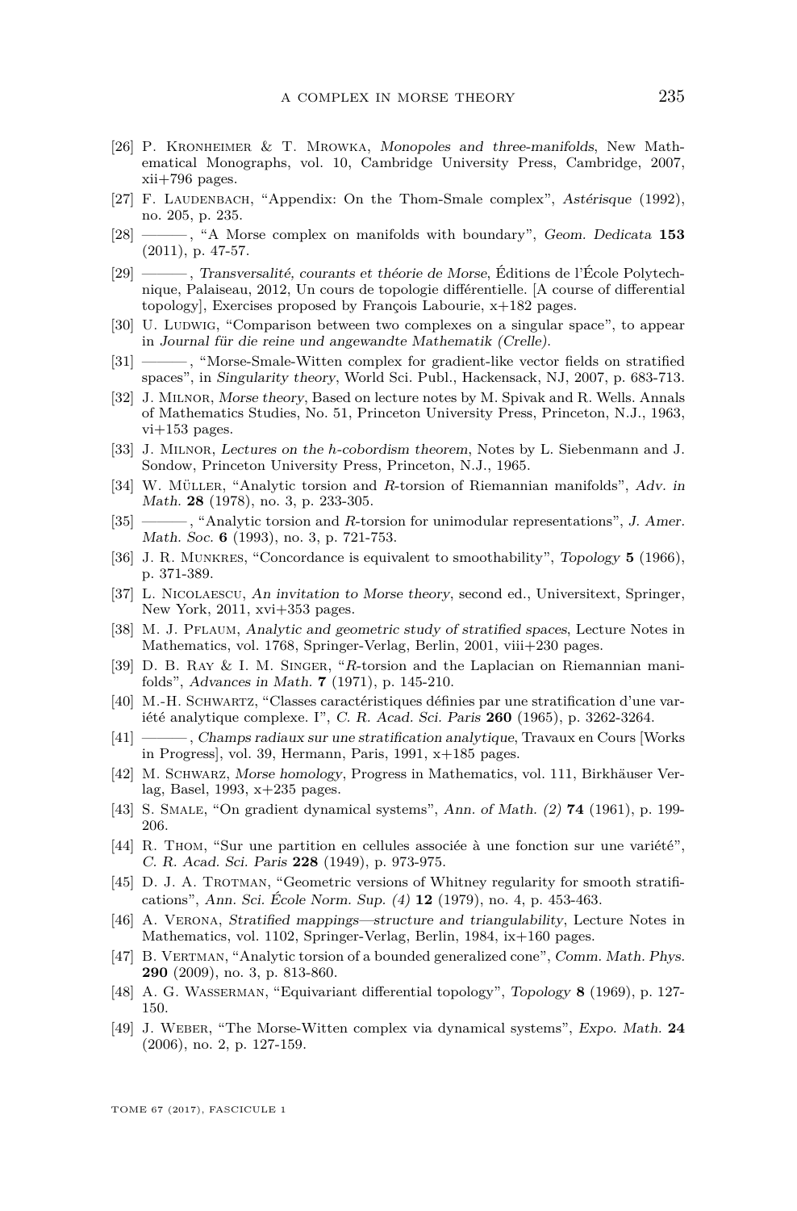[26] P. Kronheimer & T. Mrowka, *Monopoles and three-manifolds*, New Mathematical Monographs, vol. 10, Cambridge University Press, Cambridge, 2007, xii+796 pages.

[27] F. Laudenbach, "Appendix: On the Thom-Smale complex", *Astérisque* (1992), no. 205, p. 235.

[28] ———, "A Morse complex on manifolds with boundary", *Geom. Dedicata* **153** (2011), p. 47-57.

[29] ———, *Transversalité, courants et théorie de Morse*, Éditions de l'École Polytechnique, Palaiseau, 2012, Un cours de topologie différentielle. [A course of differential topology], Exercises proposed by François Labourie, x+182 pages.

[30] U. Ludwig, "Comparison between two complexes on a singular space", to appear in *Journal für die reine und angewandte Mathematik (Crelle)*.

[31] ———, "Morse-Smale-Witten complex for gradient-like vector fields on stratified spaces", in *Singularity theory*, World Sci. Publ., Hackensack, NJ, 2007, p. 683-713.

[32] J. Milnor, *Morse theory*, Based on lecture notes by M. Spivak and R. Wells. Annals of Mathematics Studies, No. 51, Princeton University Press, Princeton, N.J., 1963, vi+153 pages.

[33] J. Milnor, *Lectures on the h-cobordism theorem*, Notes by L. Siebenmann and J. Sondow, Princeton University Press, Princeton, N.J., 1965.

[34] W. Müller, "Analytic torsion and *R*-torsion of Riemannian manifolds", *Adv. in Math.* **28** (1978), no. 3, p. 233-305.

[35] ———, "Analytic torsion and *R*-torsion for unimodular representations", *J. Amer. Math. Soc.* **6** (1993), no. 3, p. 721-753.

[36] J. R. Munkres, "Concordance is equivalent to smoothability", *Topology* **5** (1966), p. 371-389.

[37] L. Nicolaescu, *An invitation to Morse theory*, second ed., Universitext, Springer, New York, 2011, xvi+353 pages.

[38] M. J. Pflaum, *Analytic and geometric study of stratified spaces*, Lecture Notes in Mathematics, vol. 1768, Springer-Verlag, Berlin, 2001, viii+230 pages.

[39] D. B. Ray & I. M. Singer, "*R*-torsion and the Laplacian on Riemannian manifolds", *Advances in Math.* **7** (1971), p. 145-210.

[40] M.-H. Schwartz, "Classes caractéristiques définies par une stratification d'une variété analytique complexe. I", *C. R. Acad. Sci. Paris* **260** (1965), p. 3262-3264.

[41] ———, *Champs radiaux sur une stratification analytique*, Travaux en Cours [Works in Progress], vol. 39, Hermann, Paris, 1991, x+185 pages.

[42] M. Schwarz, *Morse homology*, Progress in Mathematics, vol. 111, Birkhäuser Verlag, Basel, 1993, x+235 pages.

[43] S. Smale, "On gradient dynamical systems", *Ann. of Math. (2)* **74** (1961), p. 199-206.

[44] R. Thom, "Sur une partition en cellules associée à une fonction sur une variété", *C. R. Acad. Sci. Paris* **228** (1949), p. 973-975.

[45] D. J. A. Trotman, "Geometric versions of Whitney regularity for smooth stratifications", *Ann. Sci. École Norm. Sup. (4)* **12** (1979), no. 4, p. 453-463.

[46] A. Verona, *Stratified mappings—structure and triangulability*, Lecture Notes in Mathematics, vol. 1102, Springer-Verlag, Berlin, 1984, ix+160 pages.

[47] B. Vertman, "Analytic torsion of a bounded generalized cone", *Comm. Math. Phys.* **290** (2009), no. 3, p. 813-860.

[48] A. G. Wasserman, "Equivariant differential topology", *Topology* **8** (1969), p. 127-150.

[49] J. Weber, "The Morse-Witten complex via dynamical systems", *Expo. Math.* **24** (2006), no. 2, p. 127-159.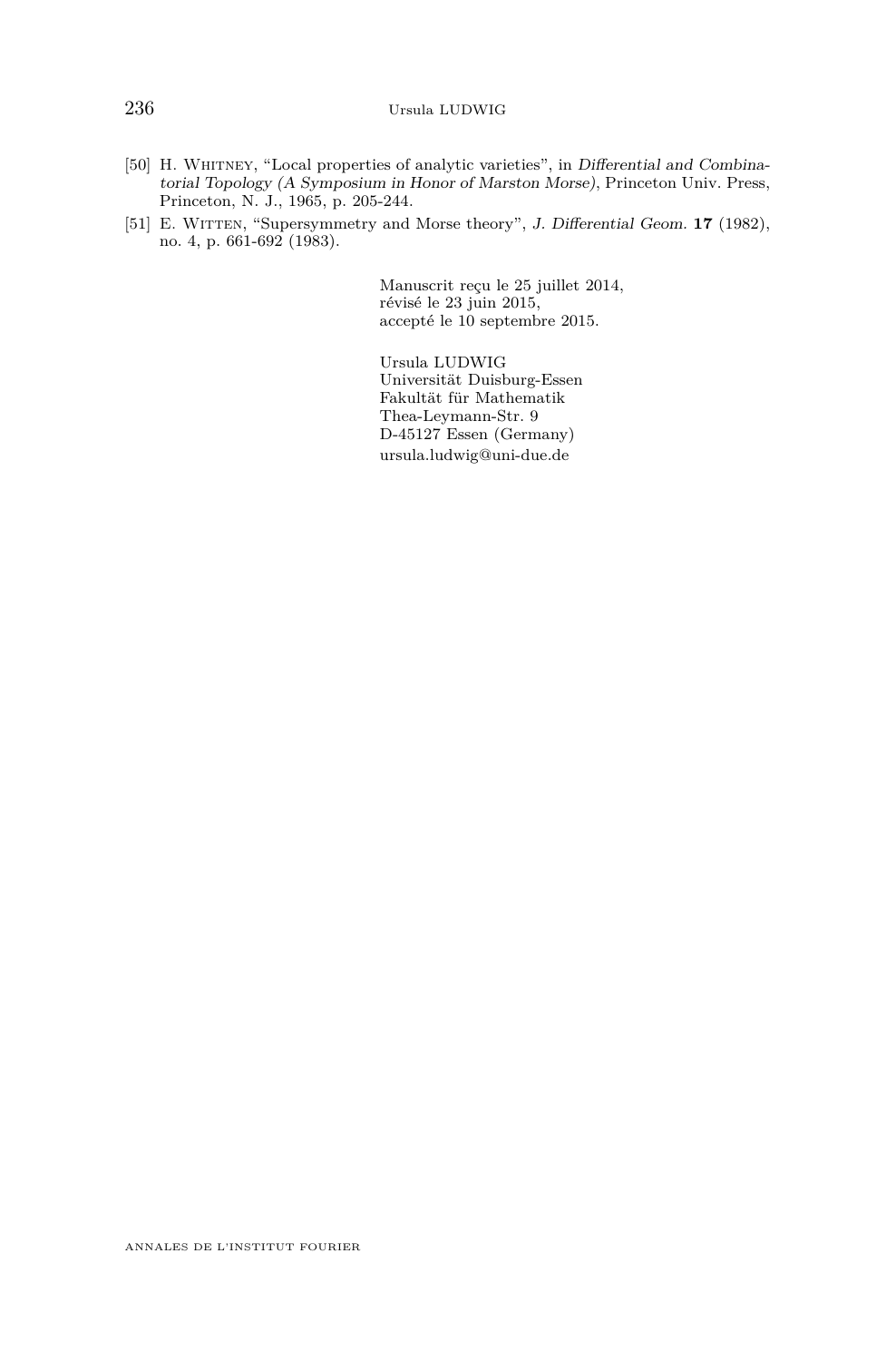[50] H. Whitney, "Local properties of analytic varieties", in *Differential and Combinatorial Topology (A Symposium in Honor of Marston Morse)*, Princeton Univ. Press, Princeton, N. J., 1965, p. 205-244.

[51] E. Witten, "Supersymmetry and Morse theory", *J. Differential Geom.* **17** (1982), no. 4, p. 661-692 (1983).

Manuscrit reçu le 25 juillet 2014,
révisé le 23 juin 2015,
accepté le 10 septembre 2015.

Ursula LUDWIG
Universität Duisburg-Essen
Fakultät für Mathematik
Thea-Leymann-Str. 9
D-45127 Essen (Germany)
ursula.ludwig@uni-due.de